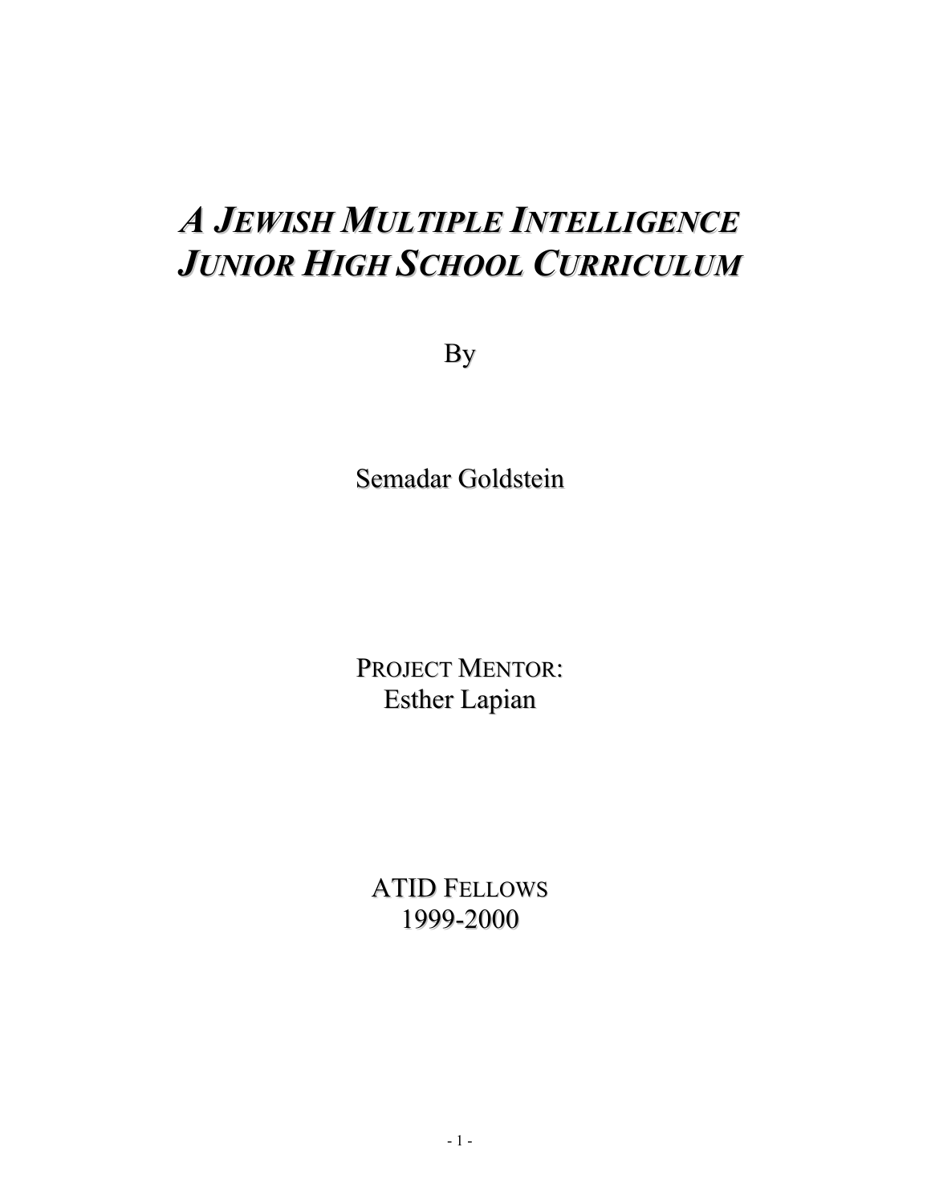# *A Jewish Multiple Intelligence Junior High School Curriculum*

By

Semadar Goldstein

Project Mentor:
Esther Lapian

ATID Fellows
1999-2000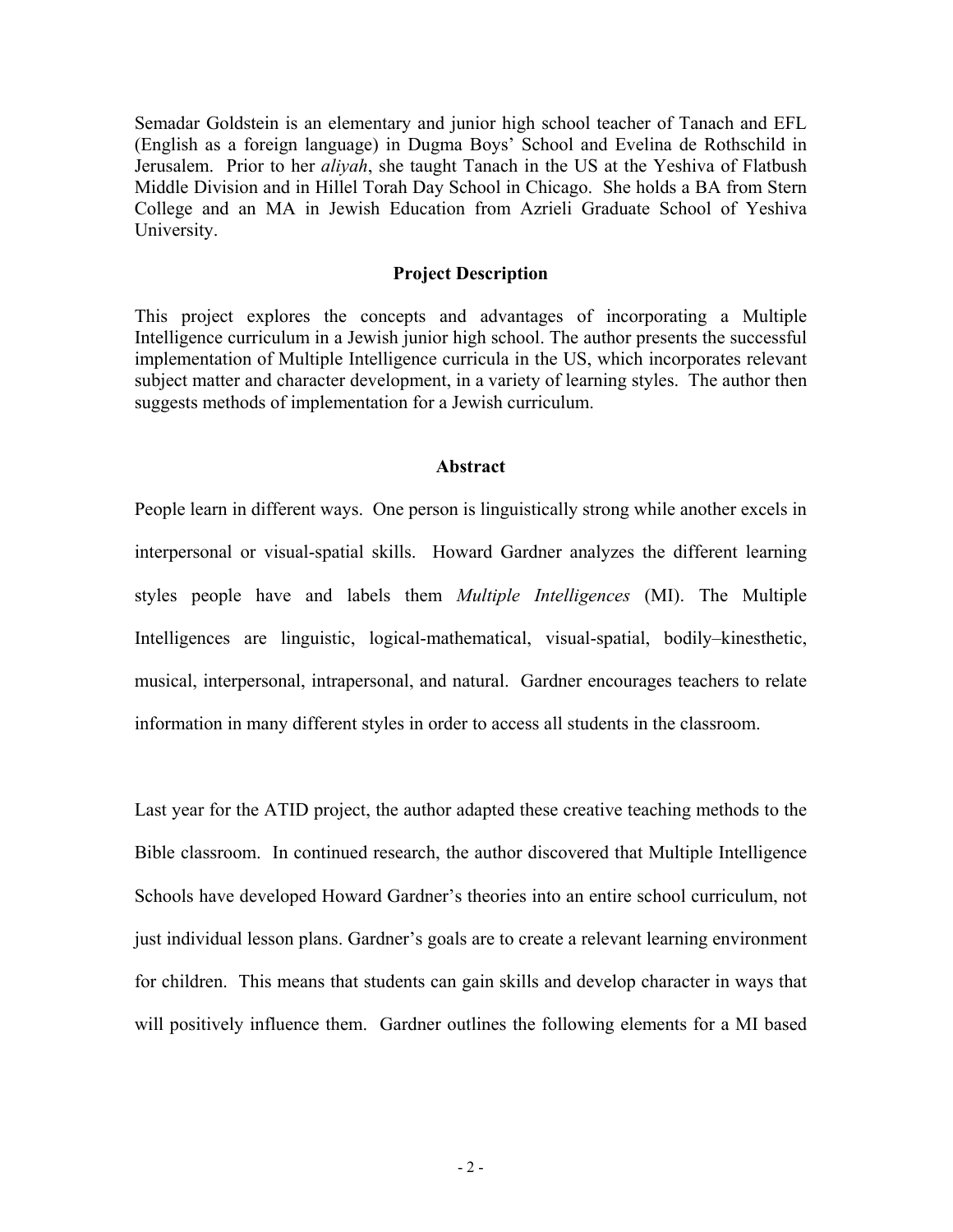Semadar Goldstein is an elementary and junior high school teacher of Tanach and EFL (English as a foreign language) in Dugma Boys' School and Evelina de Rothschild in Jerusalem. Prior to her *aliyah*, she taught Tanach in the US at the Yeshiva of Flatbush Middle Division and in Hillel Torah Day School in Chicago. She holds a BA from Stern College and an MA in Jewish Education from Azrieli Graduate School of Yeshiva University.

## Project Description

This project explores the concepts and advantages of incorporating a Multiple Intelligence curriculum in a Jewish junior high school. The author presents the successful implementation of Multiple Intelligence curricula in the US, which incorporates relevant subject matter and character development, in a variety of learning styles. The author then suggests methods of implementation for a Jewish curriculum.

## Abstract

People learn in different ways. One person is linguistically strong while another excels in interpersonal or visual-spatial skills. Howard Gardner analyzes the different learning styles people have and labels them *Multiple Intelligences* (MI). The Multiple Intelligences are linguistic, logical-mathematical, visual-spatial, bodily–kinesthetic, musical, interpersonal, intrapersonal, and natural. Gardner encourages teachers to relate information in many different styles in order to access all students in the classroom.

Last year for the ATID project, the author adapted these creative teaching methods to the Bible classroom. In continued research, the author discovered that Multiple Intelligence Schools have developed Howard Gardner's theories into an entire school curriculum, not just individual lesson plans. Gardner's goals are to create a relevant learning environment for children. This means that students can gain skills and develop character in ways that will positively influence them. Gardner outlines the following elements for a MI based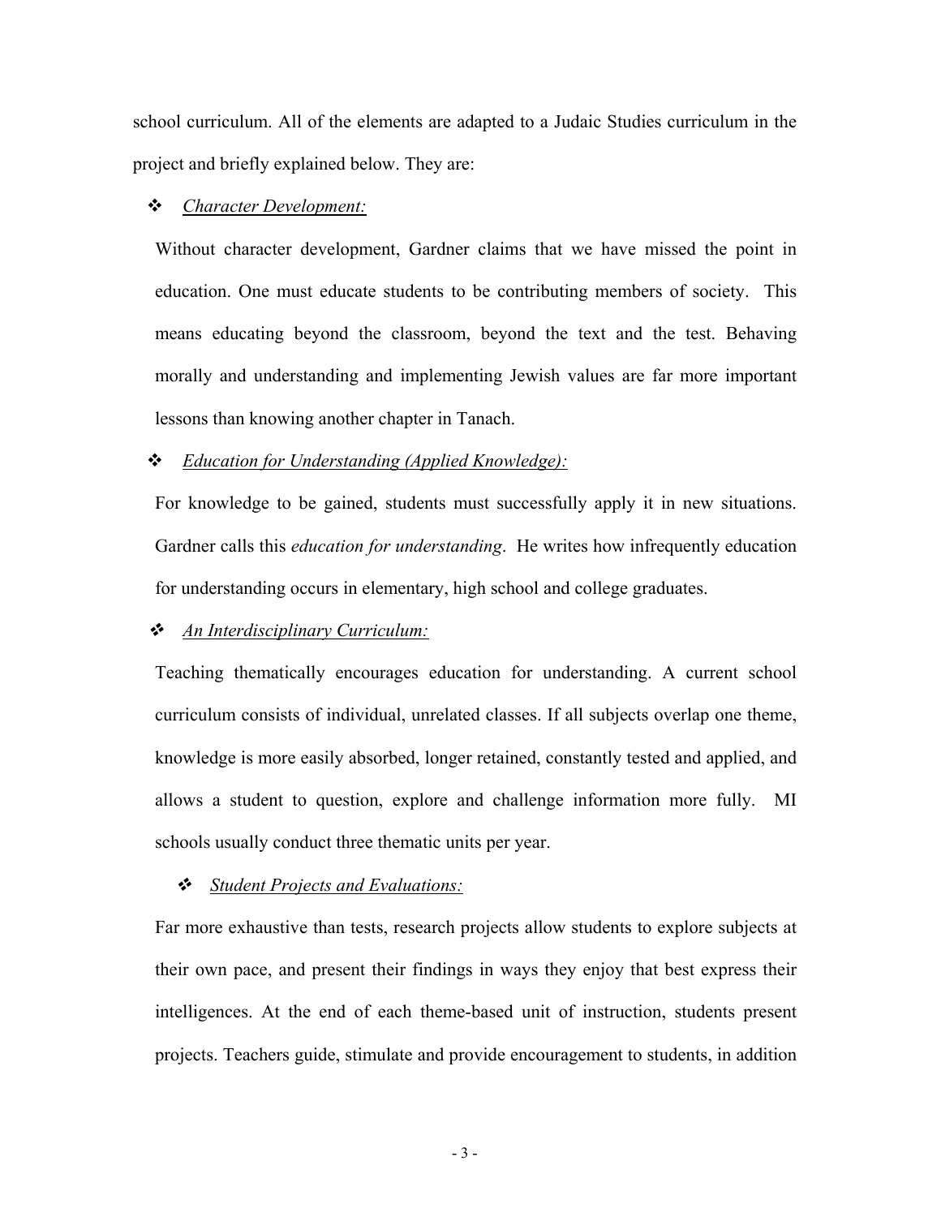school curriculum. All of the elements are adapted to a Judaic Studies curriculum in the project and briefly explained below. They are:

- *Character Development:*

  Without character development, Gardner claims that we have missed the point in education. One must educate students to be contributing members of society. This means educating beyond the classroom, beyond the text and the test. Behaving morally and understanding and implementing Jewish values are far more important lessons than knowing another chapter in Tanach.

- *Education for Understanding (Applied Knowledge):*

  For knowledge to be gained, students must successfully apply it in new situations. Gardner calls this *education for understanding*. He writes how infrequently education for understanding occurs in elementary, high school and college graduates.

- *An Interdisciplinary Curriculum:*

  Teaching thematically encourages education for understanding. A current school curriculum consists of individual, unrelated classes. If all subjects overlap one theme, knowledge is more easily absorbed, longer retained, constantly tested and applied, and allows a student to question, explore and challenge information more fully. MI schools usually conduct three thematic units per year.

- *Student Projects and Evaluations:*

  Far more exhaustive than tests, research projects allow students to explore subjects at their own pace, and present their findings in ways they enjoy that best express their intelligences. At the end of each theme-based unit of instruction, students present projects. Teachers guide, stimulate and provide encouragement to students, in addition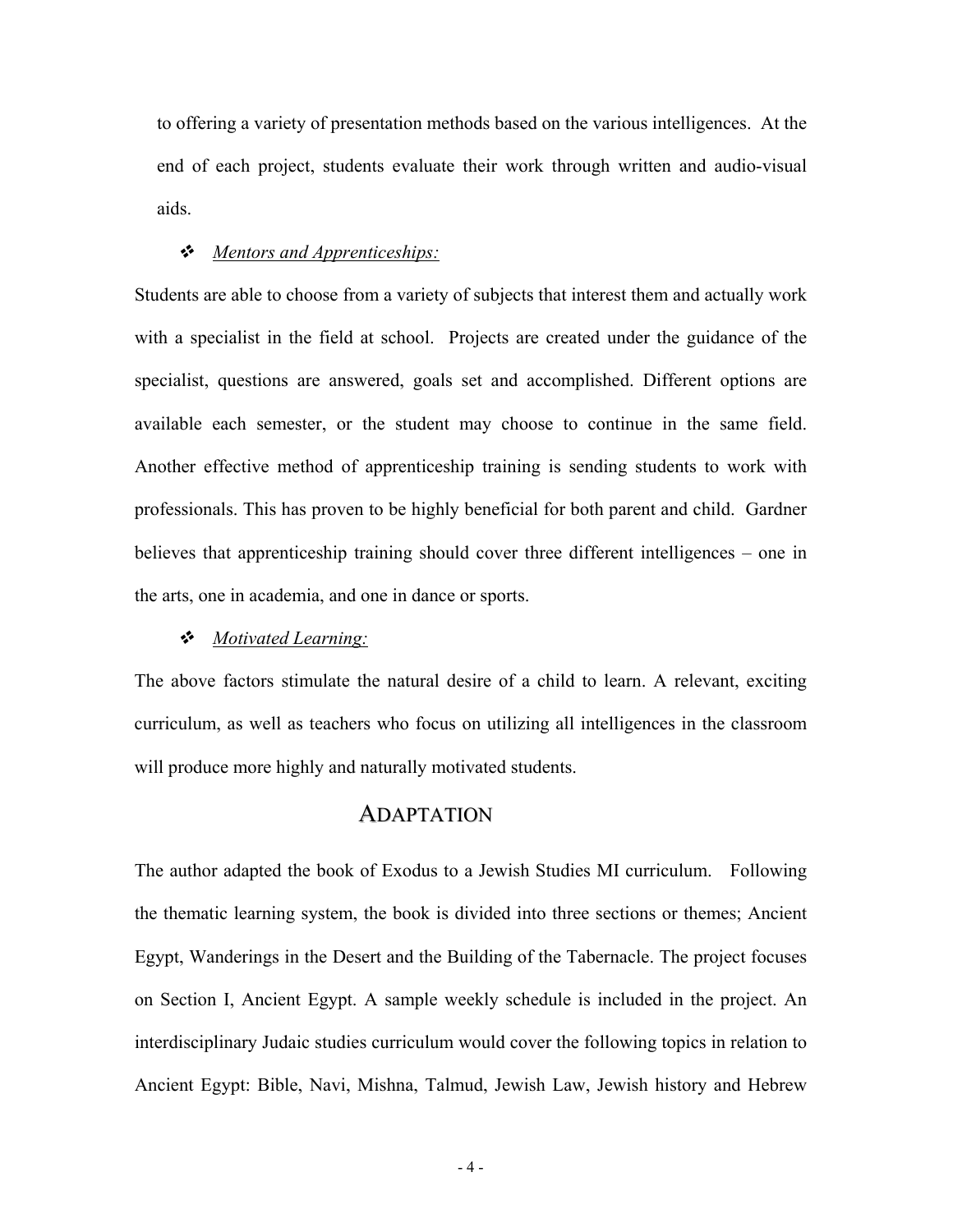to offering a variety of presentation methods based on the various intelligences. At the end of each project, students evaluate their work through written and audio-visual aids.

- *Mentors and Apprenticeships:*

Students are able to choose from a variety of subjects that interest them and actually work with a specialist in the field at school. Projects are created under the guidance of the specialist, questions are answered, goals set and accomplished. Different options are available each semester, or the student may choose to continue in the same field. Another effective method of apprenticeship training is sending students to work with professionals. This has proven to be highly beneficial for both parent and child. Gardner believes that apprenticeship training should cover three different intelligences – one in the arts, one in academia, and one in dance or sports.

- *Motivated Learning:*

The above factors stimulate the natural desire of a child to learn. A relevant, exciting curriculum, as well as teachers who focus on utilizing all intelligences in the classroom will produce more highly and naturally motivated students.

## ADAPTATION

The author adapted the book of Exodus to a Jewish Studies MI curriculum. Following the thematic learning system, the book is divided into three sections or themes; Ancient Egypt, Wanderings in the Desert and the Building of the Tabernacle. The project focuses on Section I, Ancient Egypt. A sample weekly schedule is included in the project. An interdisciplinary Judaic studies curriculum would cover the following topics in relation to Ancient Egypt: Bible, Navi, Mishna, Talmud, Jewish Law, Jewish history and Hebrew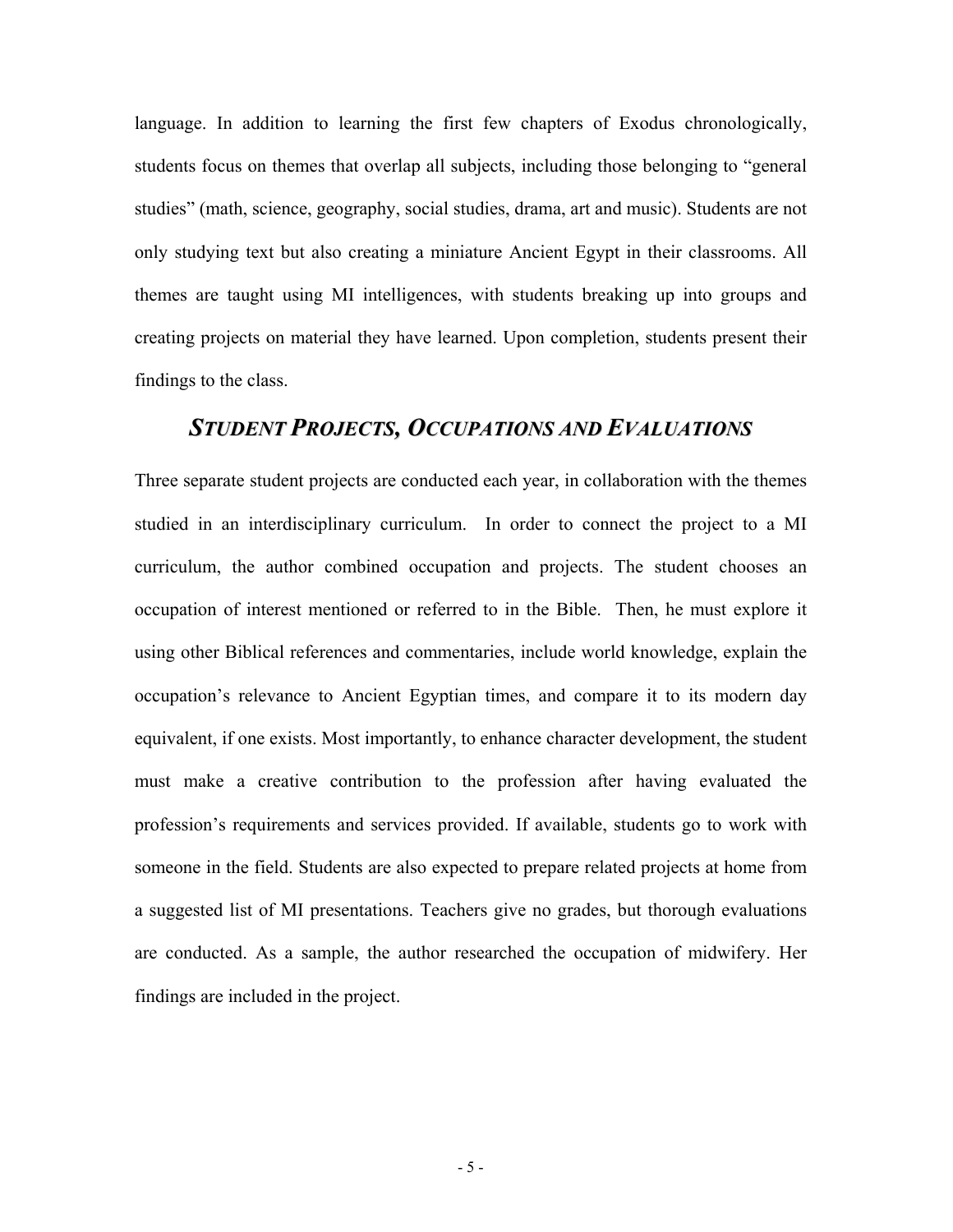language. In addition to learning the first few chapters of Exodus chronologically, students focus on themes that overlap all subjects, including those belonging to "general studies" (math, science, geography, social studies, drama, art and music). Students are not only studying text but also creating a miniature Ancient Egypt in their classrooms. All themes are taught using MI intelligences, with students breaking up into groups and creating projects on material they have learned. Upon completion, students present their findings to the class.

## *STUDENT PROJECTS, OCCUPATIONS AND EVALUATIONS*

Three separate student projects are conducted each year, in collaboration with the themes studied in an interdisciplinary curriculum. In order to connect the project to a MI curriculum, the author combined occupation and projects. The student chooses an occupation of interest mentioned or referred to in the Bible. Then, he must explore it using other Biblical references and commentaries, include world knowledge, explain the occupation's relevance to Ancient Egyptian times, and compare it to its modern day equivalent, if one exists. Most importantly, to enhance character development, the student must make a creative contribution to the profession after having evaluated the profession's requirements and services provided. If available, students go to work with someone in the field. Students are also expected to prepare related projects at home from a suggested list of MI presentations. Teachers give no grades, but thorough evaluations are conducted. As a sample, the author researched the occupation of midwifery. Her findings are included in the project.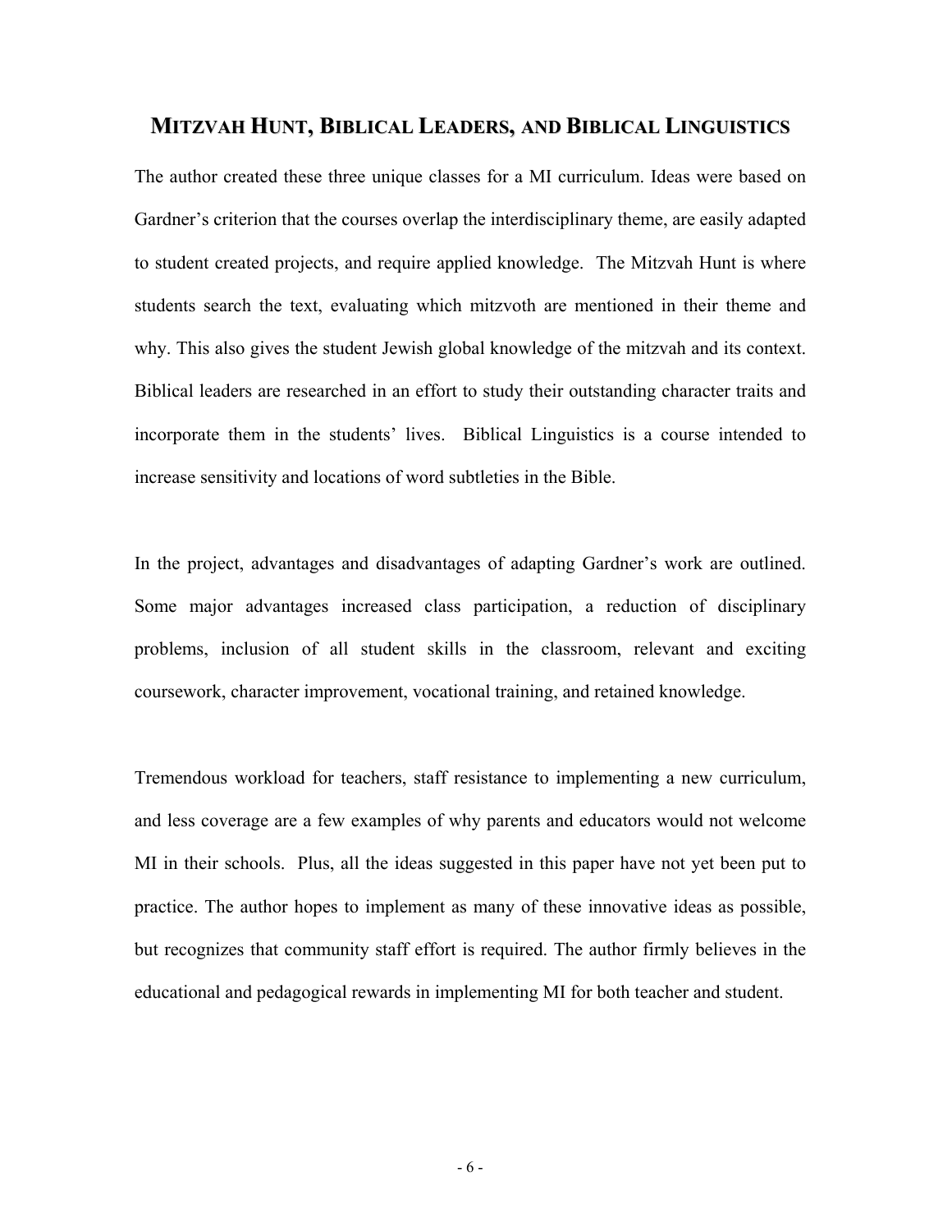## MITZVAH HUNT, BIBLICAL LEADERS, AND BIBLICAL LINGUISTICS

The author created these three unique classes for a MI curriculum. Ideas were based on Gardner's criterion that the courses overlap the interdisciplinary theme, are easily adapted to student created projects, and require applied knowledge. The Mitzvah Hunt is where students search the text, evaluating which mitzvoth are mentioned in their theme and why. This also gives the student Jewish global knowledge of the mitzvah and its context. Biblical leaders are researched in an effort to study their outstanding character traits and incorporate them in the students' lives. Biblical Linguistics is a course intended to increase sensitivity and locations of word subtleties in the Bible.

In the project, advantages and disadvantages of adapting Gardner's work are outlined. Some major advantages increased class participation, a reduction of disciplinary problems, inclusion of all student skills in the classroom, relevant and exciting coursework, character improvement, vocational training, and retained knowledge.

Tremendous workload for teachers, staff resistance to implementing a new curriculum, and less coverage are a few examples of why parents and educators would not welcome MI in their schools. Plus, all the ideas suggested in this paper have not yet been put to practice. The author hopes to implement as many of these innovative ideas as possible, but recognizes that community staff effort is required. The author firmly believes in the educational and pedagogical rewards in implementing MI for both teacher and student.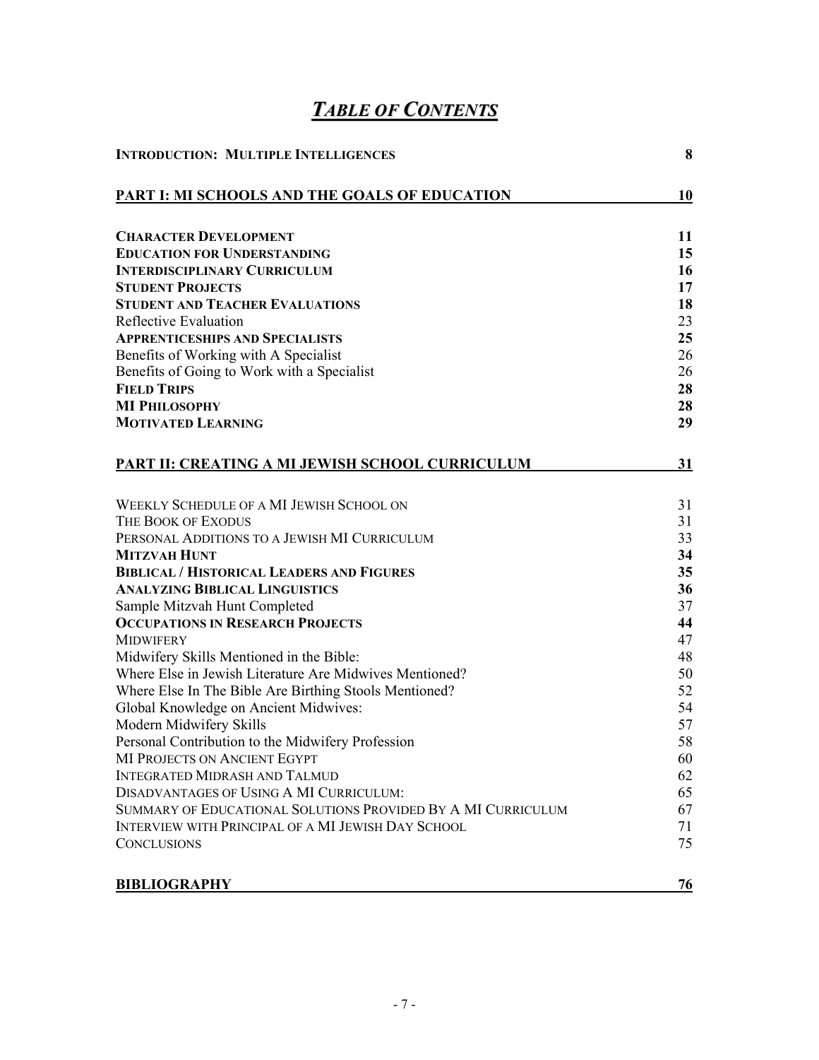# *TABLE OF CONTENTS*

| | |
|---|---|
| **INTRODUCTION: MULTIPLE INTELLIGENCES** | **8** |
| **PART I: MI SCHOOLS AND THE GOALS OF EDUCATION** | **10** |
| **CHARACTER DEVELOPMENT** | **11** |
| **EDUCATION FOR UNDERSTANDING** | **15** |
| **INTERDISCIPLINARY CURRICULUM** | **16** |
| **STUDENT PROJECTS** | **17** |
| **STUDENT AND TEACHER EVALUATIONS** | **18** |
| Reflective Evaluation | 23 |
| **APPRENTICESHIPS AND SPECIALISTS** | **25** |
| Benefits of Working with A Specialist | 26 |
| Benefits of Going to Work with a Specialist | 26 |
| **FIELD TRIPS** | **28** |
| **MI PHILOSOPHY** | **28** |
| **MOTIVATED LEARNING** | **29** |
| **PART II: CREATING A MI JEWISH SCHOOL CURRICULUM** | **31** |
| WEEKLY SCHEDULE OF A MI JEWISH SCHOOL ON | 31 |
| THE BOOK OF EXODUS | 31 |
| PERSONAL ADDITIONS TO A JEWISH MI CURRICULUM | 33 |
| **MITZVAH HUNT** | **34** |
| **BIBLICAL / HISTORICAL LEADERS AND FIGURES** | **35** |
| **ANALYZING BIBLICAL LINGUISTICS** | **36** |
| Sample Mitzvah Hunt Completed | 37 |
| **OCCUPATIONS IN RESEARCH PROJECTS** | **44** |
| MIDWIFERY | 47 |
| Midwifery Skills Mentioned in the Bible: | 48 |
| Where Else in Jewish Literature Are Midwives Mentioned? | 50 |
| Where Else In The Bible Are Birthing Stools Mentioned? | 52 |
| Global Knowledge on Ancient Midwives: | 54 |
| Modern Midwifery Skills | 57 |
| Personal Contribution to the Midwifery Profession | 58 |
| MI PROJECTS ON ANCIENT EGYPT | 60 |
| INTEGRATED MIDRASH AND TALMUD | 62 |
| DISADVANTAGES OF USING A MI CURRICULUM: | 65 |
| SUMMARY OF EDUCATIONAL SOLUTIONS PROVIDED BY A MI CURRICULUM | 67 |
| INTERVIEW WITH PRINCIPAL OF A MI JEWISH DAY SCHOOL | 71 |
| CONCLUSIONS | 75 |
| **BIBLIOGRAPHY** | **76** |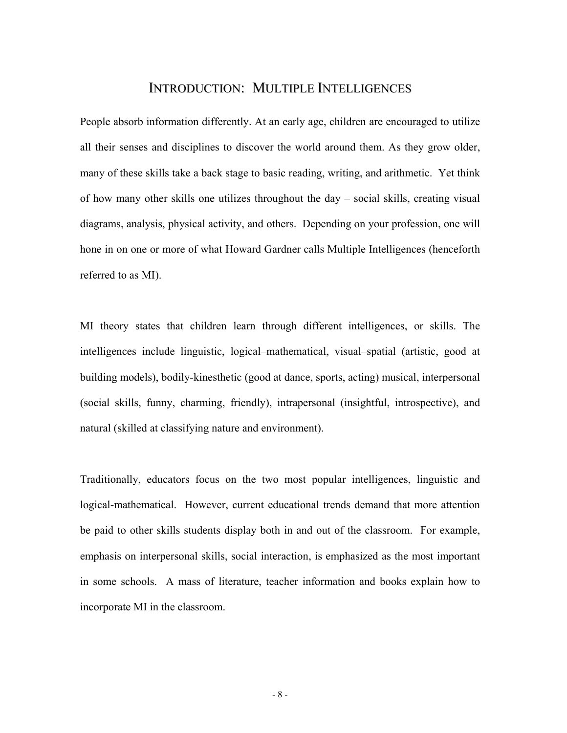# Introduction: Multiple Intelligences

People absorb information differently. At an early age, children are encouraged to utilize all their senses and disciplines to discover the world around them. As they grow older, many of these skills take a back stage to basic reading, writing, and arithmetic. Yet think of how many other skills one utilizes throughout the day – social skills, creating visual diagrams, analysis, physical activity, and others. Depending on your profession, one will hone in on one or more of what Howard Gardner calls Multiple Intelligences (henceforth referred to as MI).

MI theory states that children learn through different intelligences, or skills. The intelligences include linguistic, logical–mathematical, visual–spatial (artistic, good at building models), bodily-kinesthetic (good at dance, sports, acting) musical, interpersonal (social skills, funny, charming, friendly), intrapersonal (insightful, introspective), and natural (skilled at classifying nature and environment).

Traditionally, educators focus on the two most popular intelligences, linguistic and logical-mathematical. However, current educational trends demand that more attention be paid to other skills students display both in and out of the classroom. For example, emphasis on interpersonal skills, social interaction, is emphasized as the most important in some schools. A mass of literature, teacher information and books explain how to incorporate MI in the classroom.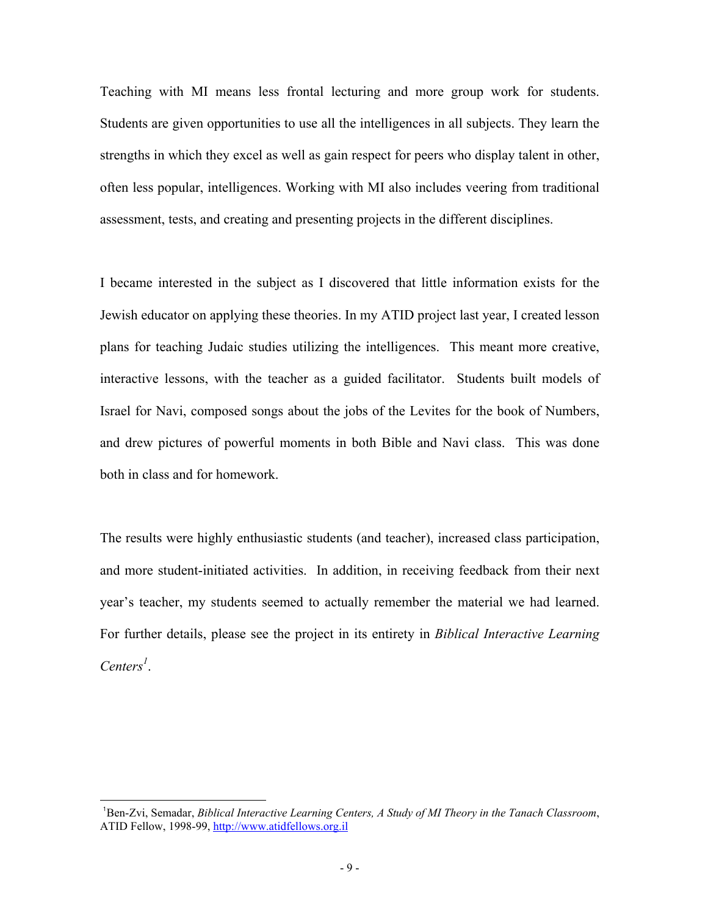Teaching with MI means less frontal lecturing and more group work for students. Students are given opportunities to use all the intelligences in all subjects. They learn the strengths in which they excel as well as gain respect for peers who display talent in other, often less popular, intelligences. Working with MI also includes veering from traditional assessment, tests, and creating and presenting projects in the different disciplines.

I became interested in the subject as I discovered that little information exists for the Jewish educator on applying these theories. In my ATID project last year, I created lesson plans for teaching Judaic studies utilizing the intelligences. This meant more creative, interactive lessons, with the teacher as a guided facilitator. Students built models of Israel for Navi, composed songs about the jobs of the Levites for the book of Numbers, and drew pictures of powerful moments in both Bible and Navi class. This was done both in class and for homework.

The results were highly enthusiastic students (and teacher), increased class participation, and more student-initiated activities. In addition, in receiving feedback from their next year's teacher, my students seemed to actually remember the material we had learned. For further details, please see the project in its entirety in *Biblical Interactive Learning Centers*[1].

---

[1] Ben-Zvi, Semadar, *Biblical Interactive Learning Centers, A Study of MI Theory in the Tanach Classroom*, ATID Fellow, 1998-99, http://www.atidfellows.org.il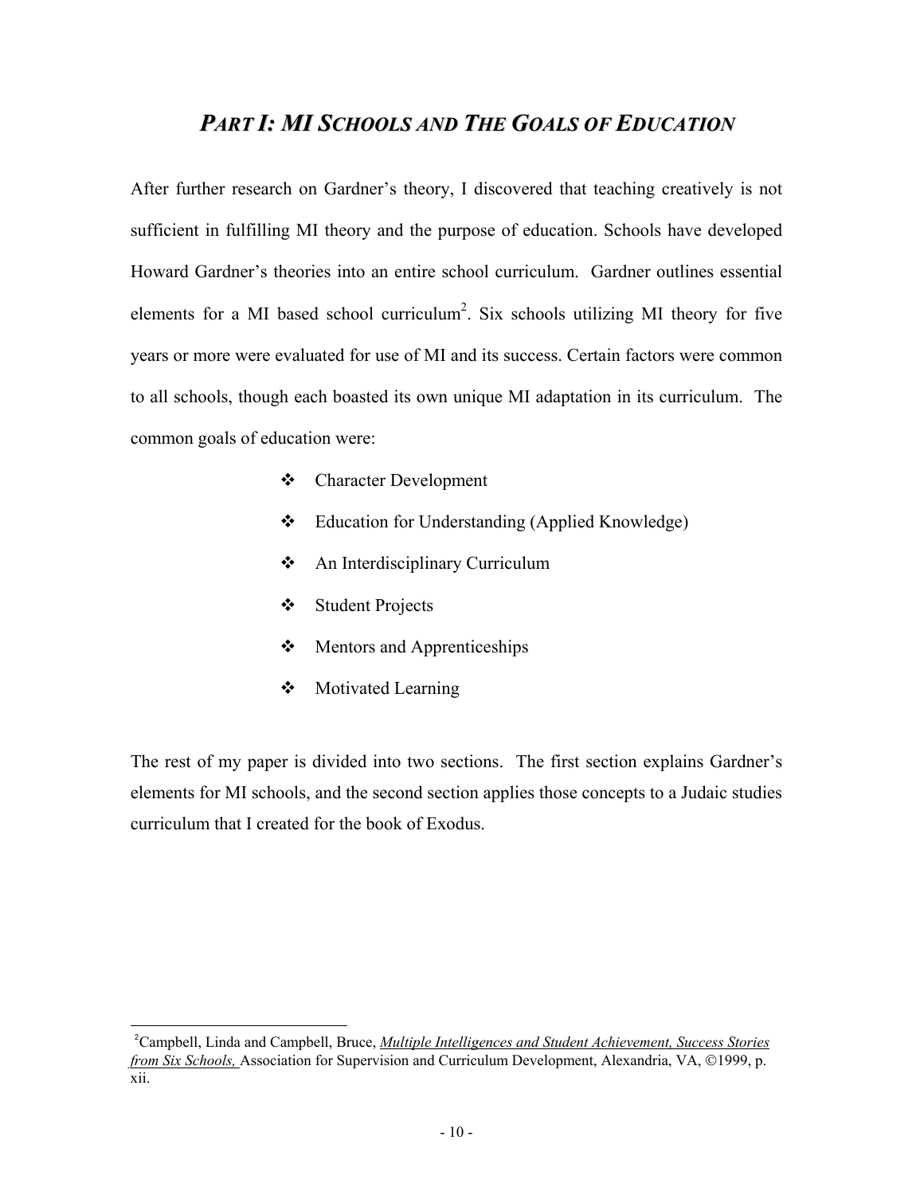## *PART I: MI SCHOOLS AND THE GOALS OF EDUCATION*

After further research on Gardner's theory, I discovered that teaching creatively is not sufficient in fulfilling MI theory and the purpose of education. Schools have developed Howard Gardner's theories into an entire school curriculum. Gardner outlines essential elements for a MI based school curriculum[2]. Six schools utilizing MI theory for five years or more were evaluated for use of MI and its success. Certain factors were common to all schools, though each boasted its own unique MI adaptation in its curriculum. The common goals of education were:

- Character Development
- Education for Understanding (Applied Knowledge)
- An Interdisciplinary Curriculum
- Student Projects
- Mentors and Apprenticeships
- Motivated Learning

The rest of my paper is divided into two sections. The first section explains Gardner's elements for MI schools, and the second section applies those concepts to a Judaic studies curriculum that I created for the book of Exodus.

---

[2] Campbell, Linda and Campbell, Bruce, *Multiple Intelligences and Student Achievement, Success Stories from Six Schools,* Association for Supervision and Curriculum Development, Alexandria, VA, ©1999, p. xii.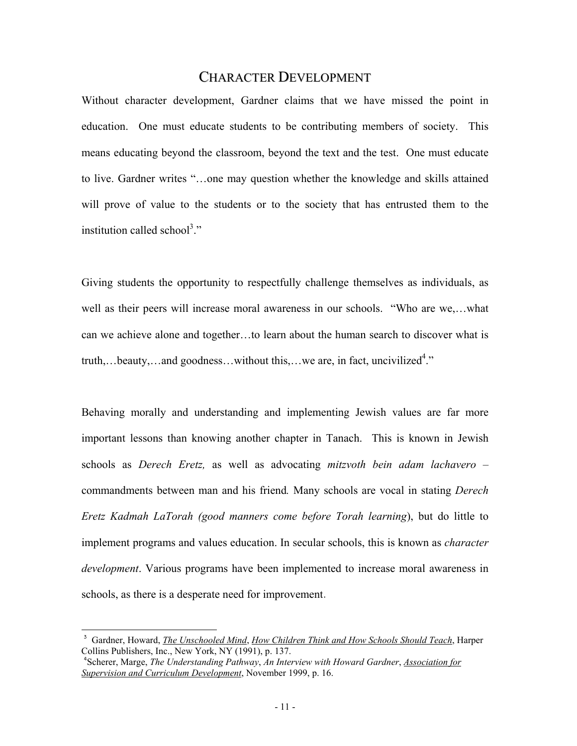## CHARACTER DEVELOPMENT

Without character development, Gardner claims that we have missed the point in education. One must educate students to be contributing members of society. This means educating beyond the classroom, beyond the text and the test. One must educate to live. Gardner writes "…one may question whether the knowledge and skills attained will prove of value to the students or to the society that has entrusted them to the institution called school[3]."

Giving students the opportunity to respectfully challenge themselves as individuals, as well as their peers will increase moral awareness in our schools. "Who are we,…what can we achieve alone and together…to learn about the human search to discover what is truth,…beauty,…and goodness…without this,…we are, in fact, uncivilized[4]."

Behaving morally and understanding and implementing Jewish values are far more important lessons than knowing another chapter in Tanach. This is known in Jewish schools as *Derech Eretz,* as well as advocating *mitzvoth bein adam lachavero* – commandments between man and his friend*.* Many schools are vocal in stating *Derech Eretz Kadmah LaTorah (good manners come before Torah learning*), but do little to implement programs and values education. In secular schools, this is known as *character development*. Various programs have been implemented to increase moral awareness in schools, as there is a desperate need for improvement.

---

[3] Gardner, Howard, ___The Unschooled Mind___, ___How Children Think and How Schools Should Teach___, Harper Collins Publishers, Inc., New York, NY (1991), p. 137.

[4] Scherer, Marge, *The Understanding Pathway*, *An Interview with Howard Gardner*, ___Association for Supervision and Curriculum Development___, November 1999, p. 16.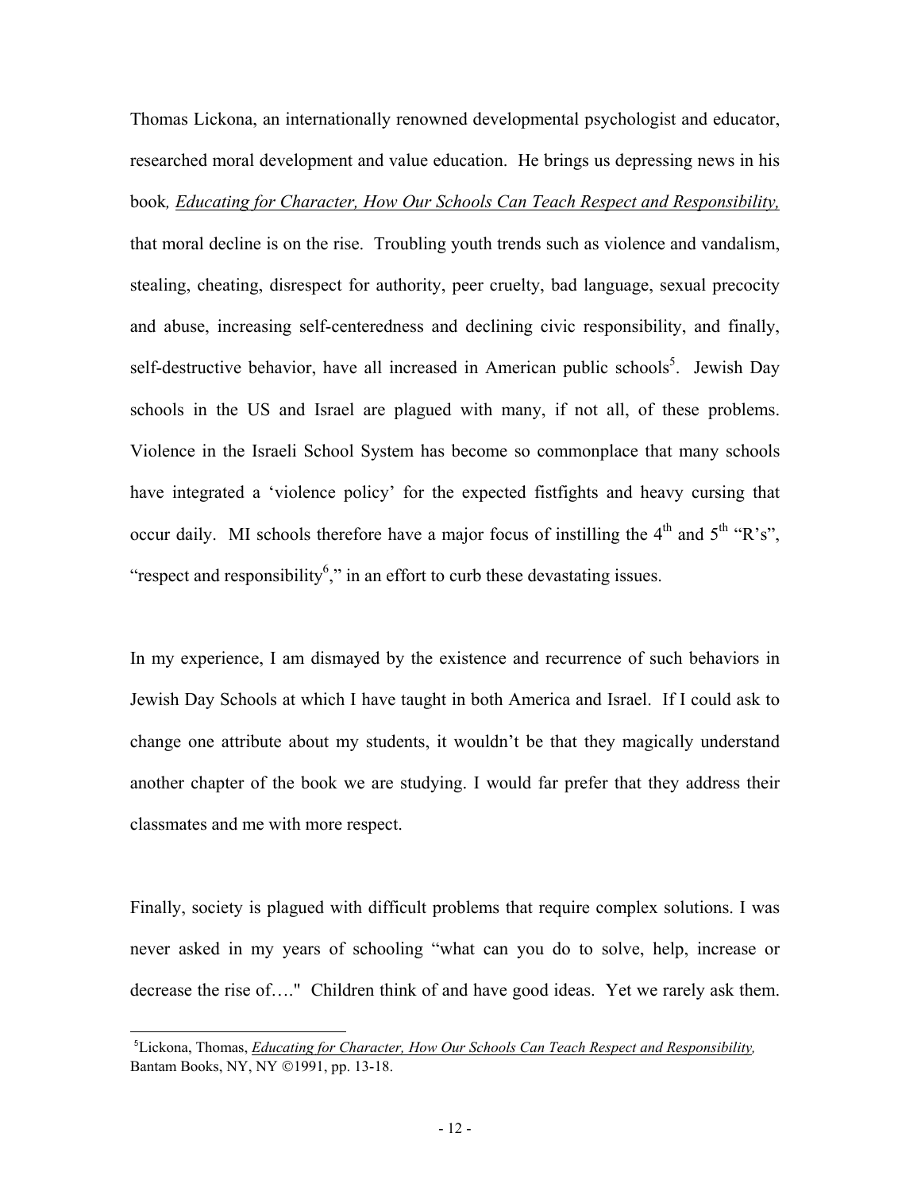Thomas Lickona, an internationally renowned developmental psychologist and educator, researched moral development and value education. He brings us depressing news in his book*, Educating for Character, How Our Schools Can Teach Respect and Responsibility,* that moral decline is on the rise. Troubling youth trends such as violence and vandalism, stealing, cheating, disrespect for authority, peer cruelty, bad language, sexual precocity and abuse, increasing self-centeredness and declining civic responsibility, and finally, self-destructive behavior, have all increased in American public schools[5]. Jewish Day schools in the US and Israel are plagued with many, if not all, of these problems. Violence in the Israeli School System has become so commonplace that many schools have integrated a 'violence policy' for the expected fistfights and heavy cursing that occur daily. MI schools therefore have a major focus of instilling the 4th and 5th "R's", "respect and responsibility[6]," in an effort to curb these devastating issues.

In my experience, I am dismayed by the existence and recurrence of such behaviors in Jewish Day Schools at which I have taught in both America and Israel. If I could ask to change one attribute about my students, it wouldn't be that they magically understand another chapter of the book we are studying. I would far prefer that they address their classmates and me with more respect.

Finally, society is plagued with difficult problems that require complex solutions. I was never asked in my years of schooling "what can you do to solve, help, increase or decrease the rise of…." Children think of and have good ideas. Yet we rarely ask them.

---

[5] Lickona, Thomas, *Educating for Character, How Our Schools Can Teach Respect and Responsibility,* Bantam Books, NY, NY ©1991, pp. 13-18.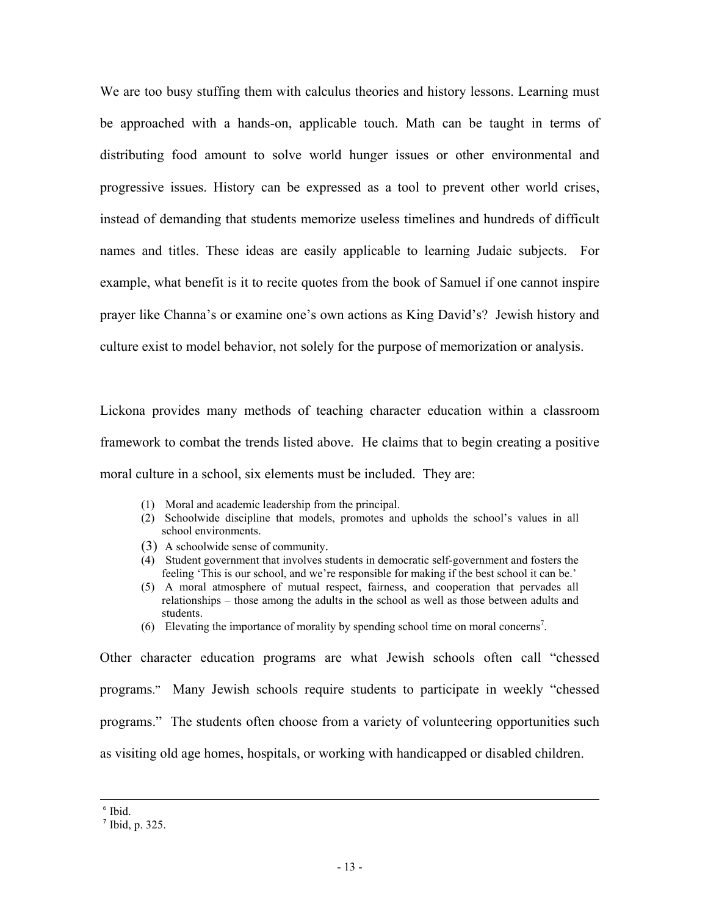We are too busy stuffing them with calculus theories and history lessons. Learning must be approached with a hands-on, applicable touch. Math can be taught in terms of distributing food amount to solve world hunger issues or other environmental and progressive issues. History can be expressed as a tool to prevent other world crises, instead of demanding that students memorize useless timelines and hundreds of difficult names and titles. These ideas are easily applicable to learning Judaic subjects. For example, what benefit is it to recite quotes from the book of Samuel if one cannot inspire prayer like Channa's or examine one's own actions as King David's? Jewish history and culture exist to model behavior, not solely for the purpose of memorization or analysis.

Lickona provides many methods of teaching character education within a classroom framework to combat the trends listed above. He claims that to begin creating a positive moral culture in a school, six elements must be included. They are:

> (1) Moral and academic leadership from the principal.
> (2) Schoolwide discipline that models, promotes and upholds the school's values in all school environments.
> (3) A schoolwide sense of community.
> (4) Student government that involves students in democratic self-government and fosters the feeling 'This is our school, and we're responsible for making if the best school it can be.'
> (5) A moral atmosphere of mutual respect, fairness, and cooperation that pervades all relationships – those among the adults in the school as well as those between adults and students.
> (6) Elevating the importance of morality by spending school time on moral concerns[7].

Other character education programs are what Jewish schools often call "chessed programs." Many Jewish schools require students to participate in weekly "chessed programs." The students often choose from a variety of volunteering opportunities such as visiting old age homes, hospitals, or working with handicapped or disabled children.

---

[6] Ibid.

[7] Ibid, p. 325.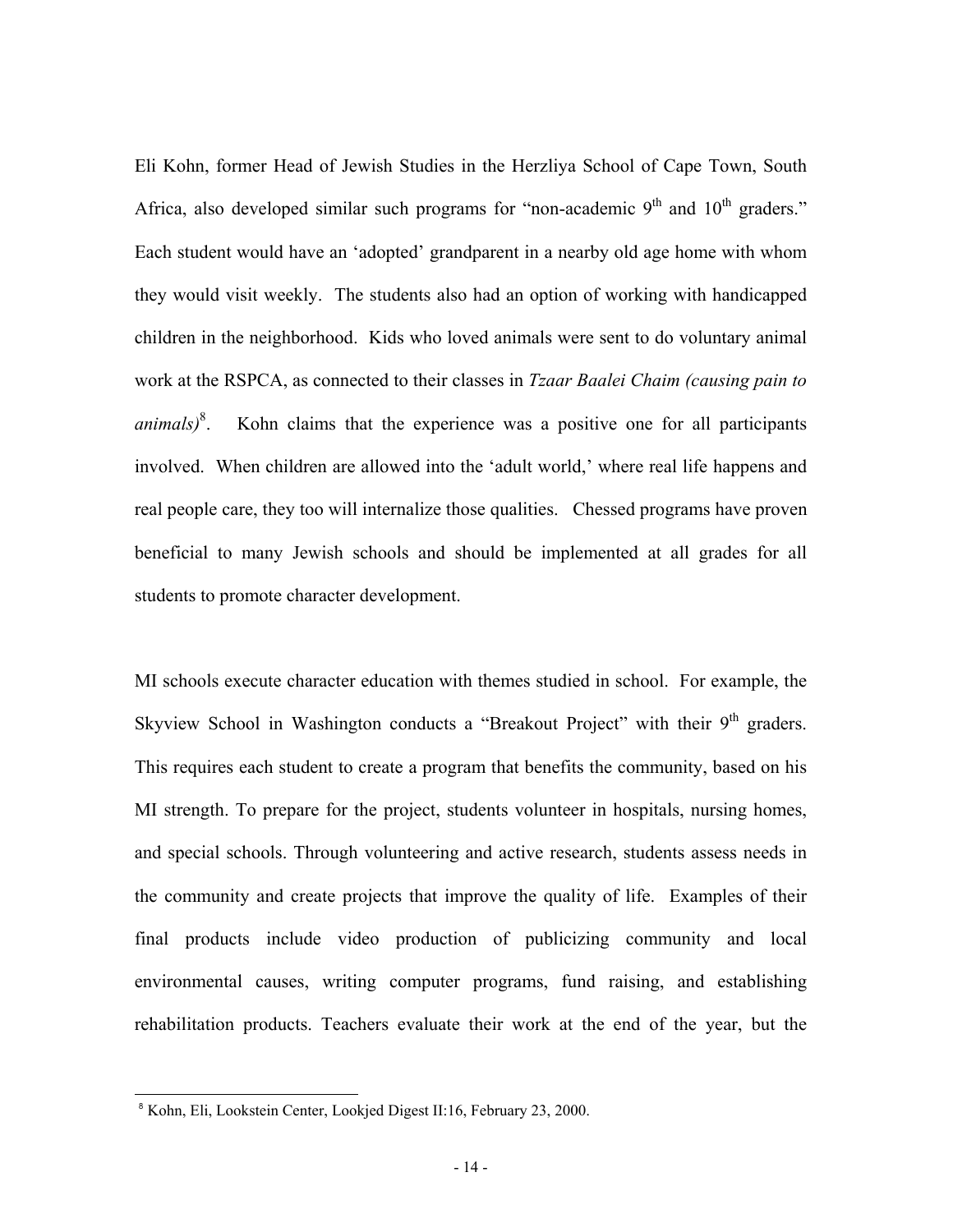Eli Kohn, former Head of Jewish Studies in the Herzliya School of Cape Town, South Africa, also developed similar such programs for "non-academic 9th and 10th graders." Each student would have an 'adopted' grandparent in a nearby old age home with whom they would visit weekly. The students also had an option of working with handicapped children in the neighborhood. Kids who loved animals were sent to do voluntary animal work at the RSPCA, as connected to their classes in *Tzaar Baalei Chaim (causing pain to animals)*[8]. Kohn claims that the experience was a positive one for all participants involved. When children are allowed into the 'adult world,' where real life happens and real people care, they too will internalize those qualities. Chessed programs have proven beneficial to many Jewish schools and should be implemented at all grades for all students to promote character development.

MI schools execute character education with themes studied in school. For example, the Skyview School in Washington conducts a "Breakout Project" with their 9th graders. This requires each student to create a program that benefits the community, based on his MI strength. To prepare for the project, students volunteer in hospitals, nursing homes, and special schools. Through volunteering and active research, students assess needs in the community and create projects that improve the quality of life. Examples of their final products include video production of publicizing community and local environmental causes, writing computer programs, fund raising, and establishing rehabilitation products. Teachers evaluate their work at the end of the year, but the

---

[8] Kohn, Eli, Lookstein Center, Lookjed Digest II:16, February 23, 2000.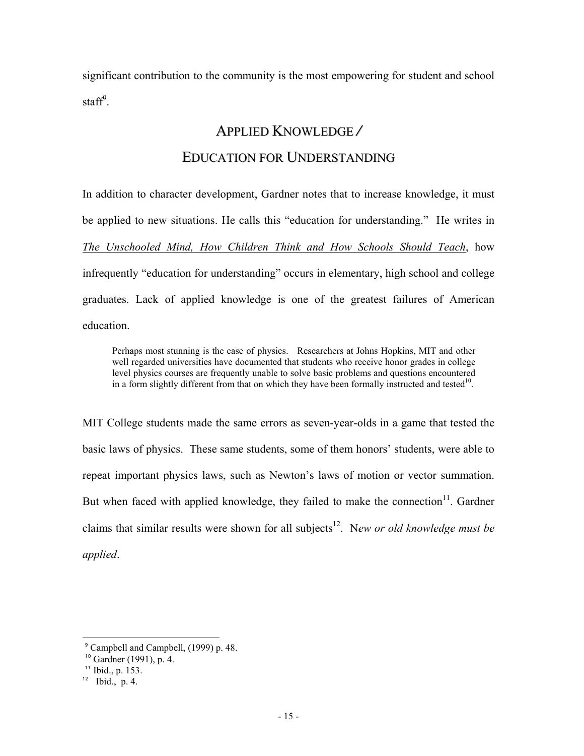significant contribution to the community is the most empowering for student and school staff[9].

## APPLIED KNOWLEDGE / EDUCATION FOR UNDERSTANDING

In addition to character development, Gardner notes that to increase knowledge, it must be applied to new situations. He calls this "education for understanding." He writes in <u>*The Unschooled Mind, How Children Think and How Schools Should Teach*</u>, how infrequently "education for understanding" occurs in elementary, high school and college graduates. Lack of applied knowledge is one of the greatest failures of American education.

> Perhaps most stunning is the case of physics. Researchers at Johns Hopkins, MIT and other well regarded universities have documented that students who receive honor grades in college level physics courses are frequently unable to solve basic problems and questions encountered in a form slightly different from that on which they have been formally instructed and tested[10].

MIT College students made the same errors as seven-year-olds in a game that tested the basic laws of physics. These same students, some of them honors' students, were able to repeat important physics laws, such as Newton's laws of motion or vector summation. But when faced with applied knowledge, they failed to make the connection[11]. Gardner claims that similar results were shown for all subjects[12]. N*ew or old knowledge must be applied*.

---

[9] Campbell and Campbell, (1999) p. 48.

[10] Gardner (1991), p. 4.

[11] Ibid., p. 153.

[12] Ibid., p. 4.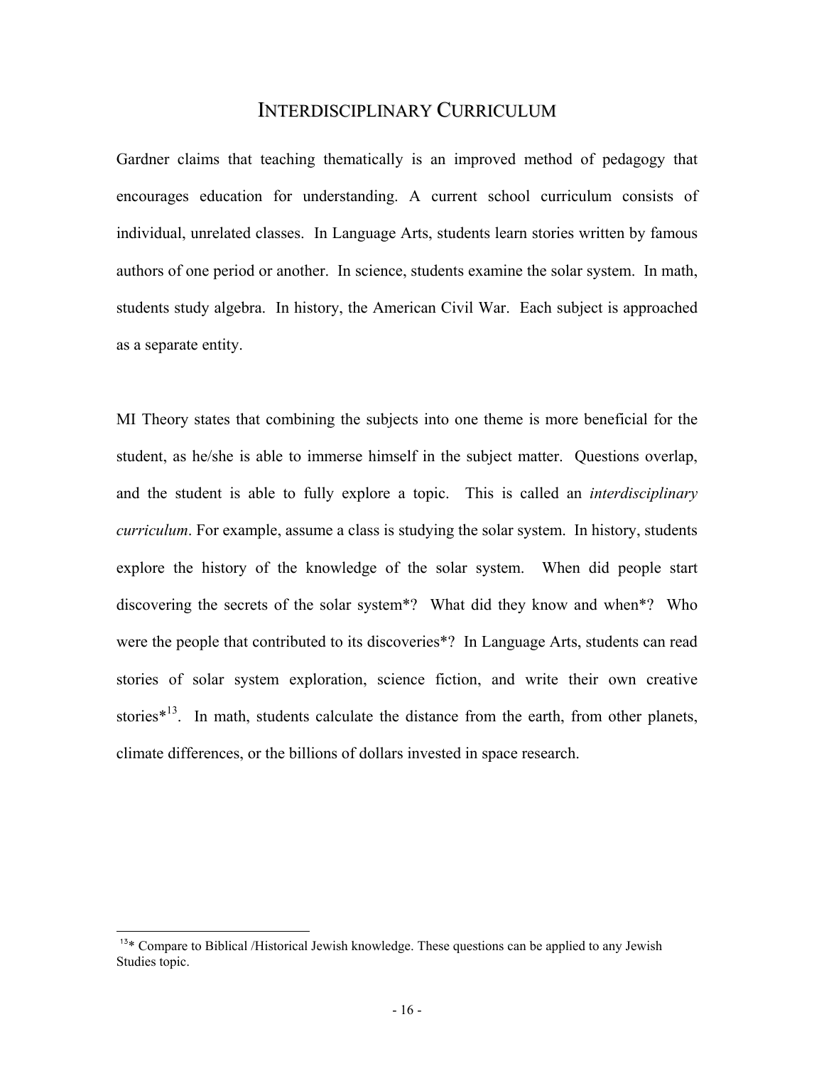## INTERDISCIPLINARY CURRICULUM

Gardner claims that teaching thematically is an improved method of pedagogy that encourages education for understanding. A current school curriculum consists of individual, unrelated classes. In Language Arts, students learn stories written by famous authors of one period or another. In science, students examine the solar system. In math, students study algebra. In history, the American Civil War. Each subject is approached as a separate entity.

MI Theory states that combining the subjects into one theme is more beneficial for the student, as he/she is able to immerse himself in the subject matter. Questions overlap, and the student is able to fully explore a topic. This is called an *interdisciplinary curriculum*. For example, assume a class is studying the solar system. In history, students explore the history of the knowledge of the solar system. When did people start discovering the secrets of the solar system*? What did they know and when*? Who were the people that contributed to its discoveries*? In Language Arts, students can read stories of solar system exploration, science fiction, and write their own creative stories*[13]. In math, students calculate the distance from the earth, from other planets, climate differences, or the billions of dollars invested in space research.

---

[13]* Compare to Biblical /Historical Jewish knowledge. These questions can be applied to any Jewish Studies topic.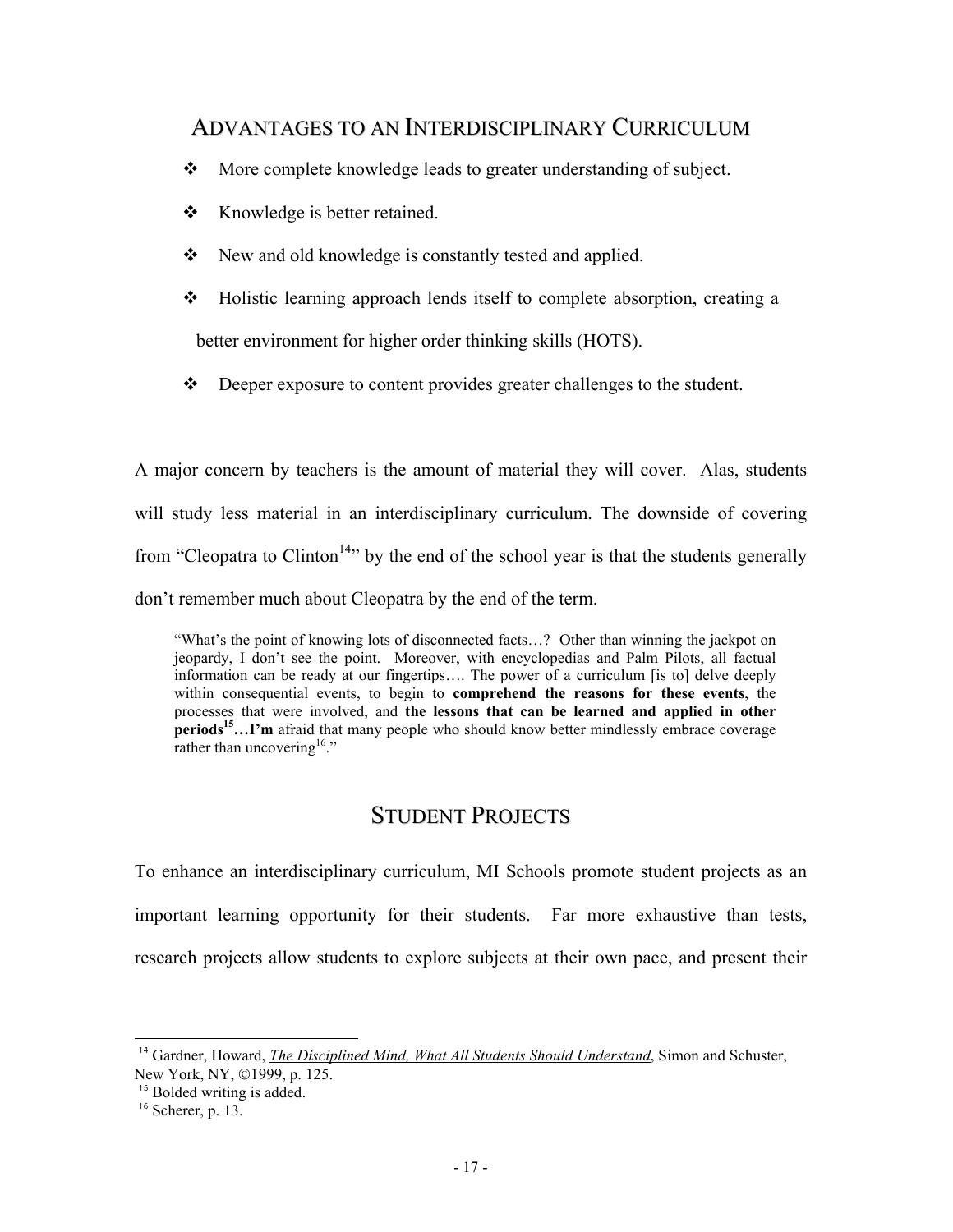## Advantages to an Interdisciplinary Curriculum

- More complete knowledge leads to greater understanding of subject.
- Knowledge is better retained.
- New and old knowledge is constantly tested and applied.
- Holistic learning approach lends itself to complete absorption, creating a better environment for higher order thinking skills (HOTS).
- Deeper exposure to content provides greater challenges to the student.

A major concern by teachers is the amount of material they will cover. Alas, students will study less material in an interdisciplinary curriculum. The downside of covering from "Cleopatra to Clinton[14]" by the end of the school year is that the students generally don't remember much about Cleopatra by the end of the term.

> "What's the point of knowing lots of disconnected facts…? Other than winning the jackpot on jeopardy, I don't see the point. Moreover, with encyclopedias and Palm Pilots, all factual information can be ready at our fingertips…. The power of a curriculum [is to] delve deeply within consequential events, to begin to **comprehend the reasons for these events**, the processes that were involved, and **the lessons that can be learned and applied in other periods[15]…I'm** afraid that many people who should know better mindlessly embrace coverage rather than uncovering[16]."

## Student Projects

To enhance an interdisciplinary curriculum, MI Schools promote student projects as an important learning opportunity for their students. Far more exhaustive than tests, research projects allow students to explore subjects at their own pace, and present their

---

[14] Gardner, Howard, *The Disciplined Mind, What All Students Should Understand*, Simon and Schuster, New York, NY, ©1999, p. 125.

[15] Bolded writing is added.

[16] Scherer, p. 13.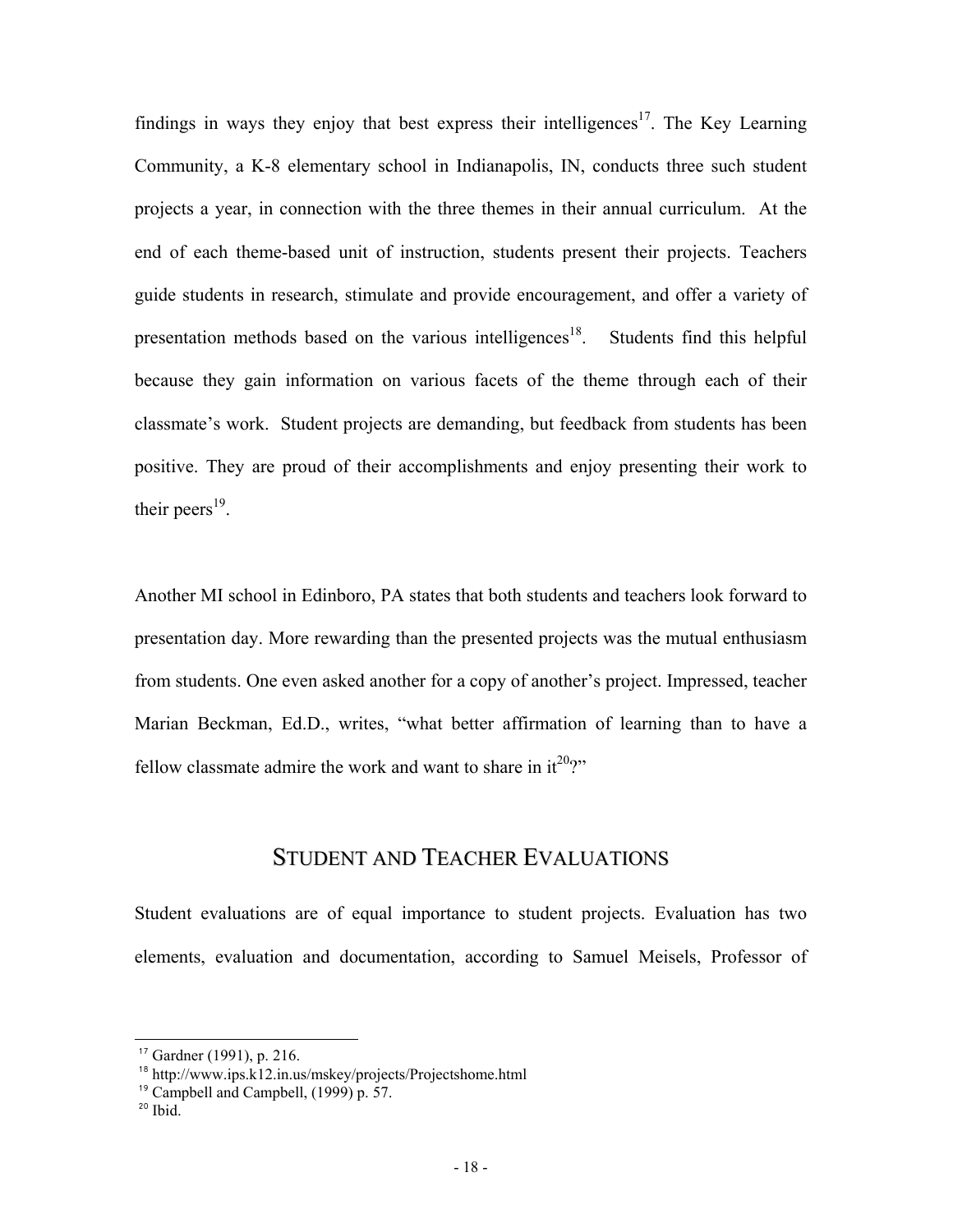findings in ways they enjoy that best express their intelligences[17]. The Key Learning Community, a K-8 elementary school in Indianapolis, IN, conducts three such student projects a year, in connection with the three themes in their annual curriculum. At the end of each theme-based unit of instruction, students present their projects. Teachers guide students in research, stimulate and provide encouragement, and offer a variety of presentation methods based on the various intelligences[18]. Students find this helpful because they gain information on various facets of the theme through each of their classmate's work. Student projects are demanding, but feedback from students has been positive. They are proud of their accomplishments and enjoy presenting their work to their peers[19].

Another MI school in Edinboro, PA states that both students and teachers look forward to presentation day. More rewarding than the presented projects was the mutual enthusiasm from students. One even asked another for a copy of another's project. Impressed, teacher Marian Beckman, Ed.D., writes, "what better affirmation of learning than to have a fellow classmate admire the work and want to share in it[20]?"

## STUDENT AND TEACHER EVALUATIONS

Student evaluations are of equal importance to student projects. Evaluation has two elements, evaluation and documentation, according to Samuel Meisels, Professor of

---

[17] Gardner (1991), p. 216.
[18] http://www.ips.k12.in.us/mskey/projects/Projectshome.html
[19] Campbell and Campbell, (1999) p. 57.
[20] Ibid.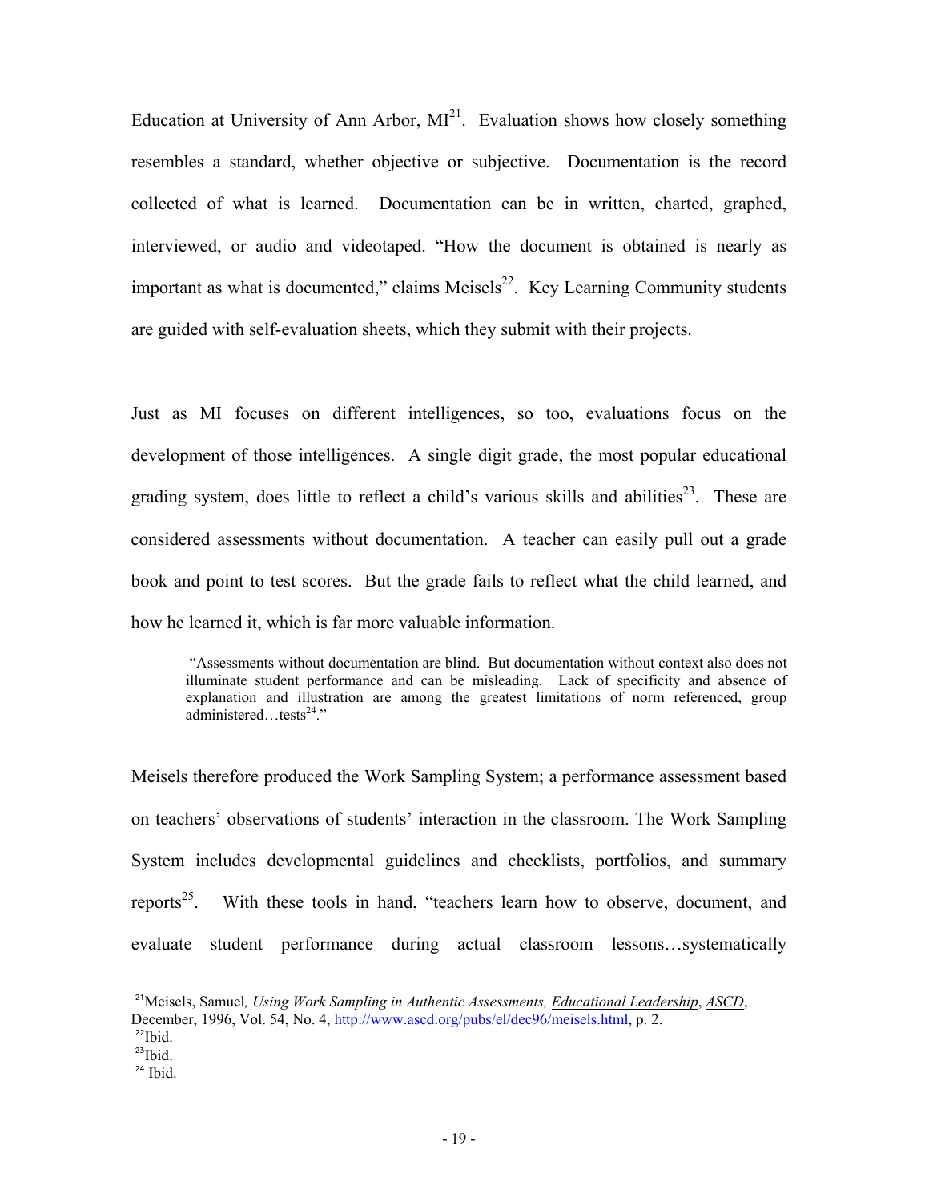Education at University of Ann Arbor, MI[21]. Evaluation shows how closely something resembles a standard, whether objective or subjective. Documentation is the record collected of what is learned. Documentation can be in written, charted, graphed, interviewed, or audio and videotaped. "How the document is obtained is nearly as important as what is documented," claims Meisels[22]. Key Learning Community students are guided with self-evaluation sheets, which they submit with their projects.

Just as MI focuses on different intelligences, so too, evaluations focus on the development of those intelligences. A single digit grade, the most popular educational grading system, does little to reflect a child's various skills and abilities[23]. These are considered assessments without documentation. A teacher can easily pull out a grade book and point to test scores. But the grade fails to reflect what the child learned, and how he learned it, which is far more valuable information.

> "Assessments without documentation are blind. But documentation without context also does not illuminate student performance and can be misleading. Lack of specificity and absence of explanation and illustration are among the greatest limitations of norm referenced, group administered…tests[24]."

Meisels therefore produced the Work Sampling System; a performance assessment based on teachers' observations of students' interaction in the classroom. The Work Sampling System includes developmental guidelines and checklists, portfolios, and summary reports[25]. With these tools in hand, "teachers learn how to observe, document, and evaluate student performance during actual classroom lessons…systematically

---

[21] Meisels, Samuel*, Using Work Sampling in Authentic Assessments,* Educational Leadership, ASCD, December, 1996, Vol. 54, No. 4, http://www.ascd.org/pubs/el/dec96/meisels.html, p. 2.
[22] Ibid.
[23] Ibid.
[24] Ibid.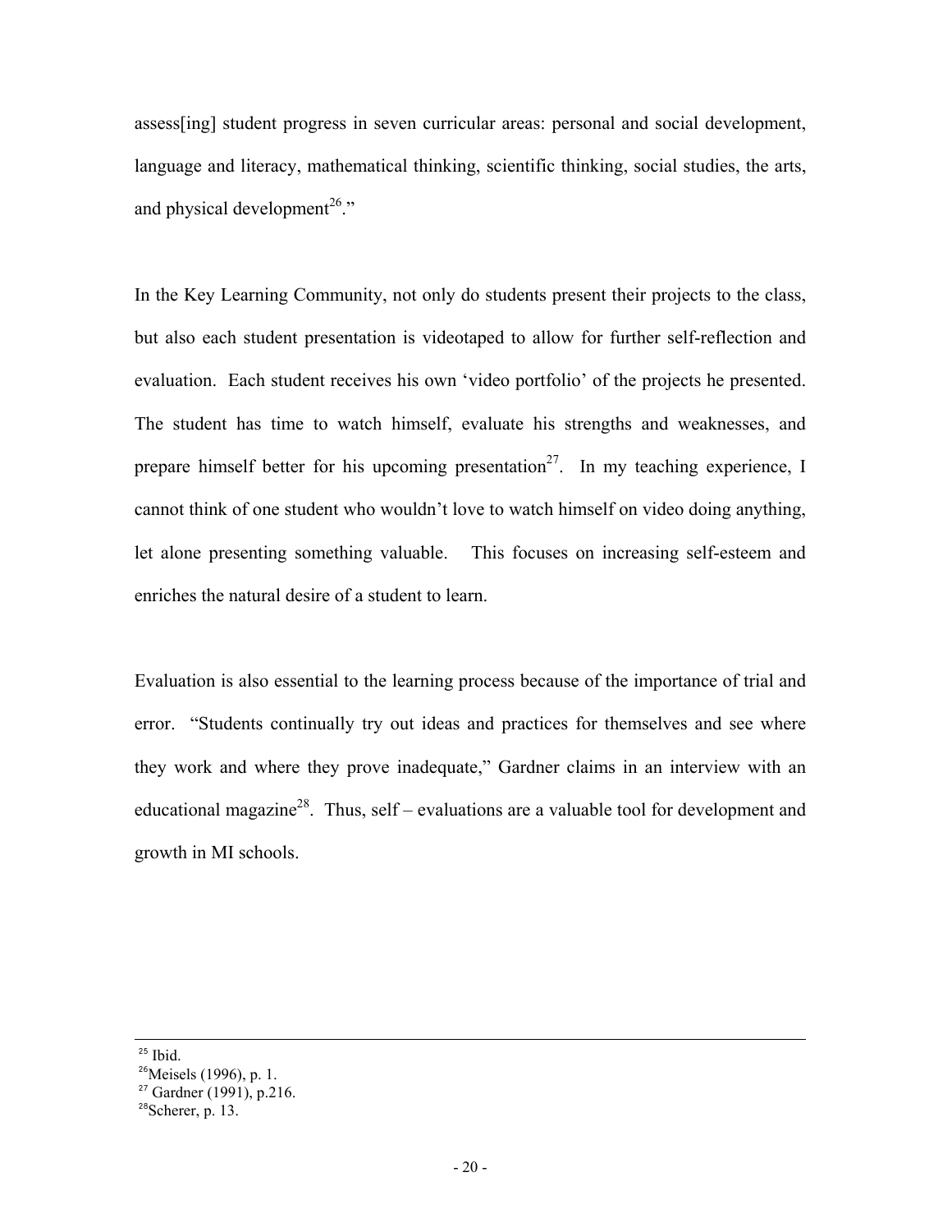assess[ing] student progress in seven curricular areas: personal and social development, language and literacy, mathematical thinking, scientific thinking, social studies, the arts, and physical development[26]."

In the Key Learning Community, not only do students present their projects to the class, but also each student presentation is videotaped to allow for further self-reflection and evaluation. Each student receives his own 'video portfolio' of the projects he presented. The student has time to watch himself, evaluate his strengths and weaknesses, and prepare himself better for his upcoming presentation[27]. In my teaching experience, I cannot think of one student who wouldn't love to watch himself on video doing anything, let alone presenting something valuable. This focuses on increasing self-esteem and enriches the natural desire of a student to learn.

Evaluation is also essential to the learning process because of the importance of trial and error. "Students continually try out ideas and practices for themselves and see where they work and where they prove inadequate," Gardner claims in an interview with an educational magazine[28]. Thus, self – evaluations are a valuable tool for development and growth in MI schools.

---

[25] Ibid.

[26] Meisels (1996), p. 1.

[27] Gardner (1991), p.216.

[28] Scherer, p. 13.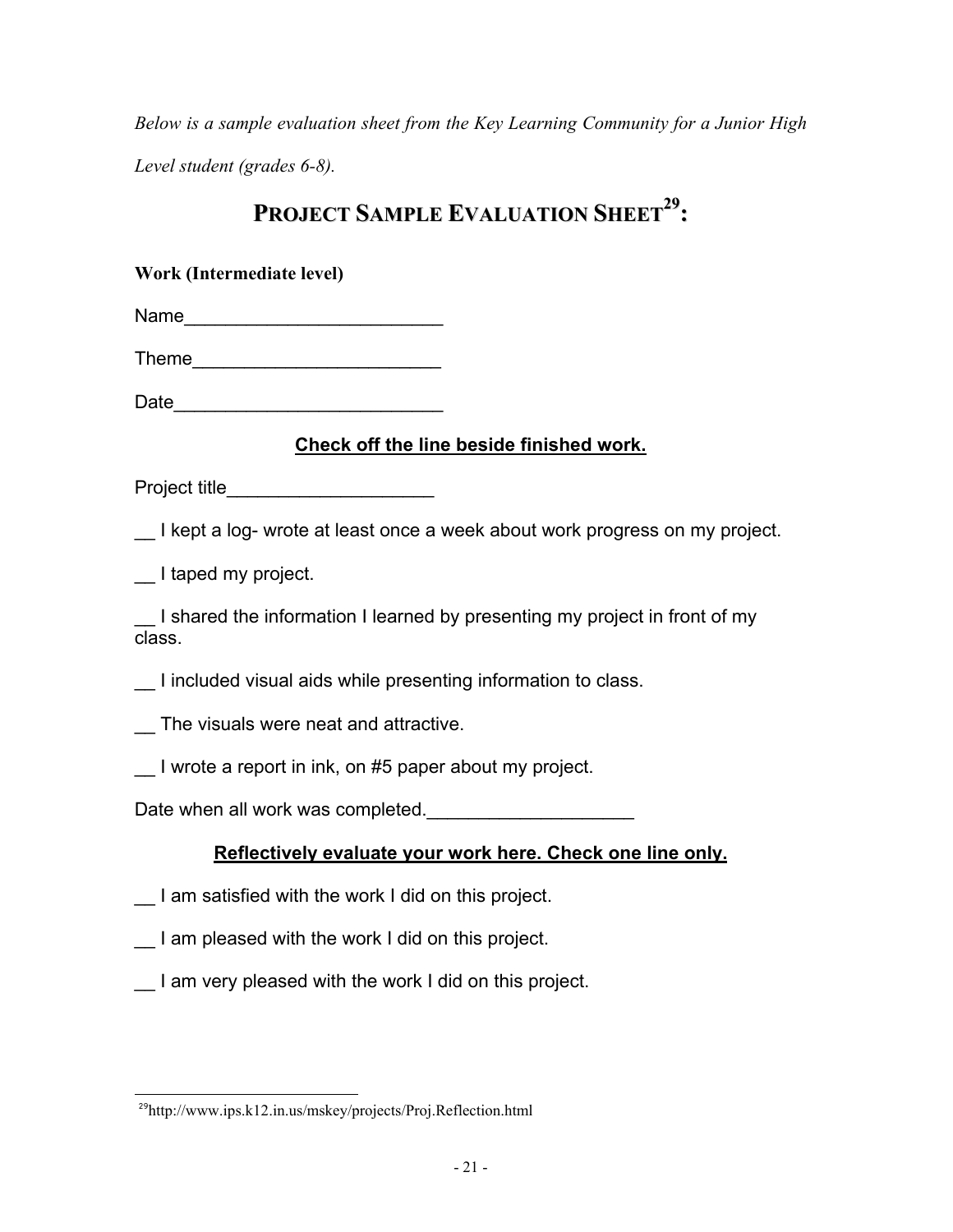*Below is a sample evaluation sheet from the Key Learning Community for a Junior High Level student (grades 6-8).*

## PROJECT SAMPLE EVALUATION SHEET[29]:

**Work (Intermediate level)**

Name_________________________

Theme________________________

Date__________________________

**Check off the line beside finished work.**

Project title____________________

__ I kept a log- wrote at least once a week about work progress on my project.

__ I taped my project.

__ I shared the information I learned by presenting my project in front of my class.

__ I included visual aids while presenting information to class.

__ The visuals were neat and attractive.

__ I wrote a report in ink, on #5 paper about my project.

Date when all work was completed.____________________

**Reflectively evaluate your work here. Check one line only.**

__ I am satisfied with the work I did on this project.

__ I am pleased with the work I did on this project.

__ I am very pleased with the work I did on this project.

---

[29]http://www.ips.k12.in.us/mskey/projects/Proj.Reflection.html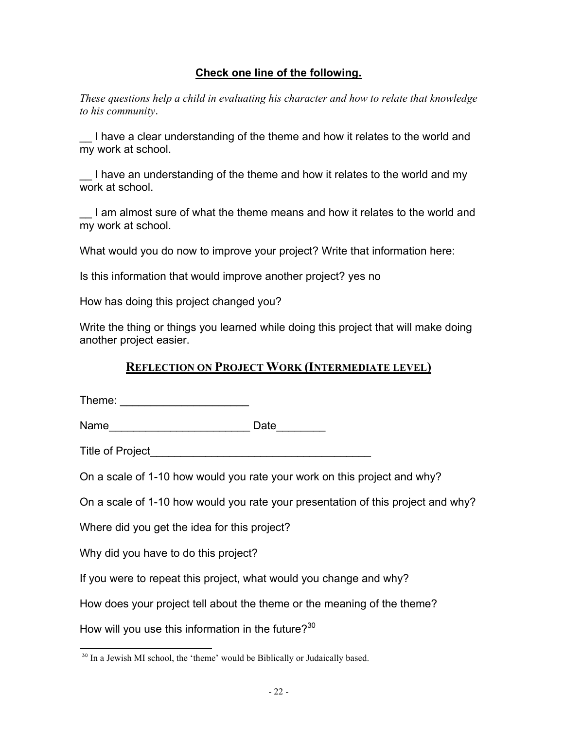**Check one line of the following.**

*These questions help a child in evaluating his character and how to relate that knowledge to his community*.

__ I have a clear understanding of the theme and how it relates to the world and my work at school.

__ I have an understanding of the theme and how it relates to the world and my work at school.

__ I am almost sure of what the theme means and how it relates to the world and my work at school.

What would you do now to improve your project? Write that information here:

Is this information that would improve another project? yes no

How has doing this project changed you?

Write the thing or things you learned while doing this project that will make doing another project easier.

## Reflection on Project Work (Intermediate level)

Theme: ____________________

Name______________________ Date________

Title of Project___________________________________

On a scale of 1-10 how would you rate your work on this project and why?

On a scale of 1-10 how would you rate your presentation of this project and why?

Where did you get the idea for this project?

Why did you have to do this project?

If you were to repeat this project, what would you change and why?

How does your project tell about the theme or the meaning of the theme?

How will you use this information in the future?[30]

---

[30] In a Jewish MI school, the 'theme' would be Biblically or Judaically based.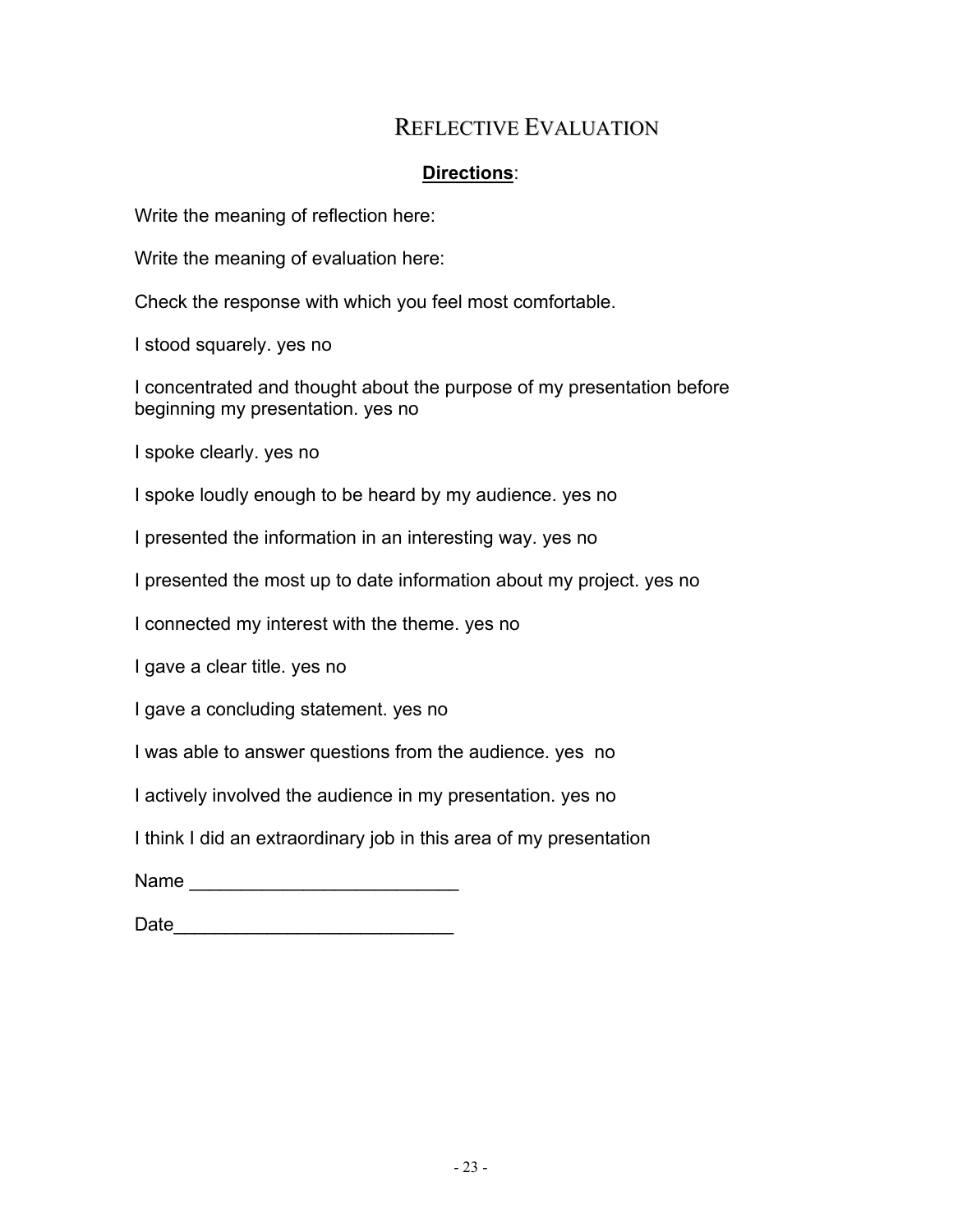# Reflective Evaluation

**Directions**:

Write the meaning of reflection here:

Write the meaning of evaluation here:

Check the response with which you feel most comfortable.

I stood squarely. yes no

I concentrated and thought about the purpose of my presentation before beginning my presentation. yes no

I spoke clearly. yes no

I spoke loudly enough to be heard by my audience. yes no

I presented the information in an interesting way. yes no

I presented the most up to date information about my project. yes no

I connected my interest with the theme. yes no

I gave a clear title. yes no

I gave a concluding statement. yes no

I was able to answer questions from the audience. yes no

I actively involved the audience in my presentation. yes no

I think I did an extraordinary job in this area of my presentation

Name ___________________________

Date____________________________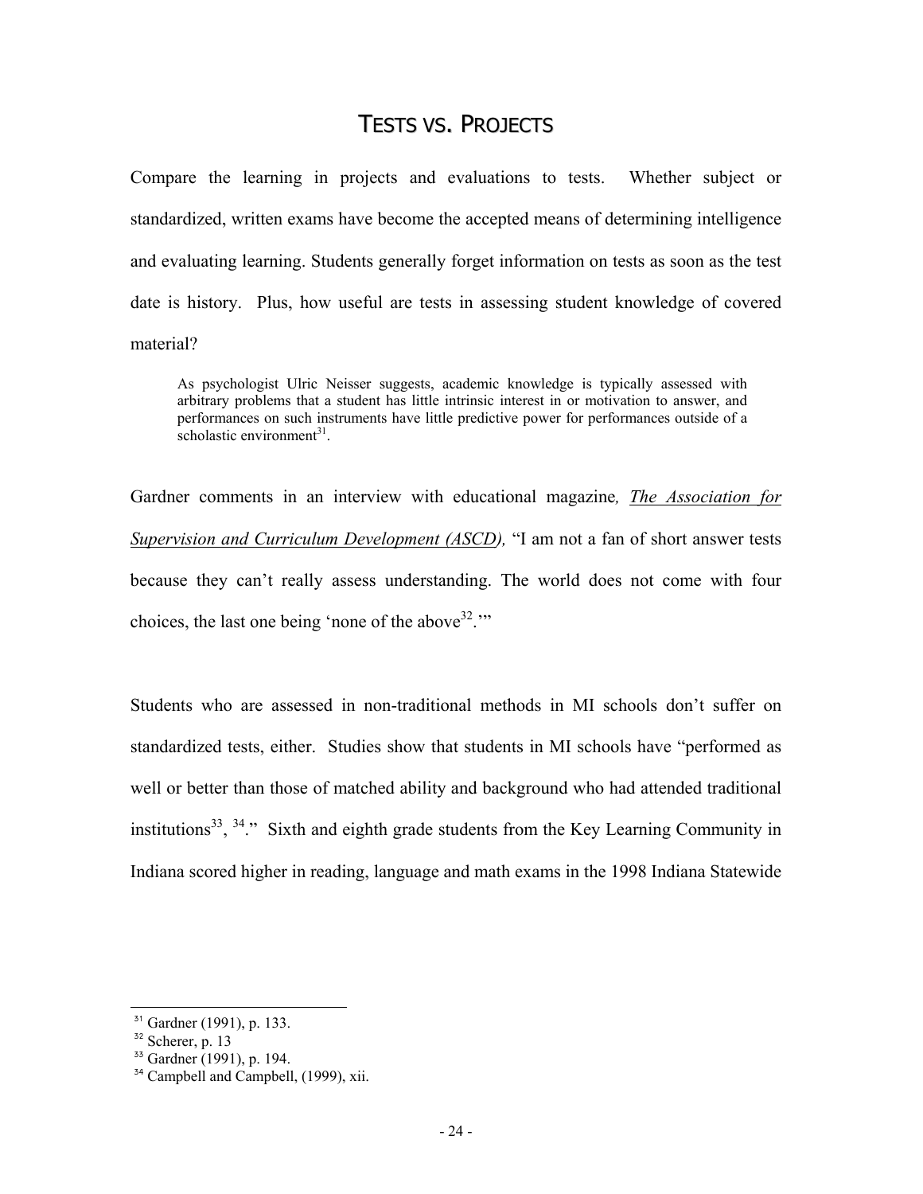# TESTS VS. PROJECTS

Compare the learning in projects and evaluations to tests. Whether subject or standardized, written exams have become the accepted means of determining intelligence and evaluating learning. Students generally forget information on tests as soon as the test date is history. Plus, how useful are tests in assessing student knowledge of covered material?

> As psychologist Ulric Neisser suggests, academic knowledge is typically assessed with arbitrary problems that a student has little intrinsic interest in or motivation to answer, and performances on such instruments have little predictive power for performances outside of a scholastic environment[31].

Gardner comments in an interview with educational magazine*, The Association for Supervision and Curriculum Development (ASCD),* "I am not a fan of short answer tests because they can't really assess understanding. The world does not come with four choices, the last one being 'none of the above[32].'"

Students who are assessed in non-traditional methods in MI schools don't suffer on standardized tests, either. Studies show that students in MI schools have "performed as well or better than those of matched ability and background who had attended traditional institutions[33], [34]." Sixth and eighth grade students from the Key Learning Community in Indiana scored higher in reading, language and math exams in the 1998 Indiana Statewide

---

[31] Gardner (1991), p. 133.

[32] Scherer, p. 13

[33] Gardner (1991), p. 194.

[34] Campbell and Campbell, (1999), xii.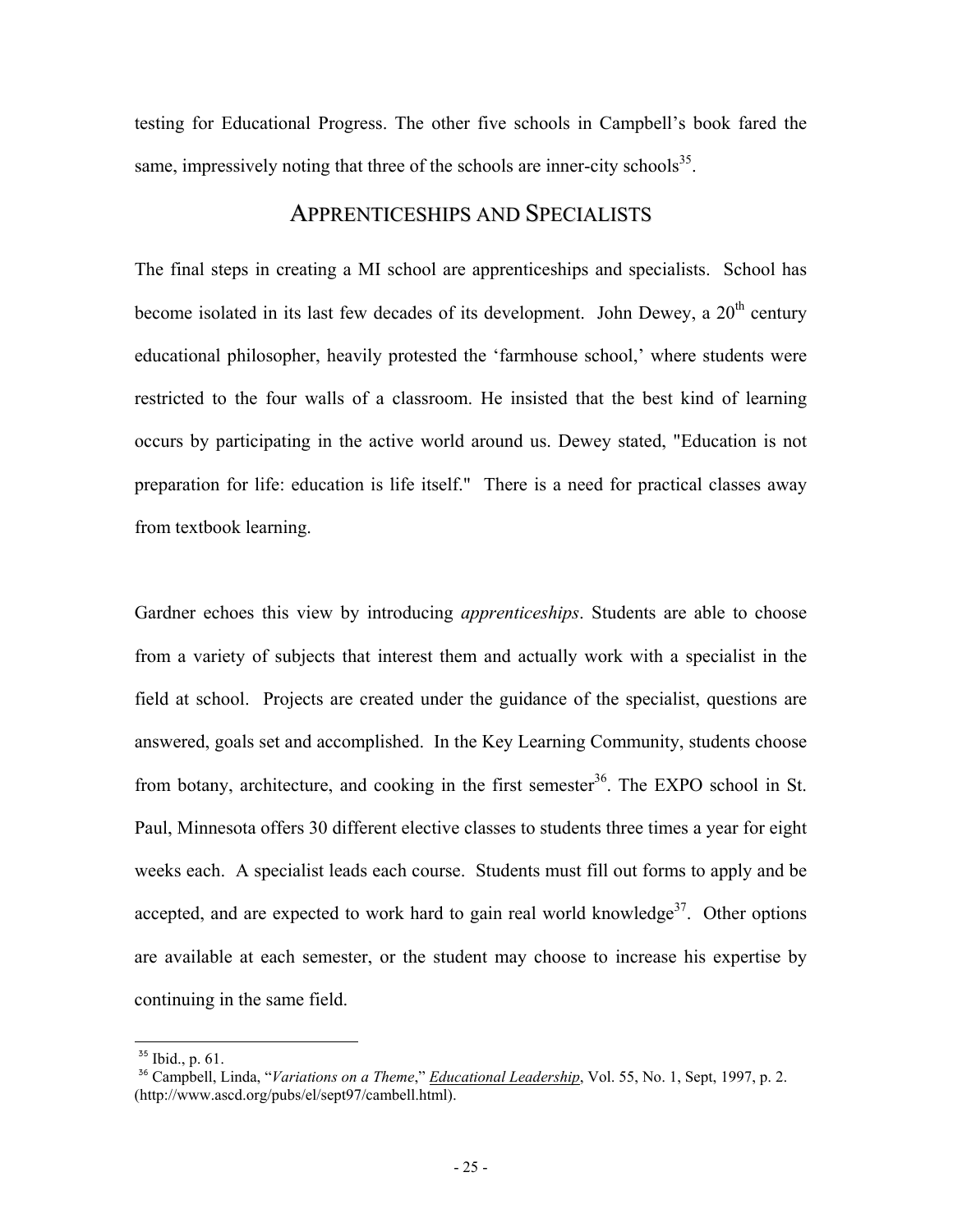testing for Educational Progress. The other five schools in Campbell's book fared the same, impressively noting that three of the schools are inner-city schools[35].

## Apprenticeships and Specialists

The final steps in creating a MI school are apprenticeships and specialists. School has become isolated in its last few decades of its development. John Dewey, a 20th century educational philosopher, heavily protested the 'farmhouse school,' where students were restricted to the four walls of a classroom. He insisted that the best kind of learning occurs by participating in the active world around us. Dewey stated, "Education is not preparation for life: education is life itself." There is a need for practical classes away from textbook learning.

Gardner echoes this view by introducing *apprenticeships*. Students are able to choose from a variety of subjects that interest them and actually work with a specialist in the field at school. Projects are created under the guidance of the specialist, questions are answered, goals set and accomplished. In the Key Learning Community, students choose from botany, architecture, and cooking in the first semester[36]. The EXPO school in St. Paul, Minnesota offers 30 different elective classes to students three times a year for eight weeks each. A specialist leads each course. Students must fill out forms to apply and be accepted, and are expected to work hard to gain real world knowledge[37]. Other options are available at each semester, or the student may choose to increase his expertise by continuing in the same field.

---

[35] Ibid., p. 61.

[36] Campbell, Linda, "*Variations on a Theme*," Educational Leadership, Vol. 55, No. 1, Sept, 1997, p. 2. (http://www.ascd.org/pubs/el/sept97/cambell.html).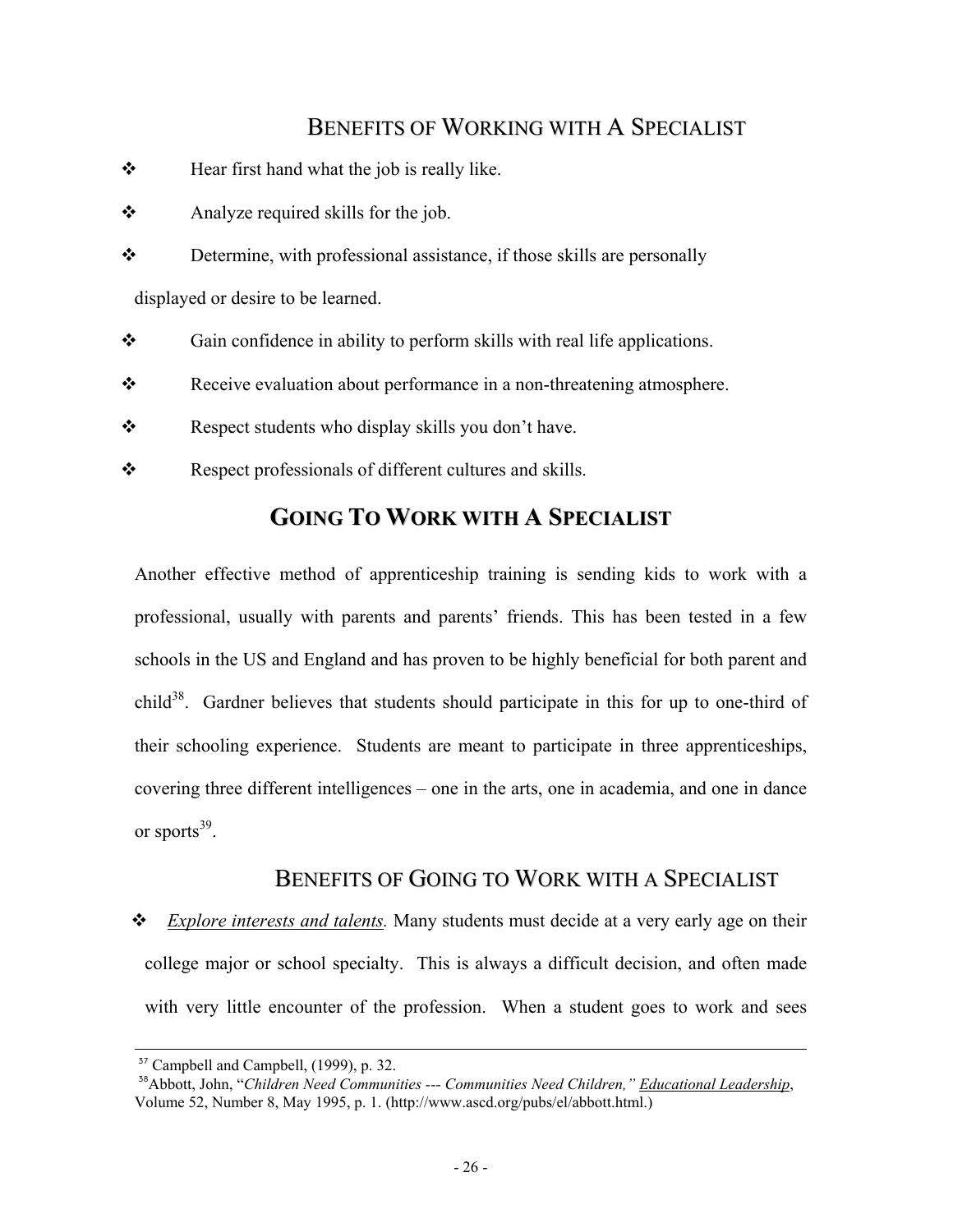## BENEFITS OF WORKING WITH A SPECIALIST

- Hear first hand what the job is really like.
- Analyze required skills for the job.
- Determine, with professional assistance, if those skills are personally displayed or desire to be learned.
- Gain confidence in ability to perform skills with real life applications.
- Receive evaluation about performance in a non-threatening atmosphere.
- Respect students who display skills you don't have.
- Respect professionals of different cultures and skills.

## GOING TO WORK WITH A SPECIALIST

Another effective method of apprenticeship training is sending kids to work with a professional, usually with parents and parents' friends. This has been tested in a few schools in the US and England and has proven to be highly beneficial for both parent and child[38]. Gardner believes that students should participate in this for up to one-third of their schooling experience. Students are meant to participate in three apprenticeships, covering three different intelligences – one in the arts, one in academia, and one in dance or sports[39].

## BENEFITS OF GOING TO WORK WITH A SPECIALIST

- *Explore interests and talents.* Many students must decide at a very early age on their college major or school specialty. This is always a difficult decision, and often made with very little encounter of the profession. When a student goes to work and sees

---

[37] Campbell and Campbell, (1999), p. 32.

[38] Abbott, John, "*Children Need Communities --- Communities Need Children,*" Educational Leadership, Volume 52, Number 8, May 1995, p. 1. (http://www.ascd.org/pubs/el/abbott.html.)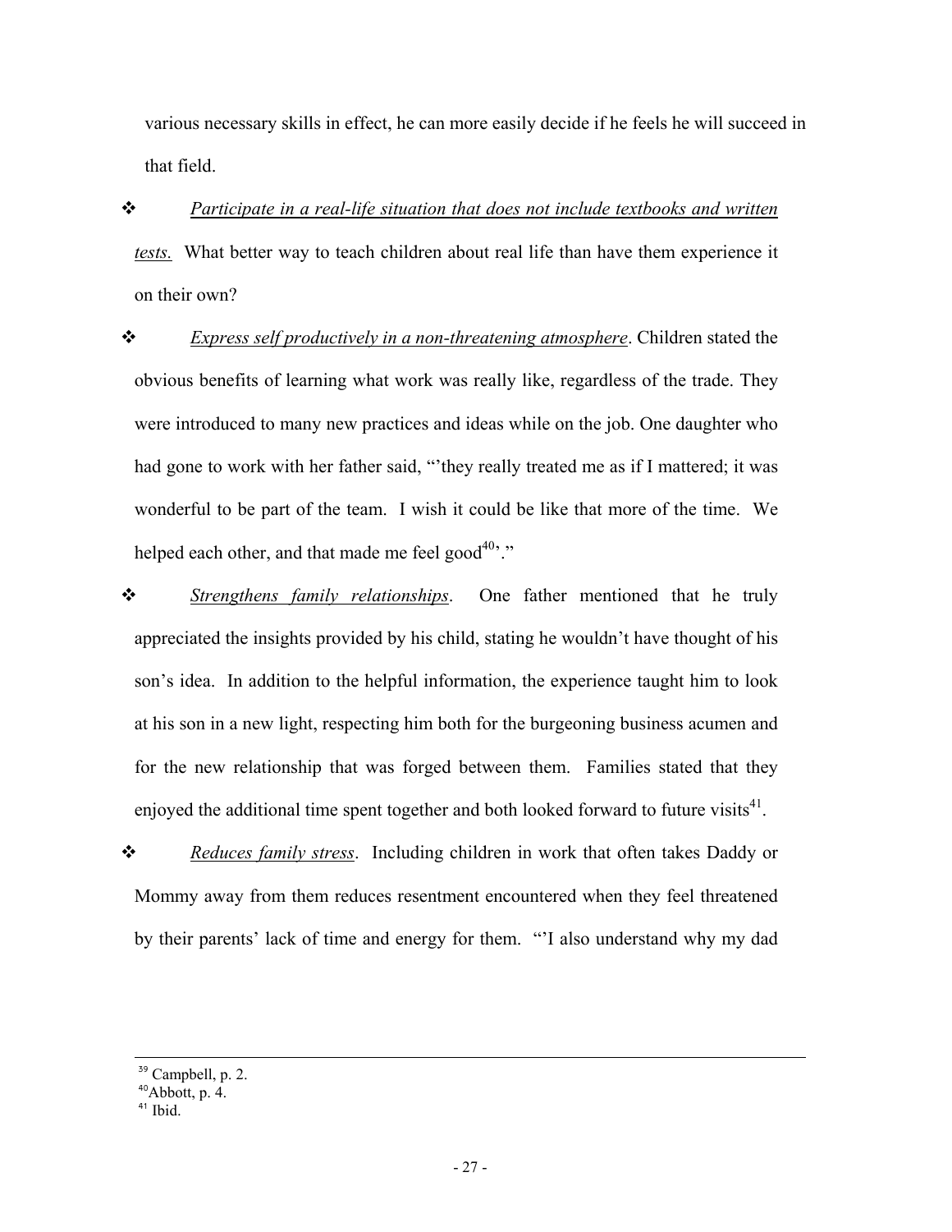various necessary skills in effect, he can more easily decide if he feels he will succeed in that field.

- *Participate in a real-life situation that does not include textbooks and written tests.* What better way to teach children about real life than have them experience it on their own?

- *Express self productively in a non-threatening atmosphere*. Children stated the obvious benefits of learning what work was really like, regardless of the trade. They were introduced to many new practices and ideas while on the job. One daughter who had gone to work with her father said, "'they really treated me as if I mattered; it was wonderful to be part of the team. I wish it could be like that more of the time. We helped each other, and that made me feel good[40]'."

- *Strengthens family relationships*. One father mentioned that he truly appreciated the insights provided by his child, stating he wouldn't have thought of his son's idea. In addition to the helpful information, the experience taught him to look at his son in a new light, respecting him both for the burgeoning business acumen and for the new relationship that was forged between them. Families stated that they enjoyed the additional time spent together and both looked forward to future visits[41].

- *Reduces family stress*. Including children in work that often takes Daddy or Mommy away from them reduces resentment encountered when they feel threatened by their parents' lack of time and energy for them. "'I also understand why my dad

---

[39] Campbell, p. 2.
[40] Abbott, p. 4.
[41] Ibid.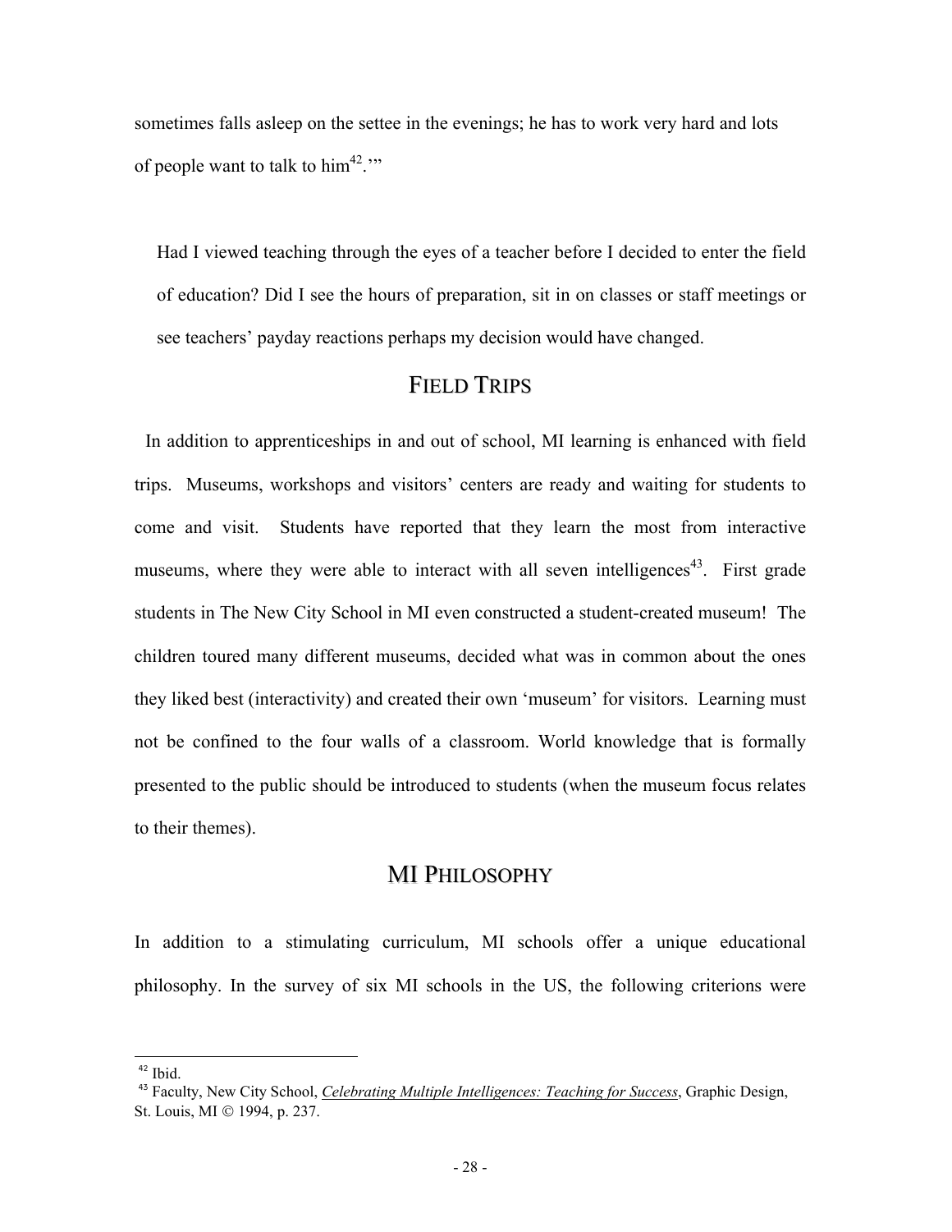sometimes falls asleep on the settee in the evenings; he has to work very hard and lots of people want to talk to him[42].'"

> Had I viewed teaching through the eyes of a teacher before I decided to enter the field of education? Did I see the hours of preparation, sit in on classes or staff meetings or see teachers' payday reactions perhaps my decision would have changed.

## FIELD TRIPS

In addition to apprenticeships in and out of school, MI learning is enhanced with field trips. Museums, workshops and visitors' centers are ready and waiting for students to come and visit. Students have reported that they learn the most from interactive museums, where they were able to interact with all seven intelligences[43]. First grade students in The New City School in MI even constructed a student-created museum! The children toured many different museums, decided what was in common about the ones they liked best (interactivity) and created their own 'museum' for visitors. Learning must not be confined to the four walls of a classroom. World knowledge that is formally presented to the public should be introduced to students (when the museum focus relates to their themes).

## MI PHILOSOPHY

In addition to a stimulating curriculum, MI schools offer a unique educational philosophy. In the survey of six MI schools in the US, the following criterions were

---

[42] Ibid.

[43] Faculty, New City School, *Celebrating Multiple Intelligences: Teaching for Success*, Graphic Design, St. Louis, MI © 1994, p. 237.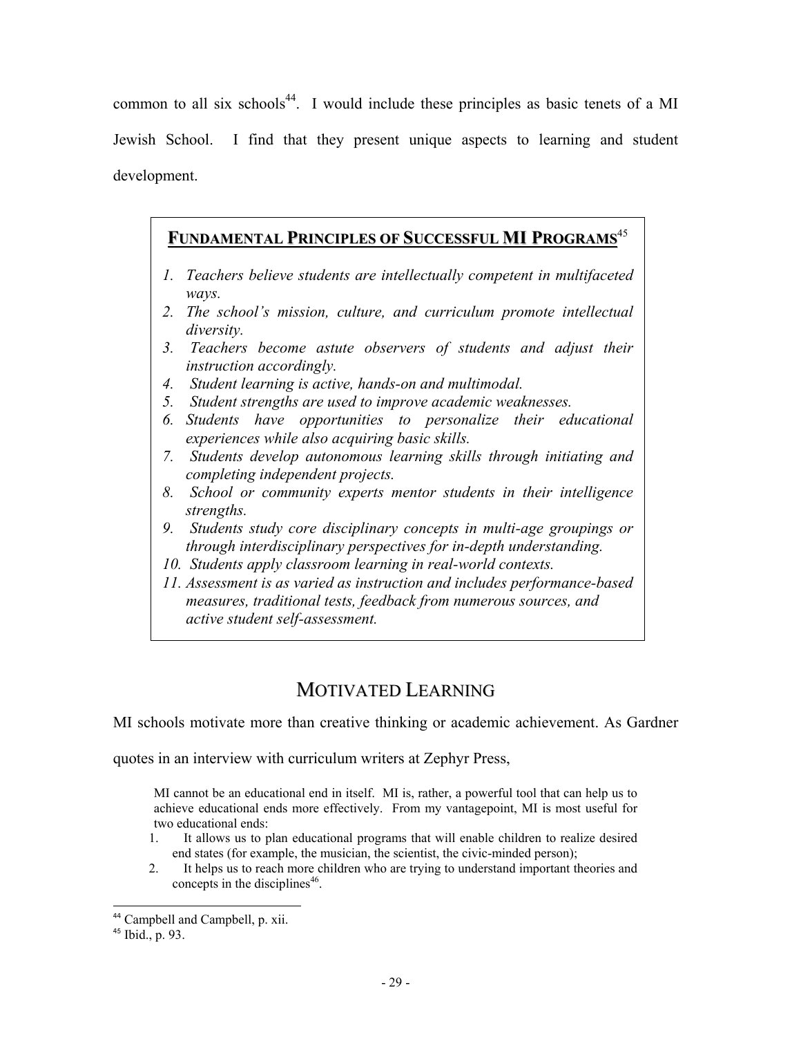common to all six schools[44]. I would include these principles as basic tenets of a MI Jewish School. I find that they present unique aspects to learning and student development.

**FUNDAMENTAL PRINCIPLES OF SUCCESSFUL MI PROGRAMS**[45]

1. *Teachers believe students are intellectually competent in multifaceted ways.*
2. *The school's mission, culture, and curriculum promote intellectual diversity.*
3. *Teachers become astute observers of students and adjust their instruction accordingly.*
4. *Student learning is active, hands-on and multimodal.*
5. *Student strengths are used to improve academic weaknesses.*
6. *Students have opportunities to personalize their educational experiences while also acquiring basic skills.*
7. *Students develop autonomous learning skills through initiating and completing independent projects.*
8. *School or community experts mentor students in their intelligence strengths.*
9. *Students study core disciplinary concepts in multi-age groupings or through interdisciplinary perspectives for in-depth understanding.*
10. *Students apply classroom learning in real-world contexts.*
11. *Assessment is as varied as instruction and includes performance-based measures, traditional tests, feedback from numerous sources, and active student self-assessment.*

## MOTIVATED LEARNING

MI schools motivate more than creative thinking or academic achievement. As Gardner quotes in an interview with curriculum writers at Zephyr Press,

> MI cannot be an educational end in itself. MI is, rather, a powerful tool that can help us to achieve educational ends more effectively. From my vantagepoint, MI is most useful for two educational ends:
>
> 1. It allows us to plan educational programs that will enable children to realize desired end states (for example, the musician, the scientist, the civic-minded person);
> 2. It helps us to reach more children who are trying to understand important theories and concepts in the disciplines[46].

---

[44] Campbell and Campbell, p. xii.

[45] Ibid., p. 93.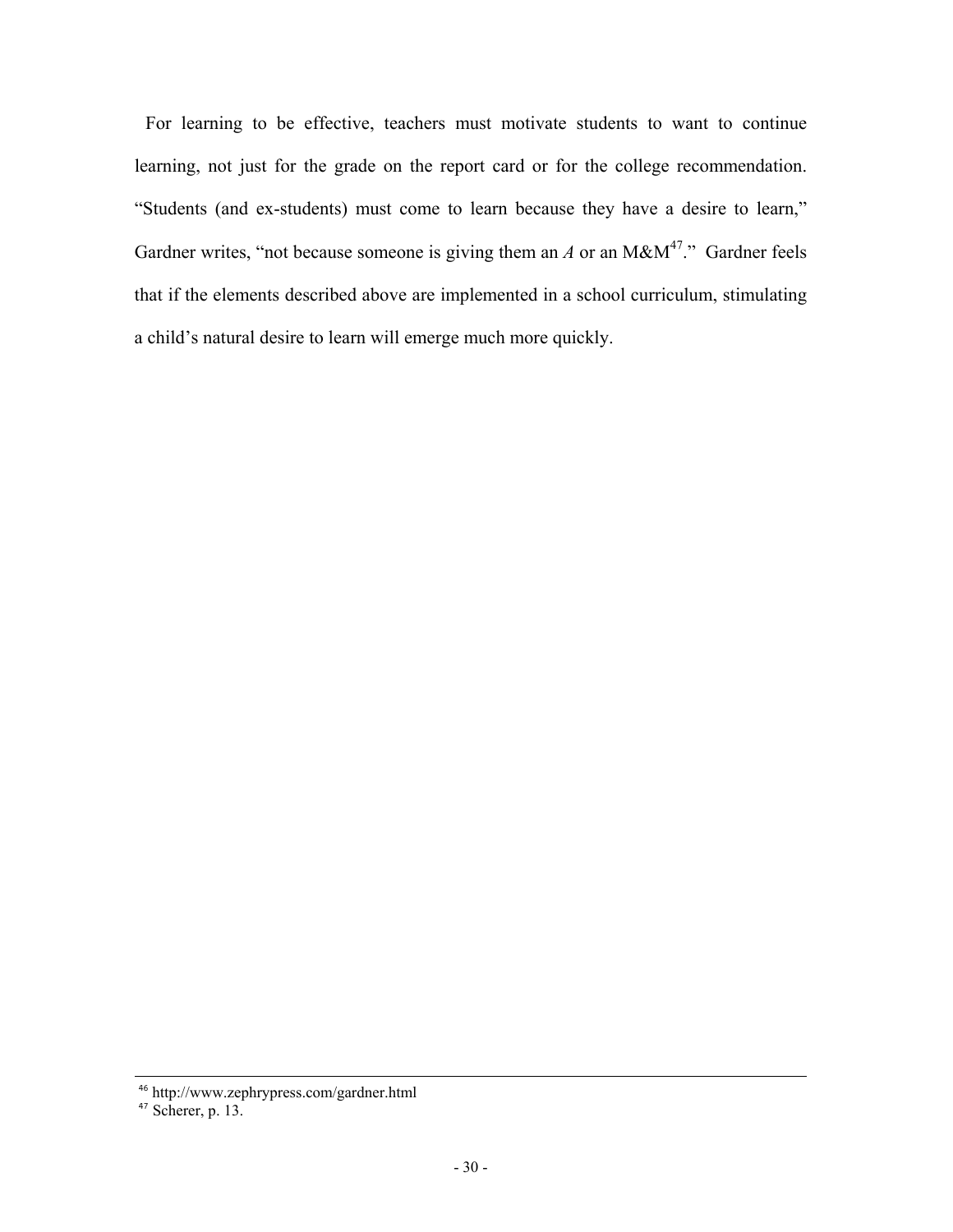For learning to be effective, teachers must motivate students to want to continue learning, not just for the grade on the report card or for the college recommendation. "Students (and ex-students) must come to learn because they have a desire to learn," Gardner writes, "not because someone is giving them an *A* or an M&M[47]." Gardner feels that if the elements described above are implemented in a school curriculum, stimulating a child's natural desire to learn will emerge much more quickly.

---

[46] http://www.zephrypress.com/gardner.html

[47] Scherer, p. 13.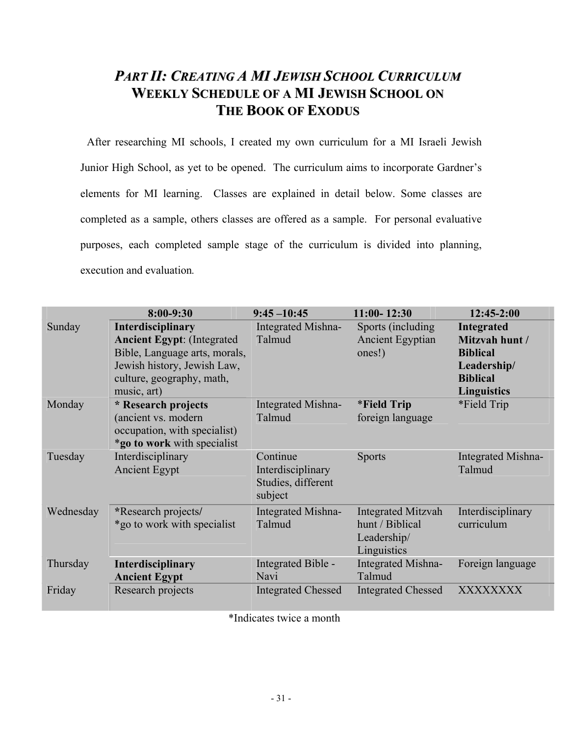## *PART II: CREATING A MI JEWISH SCHOOL CURRICULUM*
## WEEKLY SCHEDULE OF A MI JEWISH SCHOOL ON THE BOOK OF EXODUS

After researching MI schools, I created my own curriculum for a MI Israeli Jewish Junior High School, as yet to be opened. The curriculum aims to incorporate Gardner's elements for MI learning. Classes are explained in detail below. Some classes are completed as a sample, others classes are offered as a sample. For personal evaluative purposes, each completed sample stage of the curriculum is divided into planning, execution and evaluation.

| | 8:00-9:30 | 9:45 –10:45 | 11:00- 12:30 | 12:45-2:00 |
|---|---|---|---|---|
| Sunday | **Interdisciplinary Ancient Egypt**: (Integrated Bible, Language arts, morals, Jewish history, Jewish Law, culture, geography, math, music, art) | Integrated Mishna-Talmud | Sports (including Ancient Egyptian ones!) | **Integrated Mitzvah hunt / Biblical Leadership/ Biblical Linguistics** |
| Monday | **\* Research projects** (ancient vs. modern occupation, with specialist) *\*go to work** with specialist | Integrated Mishna-Talmud | \***Field Trip** foreign language | *Field Trip |
| Tuesday | Interdisciplinary Ancient Egypt | Continue Interdisciplinary Studies, different subject | Sports | Integrated Mishna-Talmud |
| Wednesday | *Research projects/ *go to work with specialist | Integrated Mishna-Talmud | Integrated Mitzvah hunt / Biblical Leadership/ Linguistics | Interdisciplinary curriculum |
| Thursday | **Interdisciplinary Ancient Egypt** | Integrated Bible - Navi | Integrated Mishna-Talmud | Foreign language |
| Friday | Research projects | Integrated Chessed | Integrated Chessed | XXXXXXXX |

*Indicates twice a month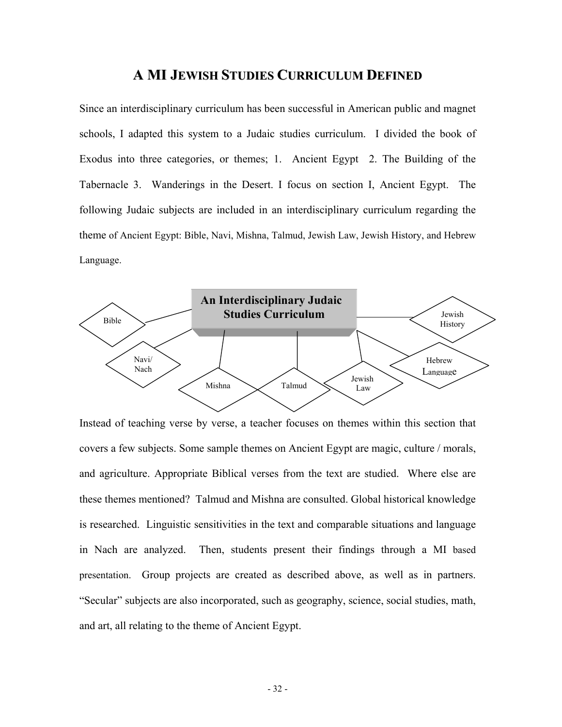## A MI JEWISH STUDIES CURRICULUM DEFINED

Since an interdisciplinary curriculum has been successful in American public and magnet schools, I adapted this system to a Judaic studies curriculum. I divided the book of Exodus into three categories, or themes; 1. Ancient Egypt 2. The Building of the Tabernacle 3. Wanderings in the Desert. I focus on section I, Ancient Egypt. The following Judaic subjects are included in an interdisciplinary curriculum regarding the theme of Ancient Egypt: Bible, Navi, Mishna, Talmud, Jewish Law, Jewish History, and Hebrew Language.

**An Interdisciplinary Judaic Studies Curriculum**

Bible

Navi/ Nach

Mishna

Talmud

Jewish Law

Hebrew Language

Jewish History

Instead of teaching verse by verse, a teacher focuses on themes within this section that covers a few subjects. Some sample themes on Ancient Egypt are magic, culture / morals, and agriculture. Appropriate Biblical verses from the text are studied. Where else are these themes mentioned? Talmud and Mishna are consulted. Global historical knowledge is researched. Linguistic sensitivities in the text and comparable situations and language in Nach are analyzed. Then, students present their findings through a MI based presentation. Group projects are created as described above, as well as in partners. "Secular" subjects are also incorporated, such as geography, science, social studies, math, and art, all relating to the theme of Ancient Egypt.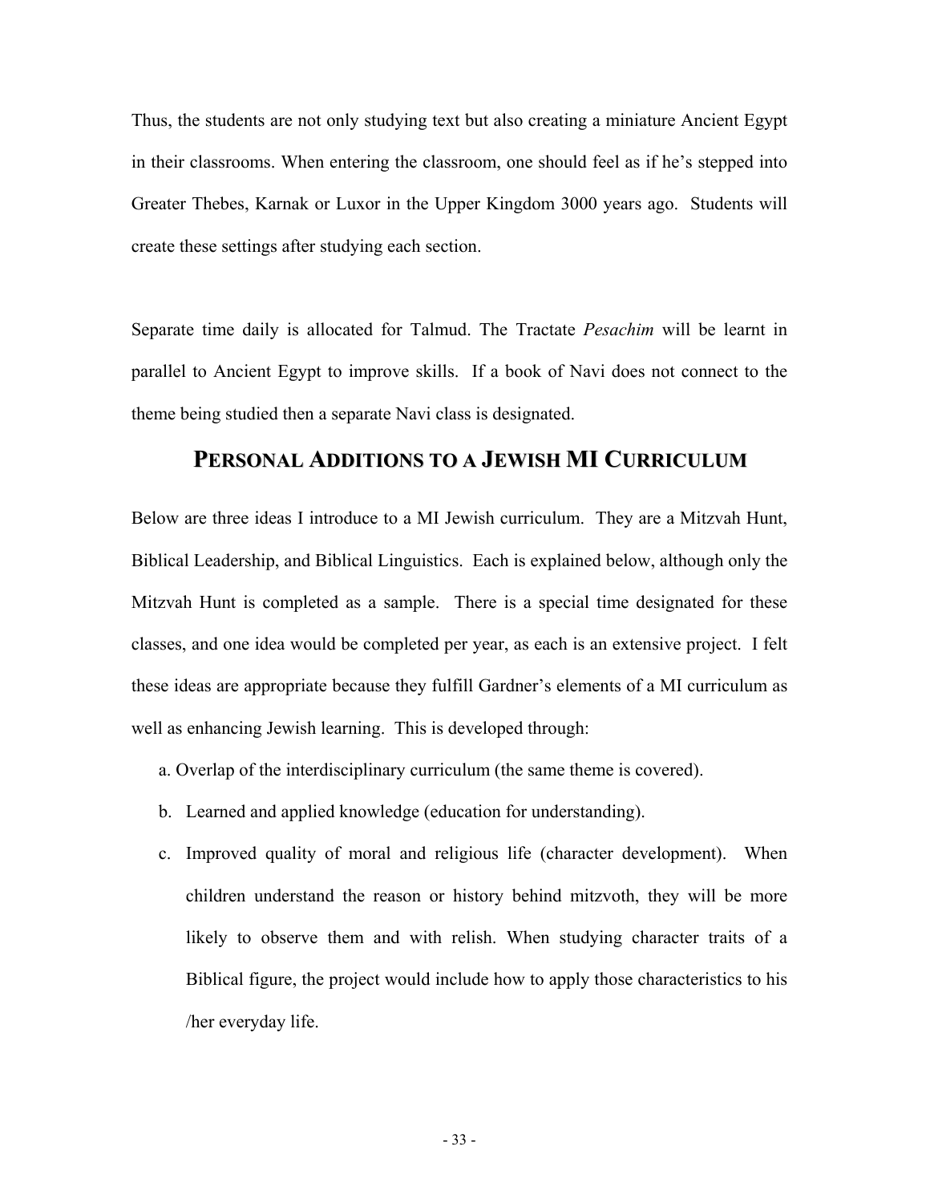Thus, the students are not only studying text but also creating a miniature Ancient Egypt in their classrooms. When entering the classroom, one should feel as if he's stepped into Greater Thebes, Karnak or Luxor in the Upper Kingdom 3000 years ago. Students will create these settings after studying each section.

Separate time daily is allocated for Talmud. The Tractate *Pesachim* will be learnt in parallel to Ancient Egypt to improve skills. If a book of Navi does not connect to the theme being studied then a separate Navi class is designated.

## PERSONAL ADDITIONS TO A JEWISH MI CURRICULUM

Below are three ideas I introduce to a MI Jewish curriculum. They are a Mitzvah Hunt, Biblical Leadership, and Biblical Linguistics. Each is explained below, although only the Mitzvah Hunt is completed as a sample. There is a special time designated for these classes, and one idea would be completed per year, as each is an extensive project. I felt these ideas are appropriate because they fulfill Gardner's elements of a MI curriculum as well as enhancing Jewish learning. This is developed through:

a. Overlap of the interdisciplinary curriculum (the same theme is covered).

b. Learned and applied knowledge (education for understanding).

c. Improved quality of moral and religious life (character development). When children understand the reason or history behind mitzvoth, they will be more likely to observe them and with relish. When studying character traits of a Biblical figure, the project would include how to apply those characteristics to his /her everyday life.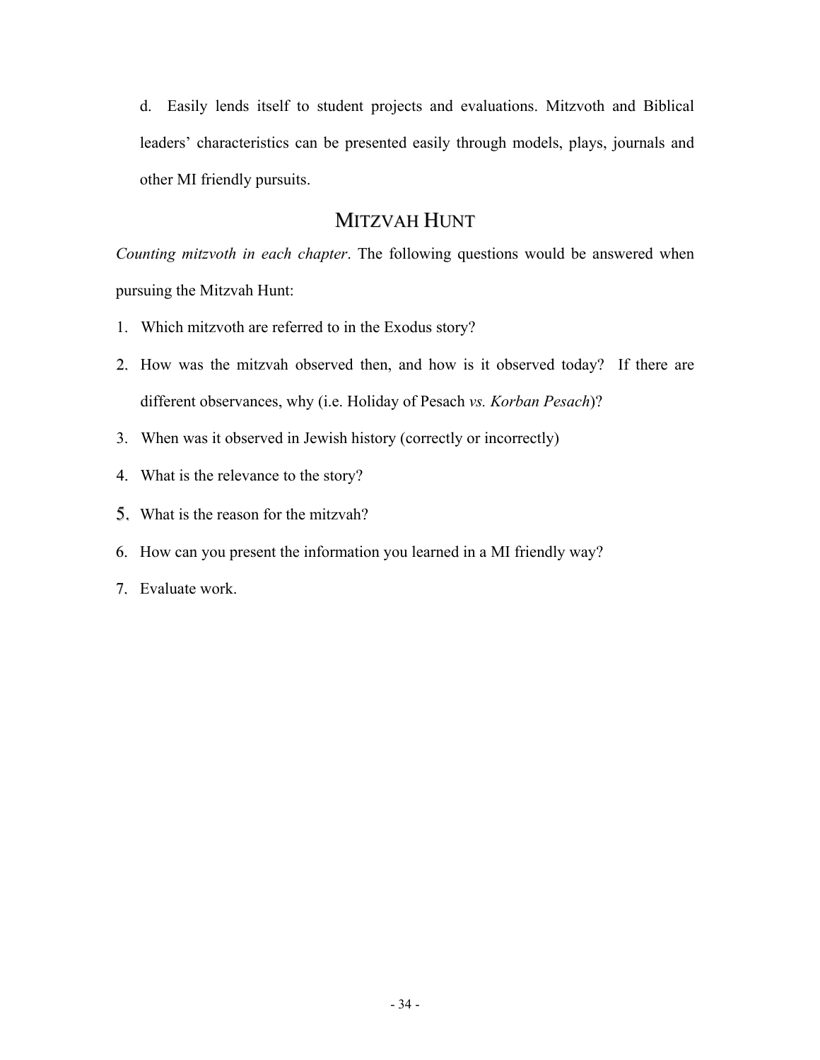d. Easily lends itself to student projects and evaluations. Mitzvoth and Biblical leaders' characteristics can be presented easily through models, plays, journals and other MI friendly pursuits.

## MITZVAH HUNT

*Counting mitzvoth in each chapter*. The following questions would be answered when pursuing the Mitzvah Hunt:

1. Which mitzvoth are referred to in the Exodus story?
2. How was the mitzvah observed then, and how is it observed today? If there are different observances, why (i.e. Holiday of Pesach *vs. Korban Pesach*)?
3. When was it observed in Jewish history (correctly or incorrectly)
4. What is the relevance to the story?
5. What is the reason for the mitzvah?
6. How can you present the information you learned in a MI friendly way?
7. Evaluate work.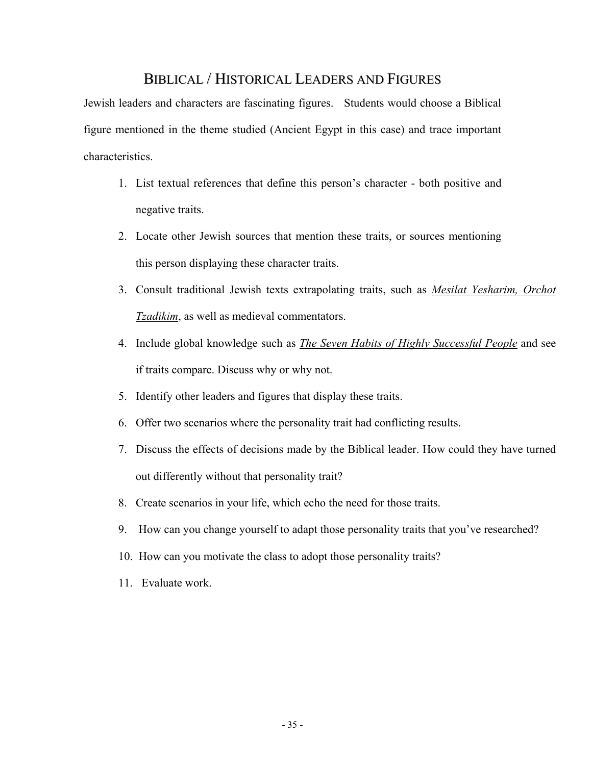## Biblical / Historical Leaders and Figures

Jewish leaders and characters are fascinating figures. Students would choose a Biblical figure mentioned in the theme studied (Ancient Egypt in this case) and trace important characteristics.

1. List textual references that define this person's character - both positive and negative traits.
2. Locate other Jewish sources that mention these traits, or sources mentioning this person displaying these character traits.
3. Consult traditional Jewish texts extrapolating traits, such as *<u>Mesilat Yesharim, Orchot Tzadikim</u>*, as well as medieval commentators.
4. Include global knowledge such as *<u>The Seven Habits of Highly Successful People</u>* and see if traits compare. Discuss why or why not.
5. Identify other leaders and figures that display these traits.
6. Offer two scenarios where the personality trait had conflicting results.
7. Discuss the effects of decisions made by the Biblical leader. How could they have turned out differently without that personality trait?
8. Create scenarios in your life, which echo the need for those traits.
9. How can you change yourself to adapt those personality traits that you've researched?
10. How can you motivate the class to adopt those personality traits?
11. Evaluate work.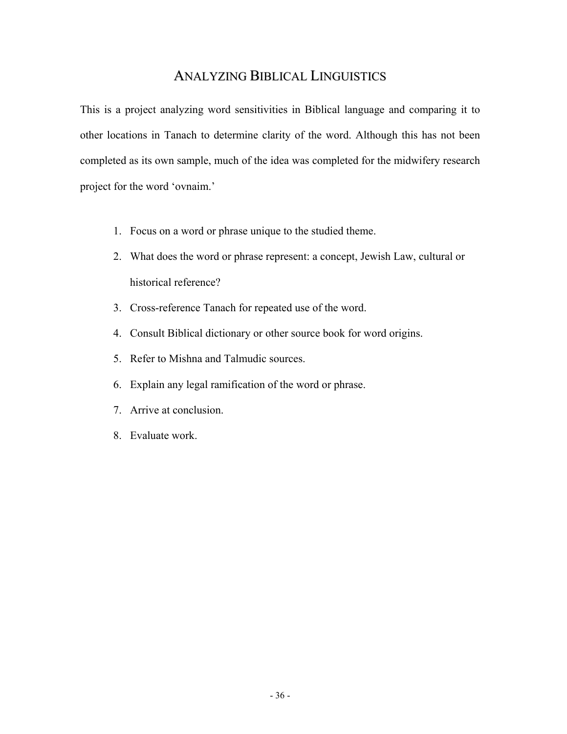# ANALYZING BIBLICAL LINGUISTICS

This is a project analyzing word sensitivities in Biblical language and comparing it to other locations in Tanach to determine clarity of the word. Although this has not been completed as its own sample, much of the idea was completed for the midwifery research project for the word 'ovnaim.'

1. Focus on a word or phrase unique to the studied theme.
2. What does the word or phrase represent: a concept, Jewish Law, cultural or historical reference?
3. Cross-reference Tanach for repeated use of the word.
4. Consult Biblical dictionary or other source book for word origins.
5. Refer to Mishna and Talmudic sources.
6. Explain any legal ramification of the word or phrase.
7. Arrive at conclusion.
8. Evaluate work.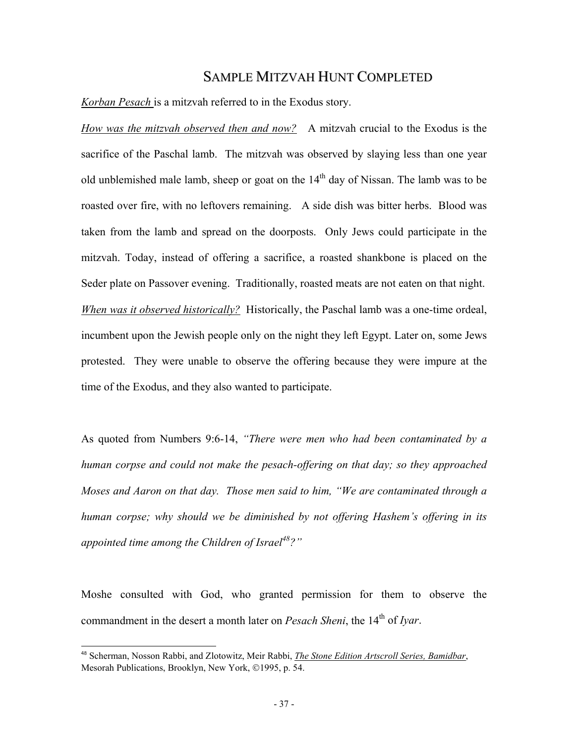## SAMPLE MITZVAH HUNT COMPLETED

*Korban Pesach* is a mitzvah referred to in the Exodus story.

*How was the mitzvah observed then and now?* A mitzvah crucial to the Exodus is the sacrifice of the Paschal lamb. The mitzvah was observed by slaying less than one year old unblemished male lamb, sheep or goat on the 14th day of Nissan. The lamb was to be roasted over fire, with no leftovers remaining. A side dish was bitter herbs. Blood was taken from the lamb and spread on the doorposts. Only Jews could participate in the mitzvah. Today, instead of offering a sacrifice, a roasted shankbone is placed on the Seder plate on Passover evening. Traditionally, roasted meats are not eaten on that night. *When was it observed historically?* Historically, the Paschal lamb was a one-time ordeal, incumbent upon the Jewish people only on the night they left Egypt. Later on, some Jews protested. They were unable to observe the offering because they were impure at the time of the Exodus, and they also wanted to participate.

As quoted from Numbers 9:6-14, *"There were men who had been contaminated by a human corpse and could not make the pesach-offering on that day; so they approached Moses and Aaron on that day. Those men said to him, "We are contaminated through a human corpse; why should we be diminished by not offering Hashem's offering in its appointed time among the Children of Israel[48]?"*

Moshe consulted with God, who granted permission for them to observe the commandment in the desert a month later on *Pesach Sheni*, the 14th of *Iyar*.

[48] Scherman, Nosson Rabbi, and Zlotowitz, Meir Rabbi, *The Stone Edition Artscroll Series, Bamidbar*, Mesorah Publications, Brooklyn, New York, ©1995, p. 54.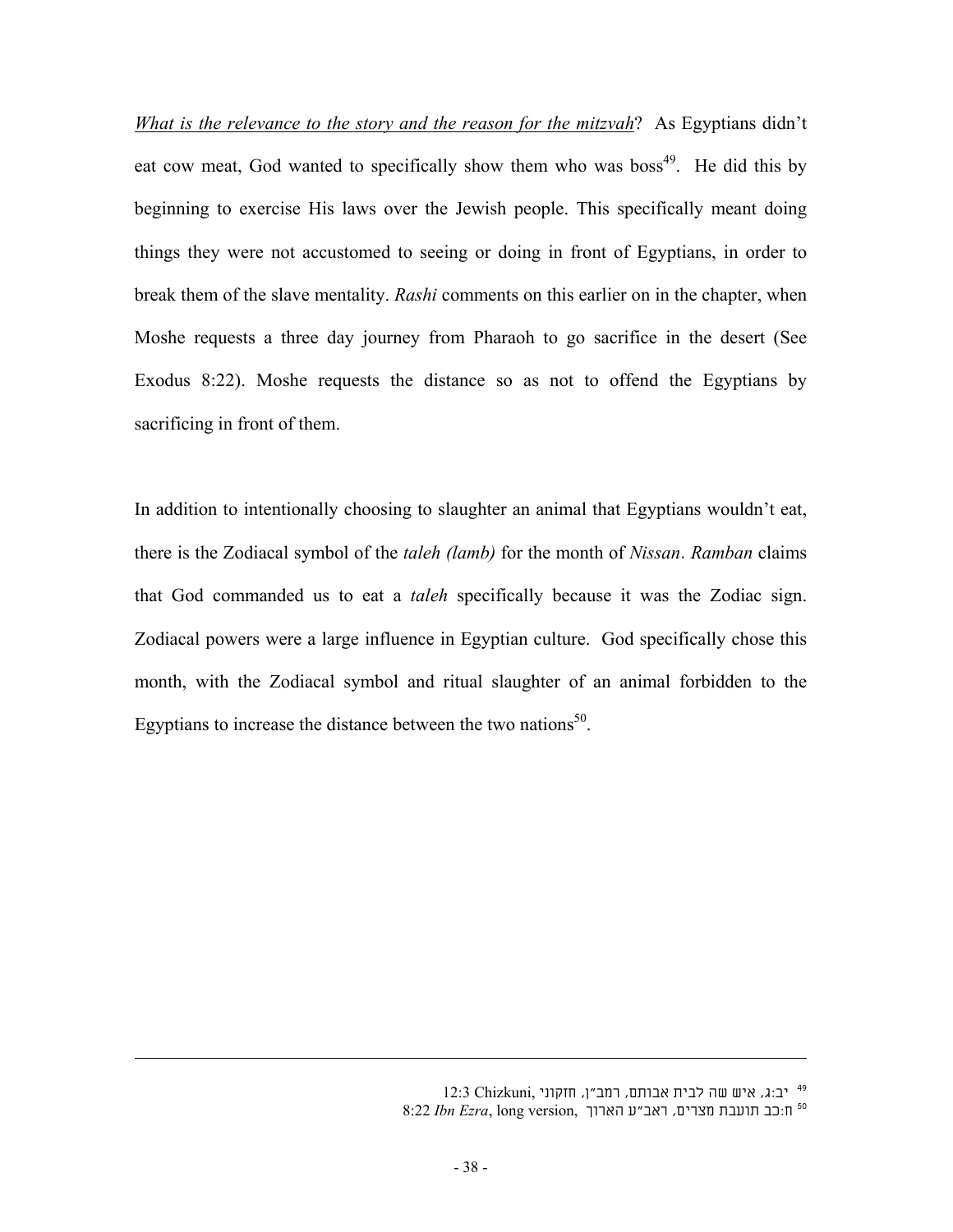*What is the relevance to the story and the reason for the mitzvah*? As Egyptians didn't eat cow meat, God wanted to specifically show them who was boss[49]. He did this by beginning to exercise His laws over the Jewish people. This specifically meant doing things they were not accustomed to seeing or doing in front of Egyptians, in order to break them of the slave mentality. *Rashi* comments on this earlier on in the chapter, when Moshe requests a three day journey from Pharaoh to go sacrifice in the desert (See Exodus 8:22). Moshe requests the distance so as not to offend the Egyptians by sacrificing in front of them.

In addition to intentionally choosing to slaughter an animal that Egyptians wouldn't eat, there is the Zodiacal symbol of the *taleh (lamb)* for the month of *Nissan*. *Ramban* claims that God commanded us to eat a *taleh* specifically because it was the Zodiac sign. Zodiacal powers were a large influence in Egyptian culture. God specifically chose this month, with the Zodiacal symbol and ritual slaughter of an animal forbidden to the Egyptians to increase the distance between the two nations[50].

---

[49] יב:ג, איש שה לבית אבותם, רמב״ן, חזקוני 12:3 Chizkuni,

[50] ח:כב תועבת מצרים, ראב״ע הארוך 8:22 *Ibn Ezra*, long version,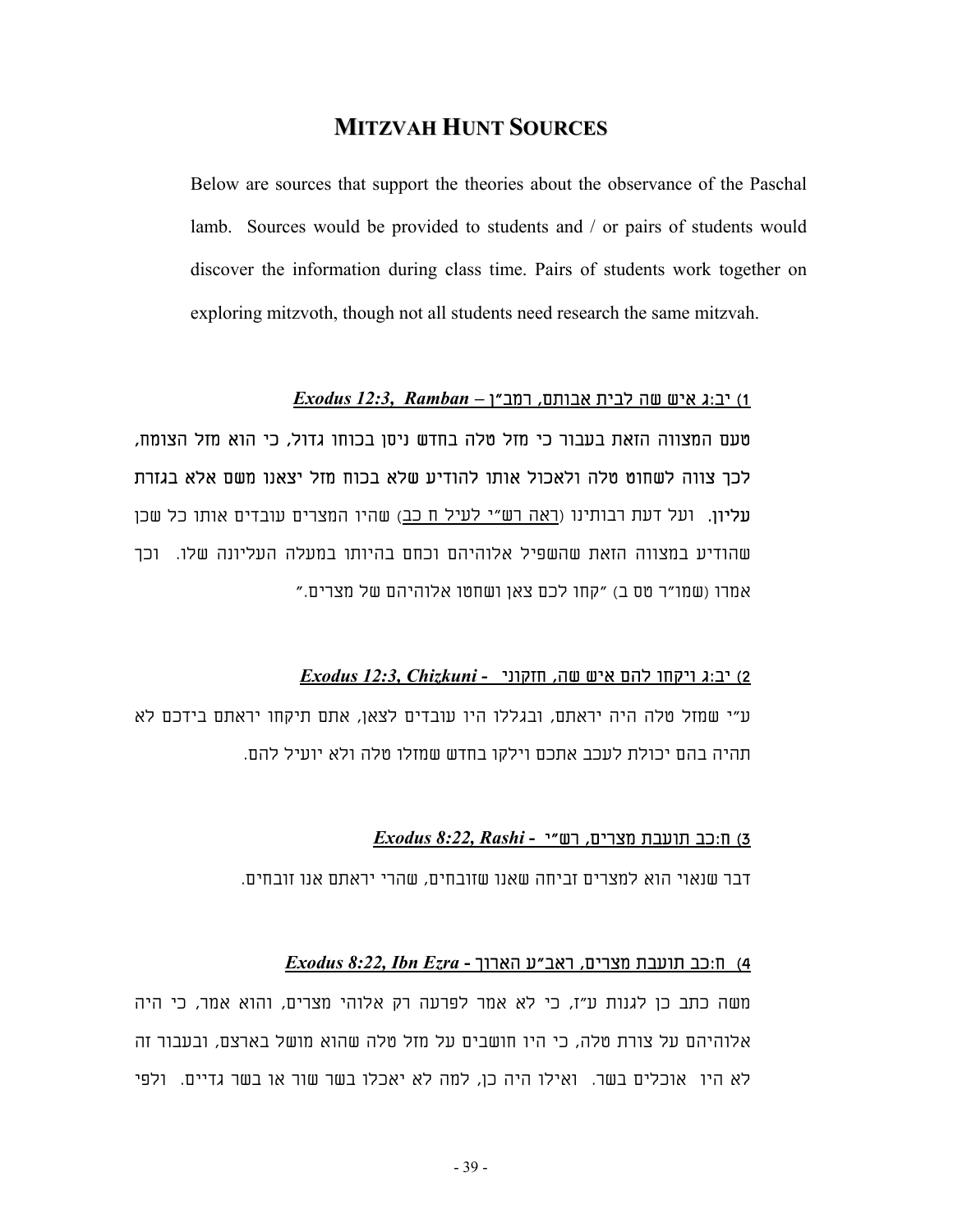# MITZVAH HUNT SOURCES

Below are sources that support the theories about the observance of the Paschal lamb. Sources would be provided to students and / or pairs of students would discover the information during class time. Pairs of students work together on exploring mitzvoth, though not all students need research the same mitzvah.

**1) יב:ג איש שה לבית אבותם, רמב"ן – *Exodus 12:3, Ramban***

**טעם המצווה הזאת בעבור כי מזל טלה בחדש ניסן בכוחו גדול, כי הוא מזל הצומח, לכך צווה לשחוט טלה ולאכול אותו להודיע שלא בכוח מזל יצאנו משם אלא בגזרת עליון.** ועל דעת רבותינו (ראה רש"י לעיל ח כב) שהיו המצרים עובדים אותו כל שכן שהודיע במצווה הזאת שהשפיל אלוהיהם וכחם בהיותו במעלה העליונה שלו. וכך אמרו (שמו"ר טס ב) "קחו לכם צאן ושחטו אלוהיהם של מצרים."

**2) יב:ג ויקחו להם איש שה, חזקוני - *Exodus 12:3, Chizkuni***

ע"י שמזל טלה היה יראתם, ובגללו היו עובדים לצאן, אתם תיקחו יראתם בידכם לא תהיה בהם יכולת לעכב אתכם וילקו בחדש שמזלו טלה ולא יועיל להם.

**3) ח:כב תועבת מצרים, רש"י - *Exodus 8:22, Rashi***

דבר שנאוי הוא למצרים זביחה שאנו שזובחים, שהרי יראתם אנו זובחים.

**4) ח:כב תועבת מצרים, ראב"ע הארוך - *Exodus 8:22, Ibn Ezra***

משה כתב כן לגנות ע"ז, כי לא אמר לפרעה רק אלוהי מצרים, והוא אמר, כי היה אלוהיהם על צורת טלה, כי היו חושבים על מזל טלה שהוא מושל בארצם, ובעבור זה לא היו אוכלים בשר. ואילו היה כן, למה לא יאכלו בשר שור או בשר גדיים. ולפי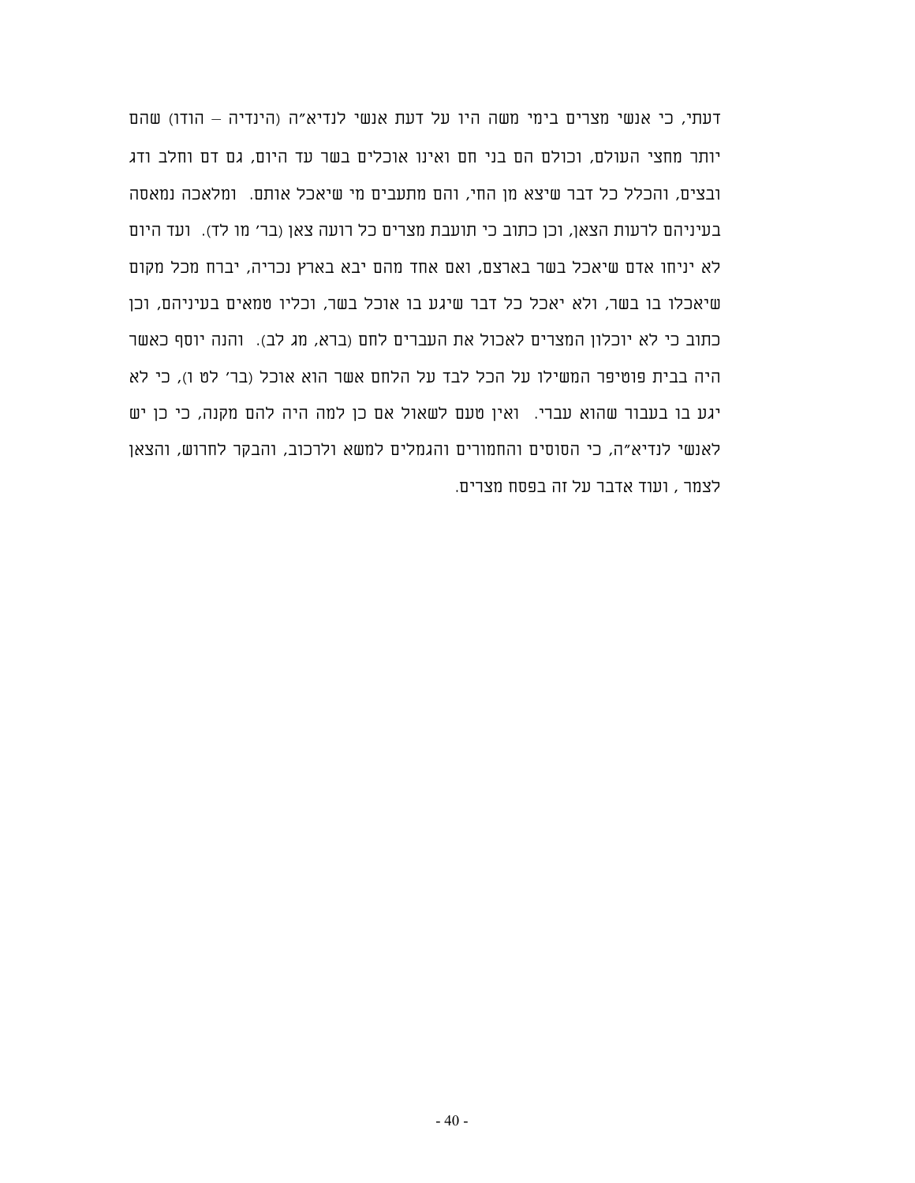דעתי, כי אנשי מצרים בימי משה היו על דעת אנשי לנדיא״ה (הינדיה – הודו) שהם יותר מחצי העולם, וכולם הם בני חם ואינו אוכלים בשר עד היום, גם דם וחלב ודג ובצים, והכלל כל דבר שיצא מן החי, והם מתעבים מי שיאכל אותם. ומלאכה נמאסה בעיניהם לרעות הצאן, וכן כתוב כי תועבת מצרים כל רועה צאן (בר׳ מו לד). ועד היום לא יניחו אדם שיאכל בשר בארצם, ואם אחד מהם יבא בארץ נכריה, יברח מכל מקום שיאכלו בו בשר, ולא יאכל כל דבר שיגע בו אוכל בשר, וכליו טמאים בעיניהם, וכן כתוב כי לא יוכלון המצרים לאכול את העברים לחם (ברא, מג לב). והנה יוסף כאשר היה בבית פוטיפר המשילו על הכל לבד על הלחם אשר הוא אוכל (בר׳ לט ו), כי לא יגע בו בעבור שהוא עברי. ואין טעם לשאול אם כן למה היה להם מקנה, כי כן יש לאנשי לנדיא״ה, כי הסוסים והחמורים והגמלים למשא ולרכוב, והבקר לחרוש, והצאן לצמר , ועוד אדבר על זה בפסח מצרים.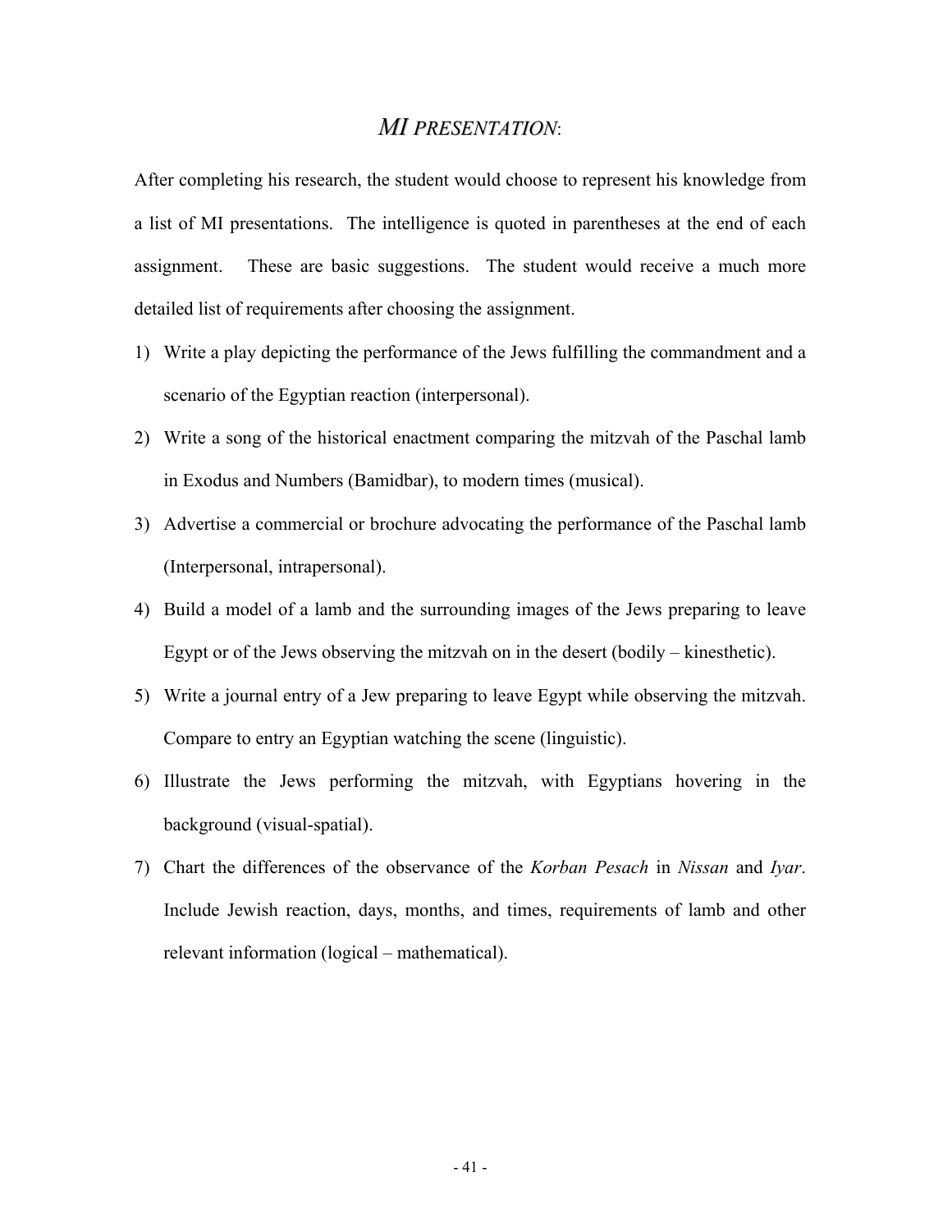## *MI PRESENTATION*:

After completing his research, the student would choose to represent his knowledge from a list of MI presentations. The intelligence is quoted in parentheses at the end of each assignment. These are basic suggestions. The student would receive a much more detailed list of requirements after choosing the assignment.

1) Write a play depicting the performance of the Jews fulfilling the commandment and a scenario of the Egyptian reaction (interpersonal).
2) Write a song of the historical enactment comparing the mitzvah of the Paschal lamb in Exodus and Numbers (Bamidbar), to modern times (musical).
3) Advertise a commercial or brochure advocating the performance of the Paschal lamb (Interpersonal, intrapersonal).
4) Build a model of a lamb and the surrounding images of the Jews preparing to leave Egypt or of the Jews observing the mitzvah on in the desert (bodily – kinesthetic).
5) Write a journal entry of a Jew preparing to leave Egypt while observing the mitzvah. Compare to entry an Egyptian watching the scene (linguistic).
6) Illustrate the Jews performing the mitzvah, with Egyptians hovering in the background (visual-spatial).
7) Chart the differences of the observance of the *Korban Pesach* in *Nissan* and *Iyar*. Include Jewish reaction, days, months, and times, requirements of lamb and other relevant information (logical – mathematical).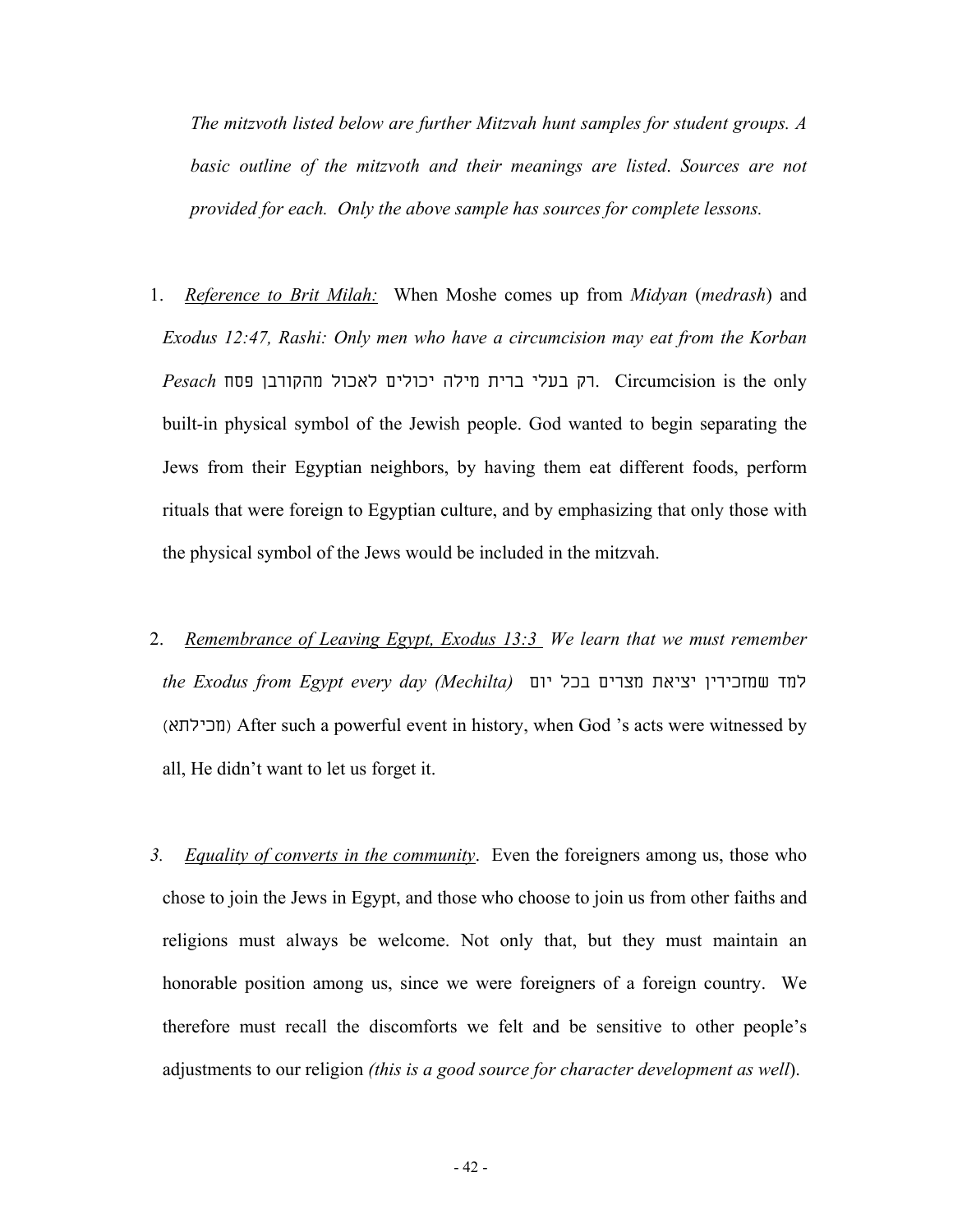*The mitzvoth listed below are further Mitzvah hunt samples for student groups. A basic outline of the mitzvoth and their meanings are listed. Sources are not provided for each. Only the above sample has sources for complete lessons.*

1. ***Reference to Brit Milah:*** When Moshe comes up from *Midyan* (*medrash*) and *Exodus 12:47, Rashi: Only men who have a circumcision may eat from the Korban Pesach* רק בעלי ברית מילה יכולים לאכול מהקורבן פסח. Circumcision is the only built-in physical symbol of the Jewish people. God wanted to begin separating the Jews from their Egyptian neighbors, by having them eat different foods, perform rituals that were foreign to Egyptian culture, and by emphasizing that only those with the physical symbol of the Jews would be included in the mitzvah.

2. ***Remembrance of Leaving Egypt, Exodus 13:3*** *We learn that we must remember the Exodus from Egypt every day (Mechilta)* למד שמזכירין יציאת מצרים בכל יום (מכילתא) After such a powerful event in history, when God 's acts were witnessed by all, He didn't want to let us forget it.

3. ***Equality of converts in the community***. Even the foreigners among us, those who chose to join the Jews in Egypt, and those who choose to join us from other faiths and religions must always be welcome. Not only that, but they must maintain an honorable position among us, since we were foreigners of a foreign country. We therefore must recall the discomforts we felt and be sensitive to other people's adjustments to our religion *(this is a good source for character development as well*).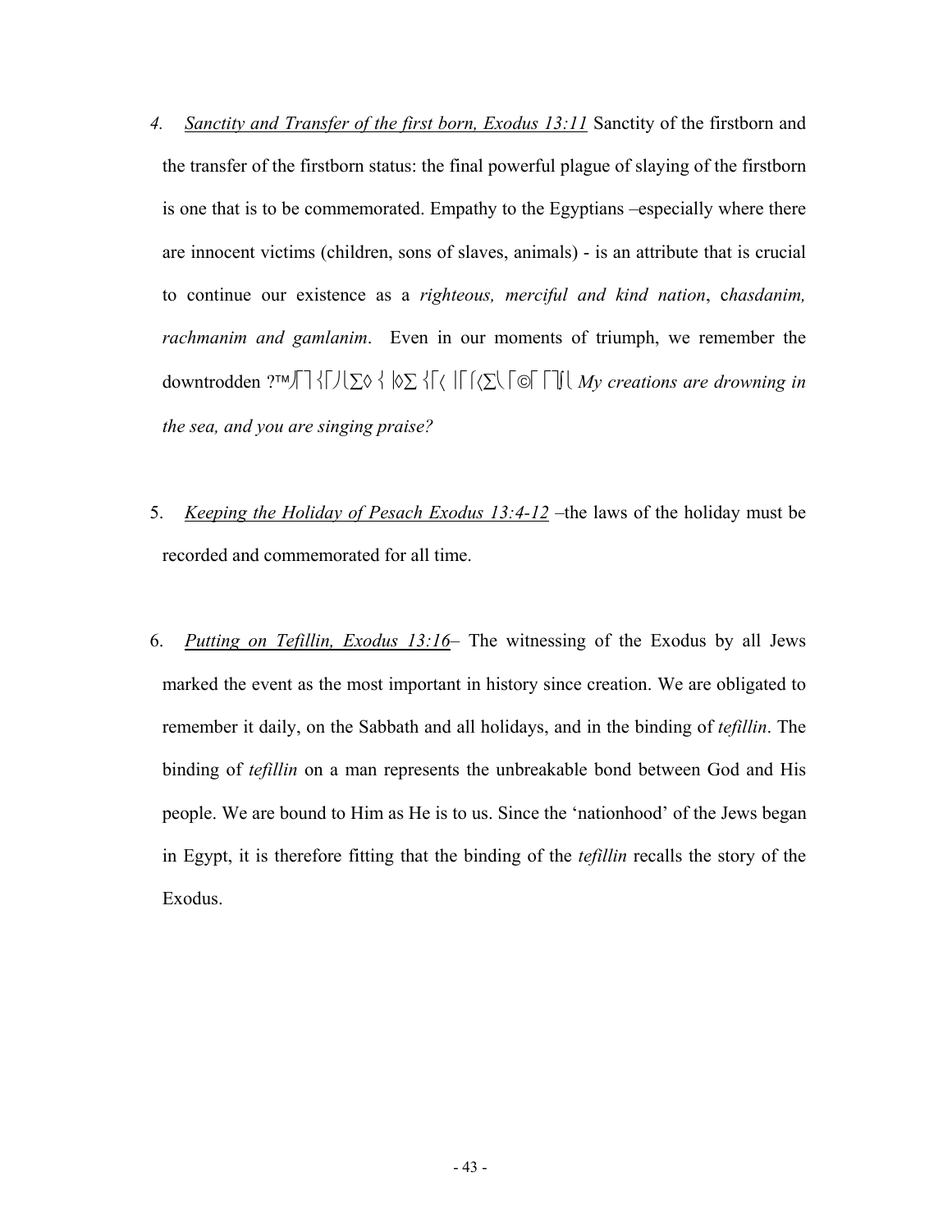4. *Sanctity and Transfer of the first born, Exodus 13:11* Sanctity of the firstborn and the transfer of the firstborn status: the final powerful plague of slaying of the firstborn is one that is to be commemorated. Empathy to the Egyptians –especially where there are innocent victims (children, sons of slaves, animals) - is an attribute that is crucial to continue our existence as a *righteous, merciful and kind nation*, c*hasdanim, rachmanim and gamlanim*. Even in our moments of triumph, we remember the downtrodden ?™⎠⎤⎨⎡⎠⎣∑◊⎨⎢◊∑⎨⎡⎨ ⎢⎡⎧⎨∑⎩⎡©⎡⎡⎤∫⎩ *My creations are drowning in the sea, and you are singing praise?*

5. *Keeping the Holiday of Pesach Exodus 13:4-12* –the laws of the holiday must be recorded and commemorated for all time.

6. *Putting on Tefillin, Exodus 13:16*– The witnessing of the Exodus by all Jews marked the event as the most important in history since creation. We are obligated to remember it daily, on the Sabbath and all holidays, and in the binding of *tefillin*. The binding of *tefillin* on a man represents the unbreakable bond between God and His people. We are bound to Him as He is to us. Since the 'nationhood' of the Jews began in Egypt, it is therefore fitting that the binding of the *tefillin* recalls the story of the Exodus.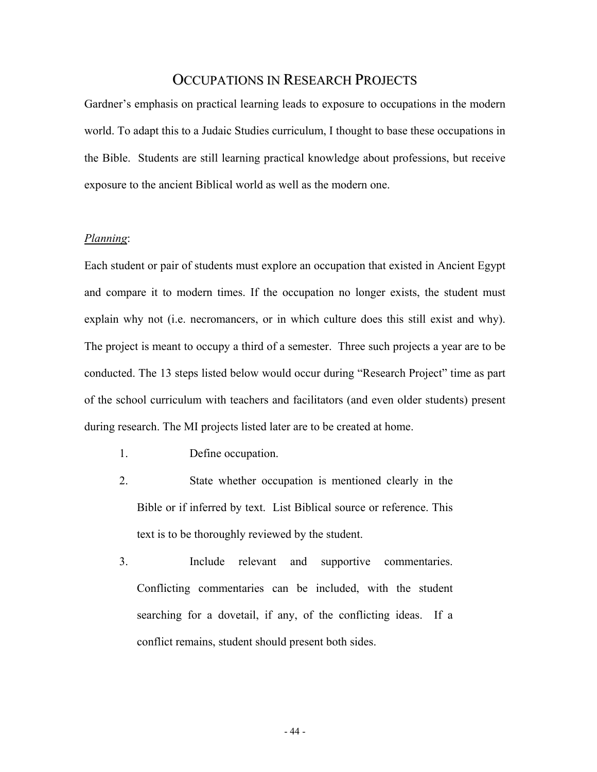## Occupations in Research Projects

Gardner's emphasis on practical learning leads to exposure to occupations in the modern world. To adapt this to a Judaic Studies curriculum, I thought to base these occupations in the Bible. Students are still learning practical knowledge about professions, but receive exposure to the ancient Biblical world as well as the modern one.

*Planning*:

Each student or pair of students must explore an occupation that existed in Ancient Egypt and compare it to modern times. If the occupation no longer exists, the student must explain why not (i.e. necromancers, or in which culture does this still exist and why). The project is meant to occupy a third of a semester. Three such projects a year are to be conducted. The 13 steps listed below would occur during "Research Project" time as part of the school curriculum with teachers and facilitators (and even older students) present during research. The MI projects listed later are to be created at home.

1. Define occupation.
2. State whether occupation is mentioned clearly in the Bible or if inferred by text. List Biblical source or reference. This text is to be thoroughly reviewed by the student.
3. Include relevant and supportive commentaries. Conflicting commentaries can be included, with the student searching for a dovetail, if any, of the conflicting ideas. If a conflict remains, student should present both sides.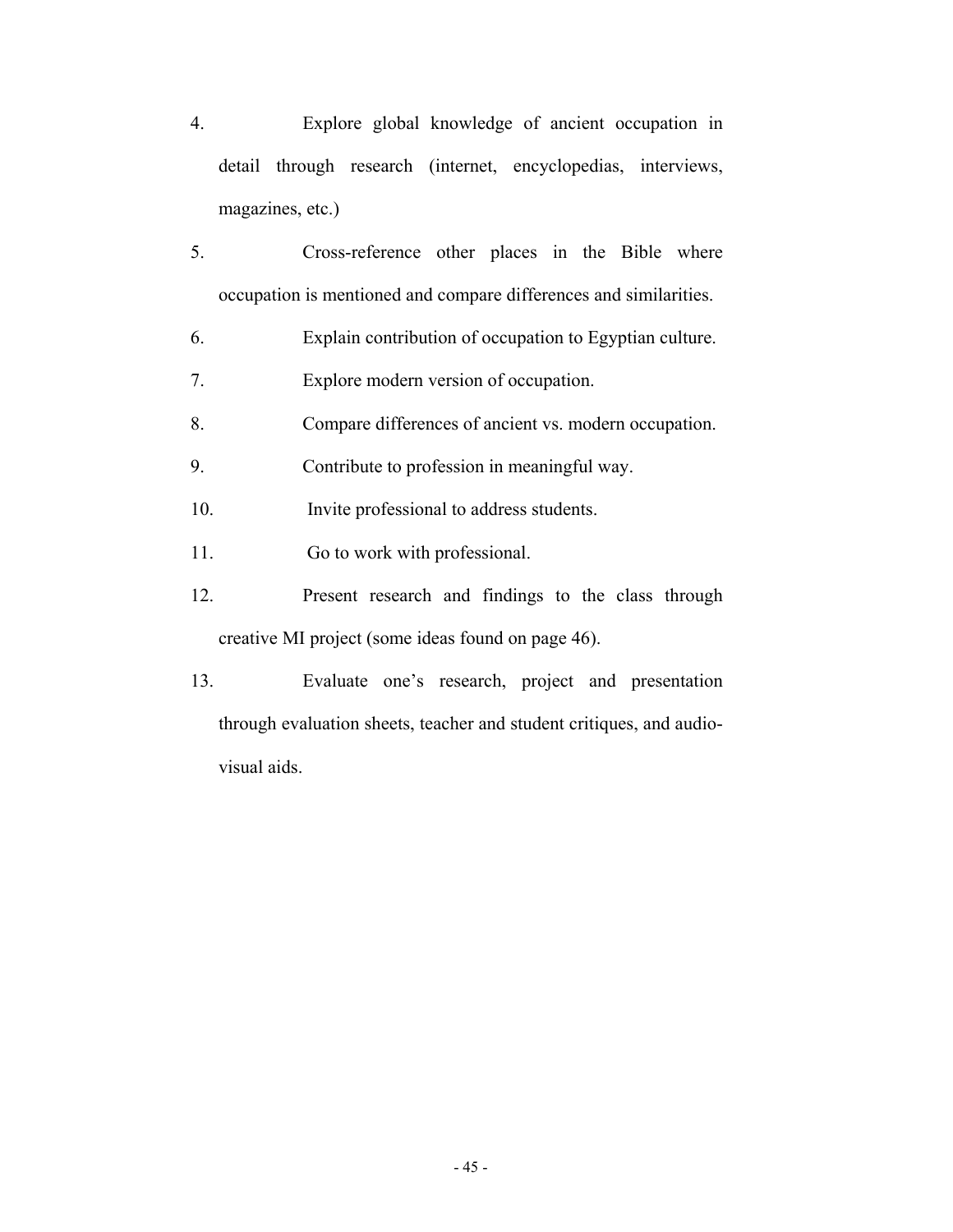4. Explore global knowledge of ancient occupation in detail through research (internet, encyclopedias, interviews, magazines, etc.)
5. Cross-reference other places in the Bible where occupation is mentioned and compare differences and similarities.
6. Explain contribution of occupation to Egyptian culture.
7. Explore modern version of occupation.
8. Compare differences of ancient vs. modern occupation.
9. Contribute to profession in meaningful way.
10. Invite professional to address students.
11. Go to work with professional.
12. Present research and findings to the class through creative MI project (some ideas found on page 46).
13. Evaluate one's research, project and presentation through evaluation sheets, teacher and student critiques, and audio-visual aids.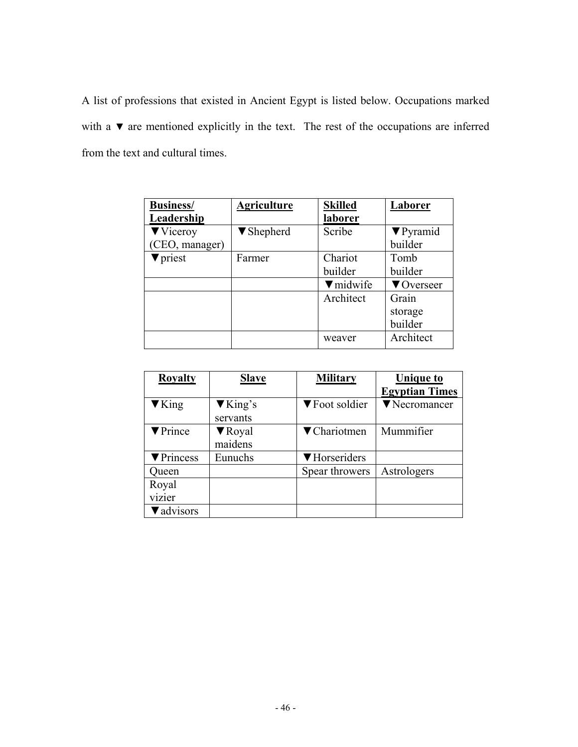A list of professions that existed in Ancient Egypt is listed below. Occupations marked with a ▼ are mentioned explicitly in the text. The rest of the occupations are inferred from the text and cultural times.

| **Business/ Leadership** | **Agriculture** | **Skilled laborer** | **Laborer** |
|---|---|---|---|
| ▼Viceroy (CEO, manager) | ▼Shepherd | Scribe | ▼Pyramid builder |
| ▼priest | Farmer | Chariot builder | Tomb builder |
| | | ▼midwife | ▼Overseer |
| | | Architect | Grain storage builder |
| | | weaver | Architect |

| **Royalty** | **Slave** | **Military** | **Unique to Egyptian Times** |
|---|---|---|---|
| ▼King | ▼King's servants | ▼Foot soldier | ▼Necromancer |
| ▼Prince | ▼Royal maidens | ▼Chariotmen | Mummifier |
| ▼Princess | Eunuchs | ▼Horseriders | |
| Queen | | Spear throwers | Astrologers |
| Royal vizier | | | |
| ▼advisors | | | |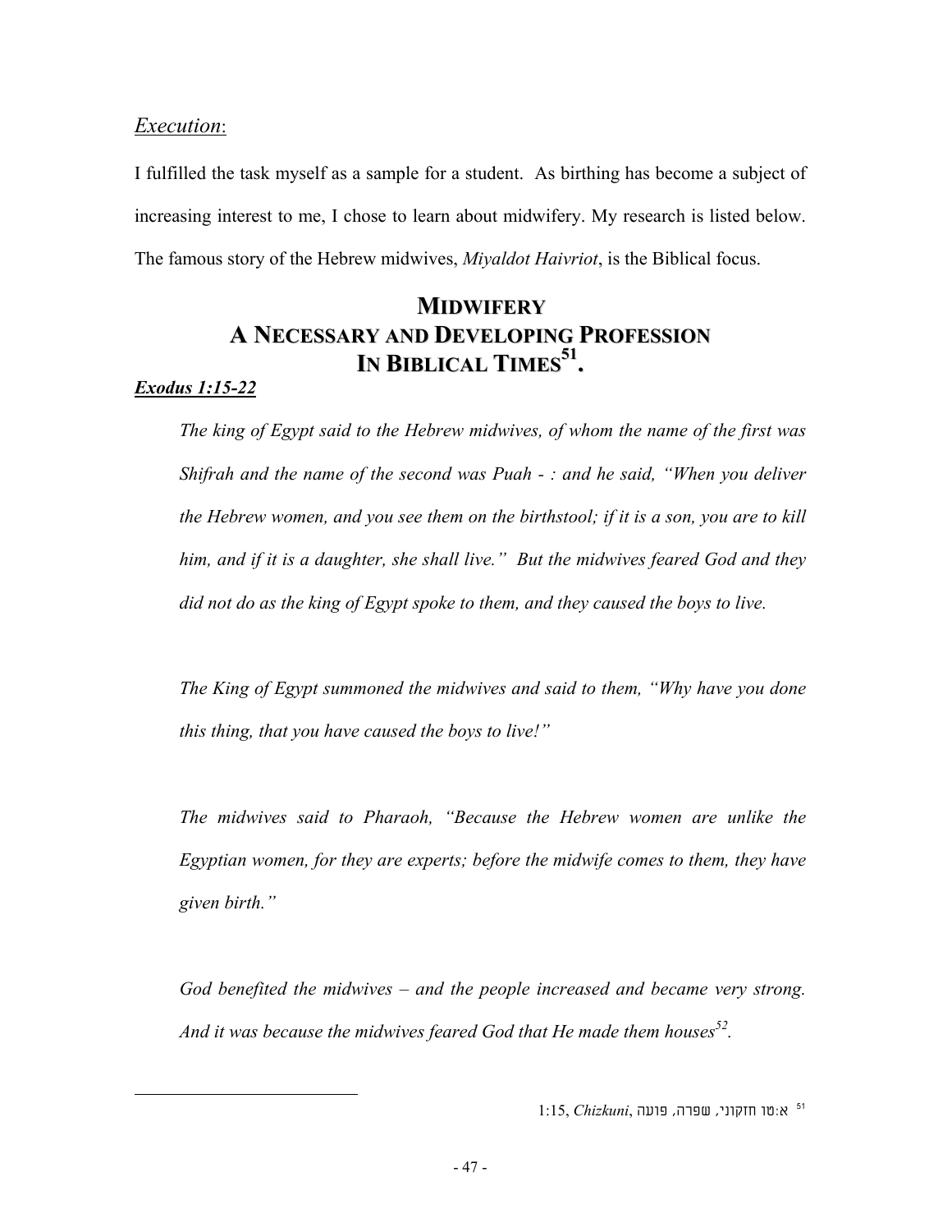*Execution*:

I fulfilled the task myself as a sample for a student. As birthing has become a subject of increasing interest to me, I chose to learn about midwifery. My research is listed below. The famous story of the Hebrew midwives, *Miyaldot Haivriot*, is the Biblical focus.

## MIDWIFERY
## A NECESSARY AND DEVELOPING PROFESSION
## IN BIBLICAL TIMES[51].

***Exodus 1:15-22***

> *The king of Egypt said to the Hebrew midwives, of whom the name of the first was Shifrah and the name of the second was Puah - : and he said, "When you deliver the Hebrew women, and you see them on the birthstool; if it is a son, you are to kill him, and if it is a daughter, she shall live." But the midwives feared God and they did not do as the king of Egypt spoke to them, and they caused the boys to live.*
>
> *The King of Egypt summoned the midwives and said to them, "Why have you done this thing, that you have caused the boys to live!"*
>
> *The midwives said to Pharaoh, "Because the Hebrew women are unlike the Egyptian women, for they are experts; before the midwife comes to them, they have given birth."*
>
> *God benefited the midwives – and the people increased and became very strong. And it was because the midwives feared God that He made them houses[52].*

---

[51] א:טו חזקוני, שפרה, פועה, *Chizkuni*, 1:15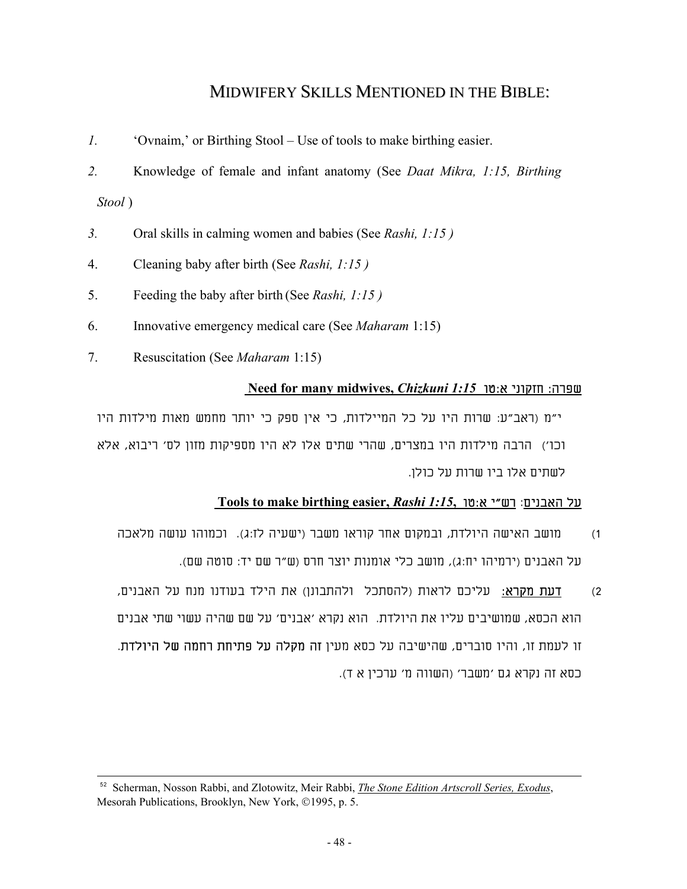## MIDWIFERY SKILLS MENTIONED IN THE BIBLE:

*1.* 'Ovnaim,' or Birthing Stool – Use of tools to make birthing easier.

*2.* Knowledge of female and infant anatomy (See *Daat Mikra, 1:15, Birthing Stool* )

*3.* Oral skills in calming women and babies (See *Rashi, 1:15 )*

4. Cleaning baby after birth (See *Rashi, 1:15 )*

5. Feeding the baby after birth (See *Rashi, 1:15 )*

6. Innovative emergency medical care (See *Maharam* 1:15)

7. Resuscitation (See *Maharam* 1:15)

**Need for many midwives, *Chizkuni 1:15*** שפרה: חזקוני א:טו

י"מ (ראב"ע: שרות היו על כל המיילדות, כי אין ספק כי יותר מחמש מאות מילדות היו וכו') הרבה מילדות היו במצרים, שהרי שתים אלו לא היו מספיקות מזון לס' ריבוא, אלא לשתים אלו ביו שרות על כולן.

**Tools to make birthing easier, *Rashi 1:15*,** על האבנים: רש"י א:טו

1) מושב האישה היולדת, ובמקום אחר קוראו משבר (ישעיה לז:ג). וכמוהו עושה מלאכה על האבנים (ירמיהו יח:ג), מושב כלי אומנות יוצר חרס (ש"ר שם יד: סוטה שם).

2) דעת מקרא: עליכם לראות (להסתכל ולהתבונן) את הילד בעודנו מנח על האבנים, הוא הכסא, שמושיבים עליו את היולדת. הוא נקרא 'אבנים' על שם שהיה עשוי שתי אבנים זו לעמת זו, והיו סוברים, שהישיבה על כסא מעין זה **מקלה על פתיחת רחמה של היולדת**. כסא זה נקרא גם 'משבר' (השווה מ' ערכין א ד).

---

[52] Scherman, Nosson Rabbi, and Zlotowitz, Meir Rabbi, *The Stone Edition Artscroll Series, Exodus*, Mesorah Publications, Brooklyn, New York, ©1995, p. 5.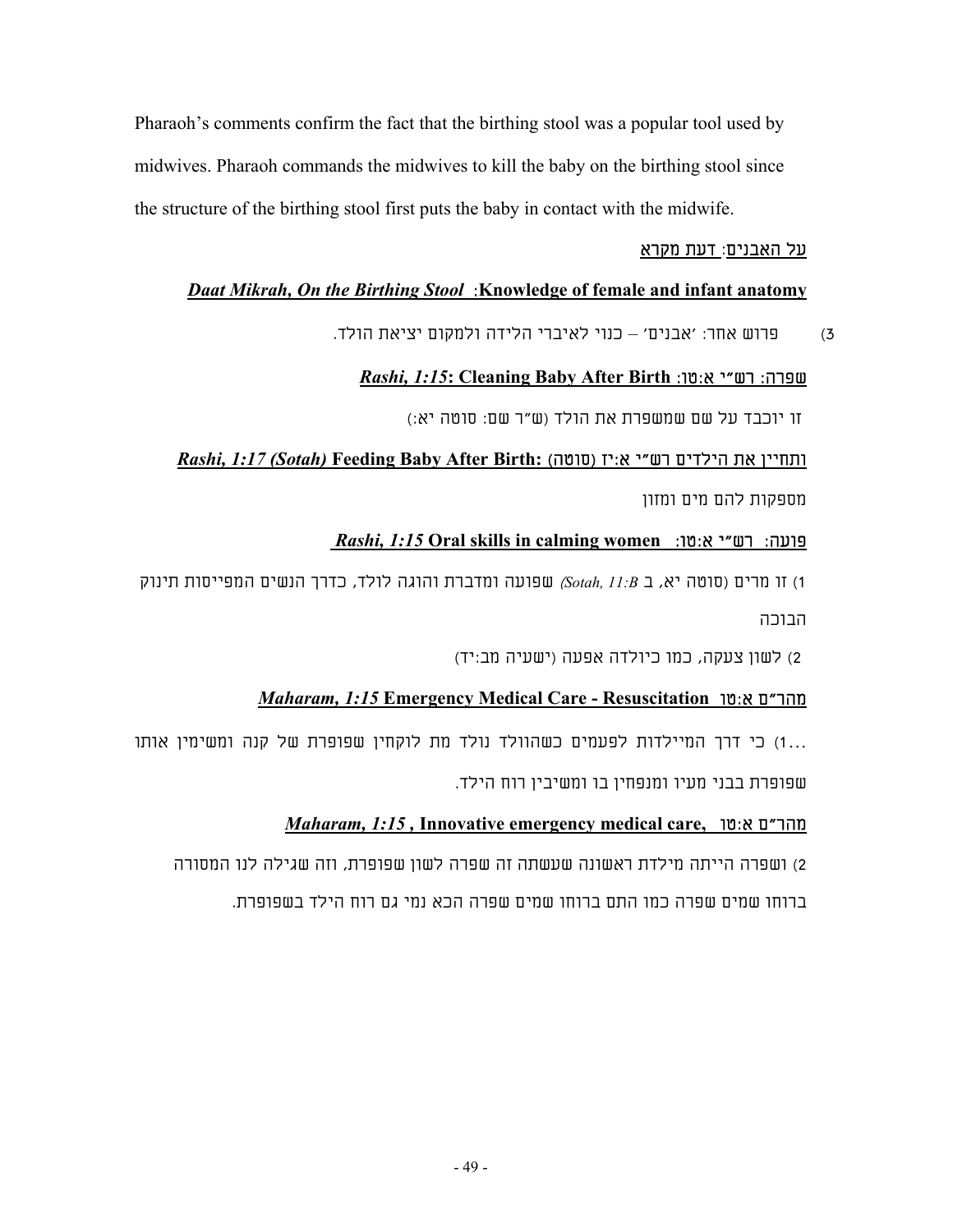Pharaoh's comments confirm the fact that the birthing stool was a popular tool used by midwives. Pharaoh commands the midwives to kill the baby on the birthing stool since the structure of the birthing stool first puts the baby in contact with the midwife.

<u>על האבנים: דעת מקרא</u>

***Daat Mikrah, On the Birthing Stool*** **:Knowledge of female and infant anatomy**

3) פרוש אחר: 'אבנים' – כנוי לאיברי הלידה ולמקום יציאת הולד.

<u>שפרה: רש"י א:טו: **_Rashi, 1:15_: Cleaning Baby After Birth**</u>

זו יוכבד על שם שמשפרת את הולד (ש"ר שם: סוטה יא:)

<u>ותחיין את הילדים רש"י א:יז (סוטה) **_Rashi, 1:17 (Sotah)_ Feeding Baby After Birth:**</u>

מספקות להם מים ומזון

<u>פועה: רש"י א:טו: **_Rashi, 1:15_ Oral skills in calming women**</u>

1) זו מרים (סוטה יא, ב *(Sotah, 11:B* שפועה ומדברת והוגה לולד, כדרך הנשים המפייסות תינוק הבוכה

2) לשון צעקה, כמו כיולדה אפעה (ישעיה מב:יד)

<u>מהר"ם א:טו **_Maharam, 1:15_ Emergency Medical Care - Resuscitation**</u>

...1) כי דרך המיילדות לפעמים כשהוולד נולד מת לוקחין שפופרת של קנה ומשימין אותו שפופרת בבני מעיו ומנפחין בו ומשיבין רוח הילד.

<u>מהר"ם א:טו **_Maharam, 1:15_ , Innovative emergency medical care,**</u>

2) ושפרה הייתה מילדת ראשונה שעשתה זה שפרה לשון שפופרת, וזה שגילה לנו המסורה ברוחו שמים שפרה כמו התם ברוחו שמים שפרה הכא נמי גם רוח הילד בשפופרת.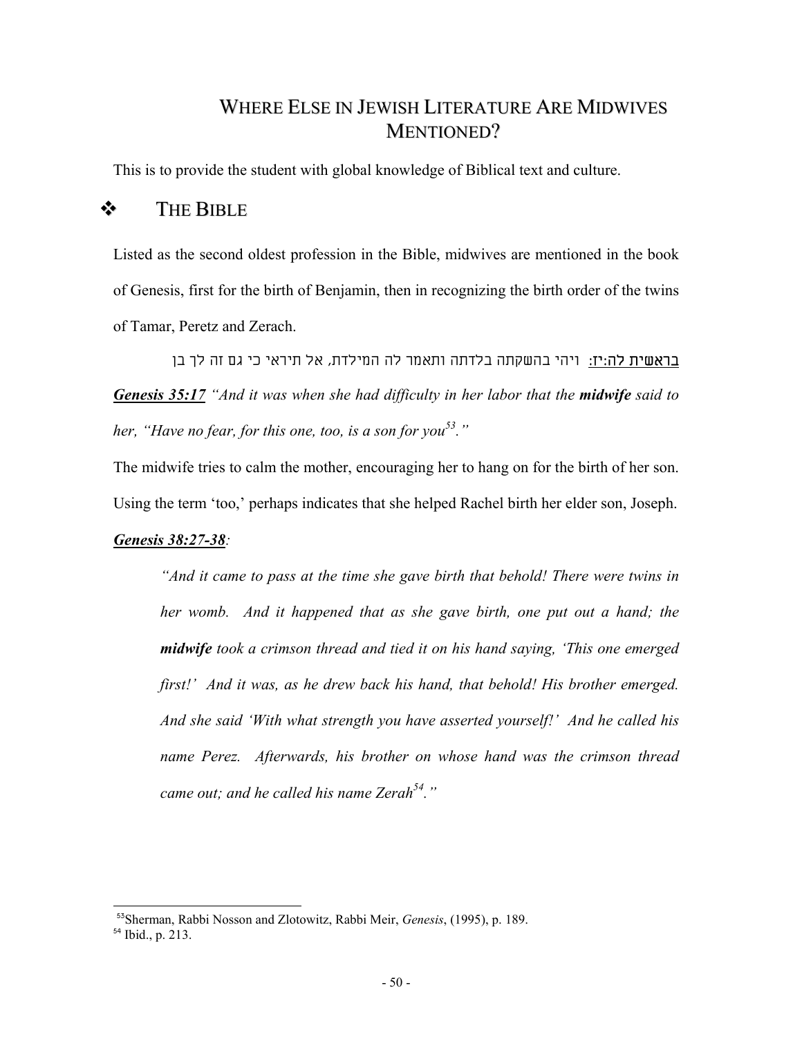# WHERE ELSE IN JEWISH LITERATURE ARE MIDWIVES MENTIONED?

This is to provide the student with global knowledge of Biblical text and culture.

## ❖ THE BIBLE

Listed as the second oldest profession in the Bible, midwives are mentioned in the book of Genesis, first for the birth of Benjamin, then in recognizing the birth order of the twins of Tamar, Peretz and Zerach.

<u>בראשית לה:יז</u>: ויהי בהשקתה בלדתה ותאמר לה המילדת, אל תיראי כי גם זה לך בן

***<u>Genesis 35:17</u>*** *"And it was when she had difficulty in her labor that the* ***midwife*** *said to her, "Have no fear, for this one, too, is a son for you*[53]*."*

The midwife tries to calm the mother, encouraging her to hang on for the birth of her son. Using the term 'too,' perhaps indicates that she helped Rachel birth her elder son, Joseph.

***<u>Genesis 38:27-38</u>****:*

> *"And it came to pass at the time she gave birth that behold! There were twins in her womb. And it happened that as she gave birth, one put out a hand; the* ***midwife*** *took a crimson thread and tied it on his hand saying, 'This one emerged first!' And it was, as he drew back his hand, that behold! His brother emerged. And she said 'With what strength you have asserted yourself!' And he called his name Perez. Afterwards, his brother on whose hand was the crimson thread came out; and he called his name Zerah*[54]*."*

---

[53] Sherman, Rabbi Nosson and Zlotowitz, Rabbi Meir, *Genesis*, (1995), p. 189.

[54] Ibid., p. 213.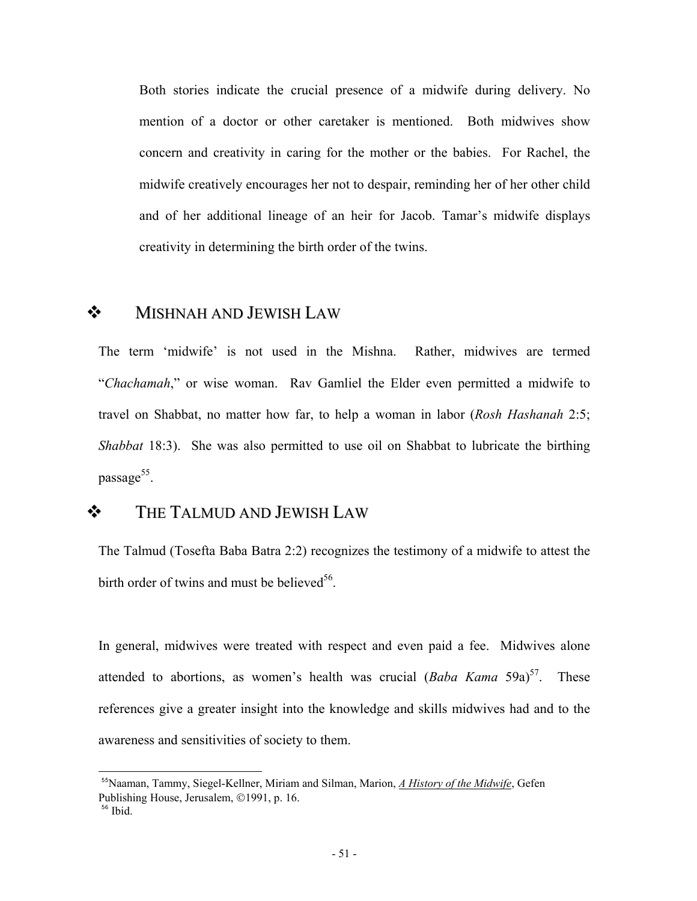Both stories indicate the crucial presence of a midwife during delivery. No mention of a doctor or other caretaker is mentioned. Both midwives show concern and creativity in caring for the mother or the babies. For Rachel, the midwife creatively encourages her not to despair, reminding her of her other child and of her additional lineage of an heir for Jacob. Tamar's midwife displays creativity in determining the birth order of the twins.

## ❖ MISHNAH AND JEWISH LAW

The term 'midwife' is not used in the Mishna. Rather, midwives are termed "*Chachamah*," or wise woman. Rav Gamliel the Elder even permitted a midwife to travel on Shabbat, no matter how far, to help a woman in labor (*Rosh Hashanah* 2:5; *Shabbat* 18:3). She was also permitted to use oil on Shabbat to lubricate the birthing passage[55].

## ❖ THE TALMUD AND JEWISH LAW

The Talmud (Tosefta Baba Batra 2:2) recognizes the testimony of a midwife to attest the birth order of twins and must be believed[56].

In general, midwives were treated with respect and even paid a fee. Midwives alone attended to abortions, as women's health was crucial (*Baba Kama* 59a)[57]. These references give a greater insight into the knowledge and skills midwives had and to the awareness and sensitivities of society to them.

---

[55] Naaman, Tammy, Siegel-Kellner, Miriam and Silman, Marion, *A History of the Midwife*, Gefen Publishing House, Jerusalem, ©1991, p. 16.

[56] Ibid.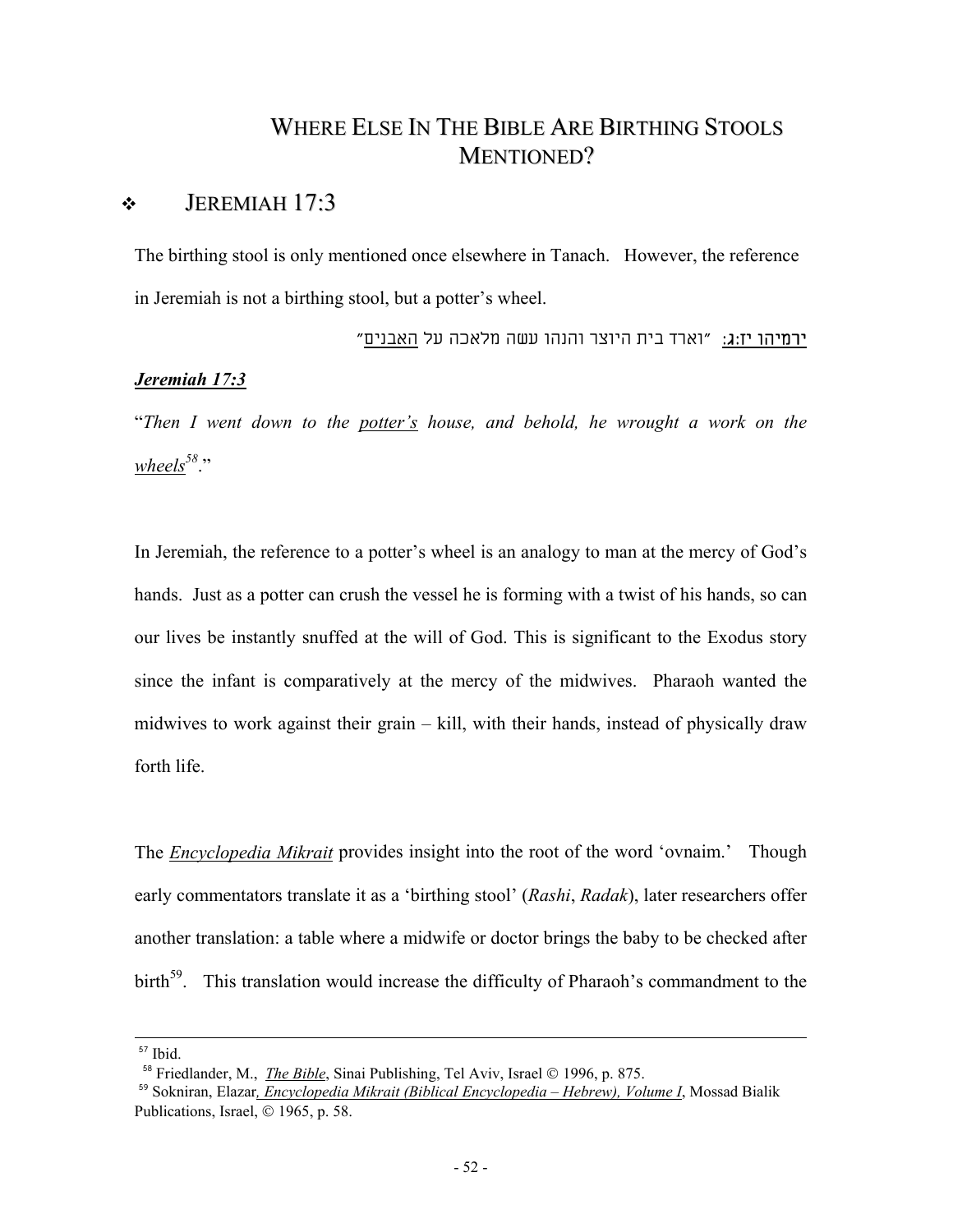# WHERE ELSE IN THE BIBLE ARE BIRTHING STOOLS MENTIONED?

## ❖ JEREMIAH 17:3

The birthing stool is only mentioned once elsewhere in Tanach. However, the reference in Jeremiah is not a birthing stool, but a potter's wheel.

<u>ירמיהו יז:ג</u>: "וארד בית היוצר והנהו עשה מלאכה על <u>האבנים</u>"

***<u>Jeremiah 17:3</u>***

"*Then I went down to the <u>potter's</u> house, and behold, he wrought a work on the <u>wheels</u>*[58]."

In Jeremiah, the reference to a potter's wheel is an analogy to man at the mercy of God's hands. Just as a potter can crush the vessel he is forming with a twist of his hands, so can our lives be instantly snuffed at the will of God. This is significant to the Exodus story since the infant is comparatively at the mercy of the midwives. Pharaoh wanted the midwives to work against their grain – kill, with their hands, instead of physically draw forth life.

The *<u>Encyclopedia Mikrait</u>* provides insight into the root of the word 'ovnaim.' Though early commentators translate it as a 'birthing stool' (*Rashi*, *Radak*), later researchers offer another translation: a table where a midwife or doctor brings the baby to be checked after birth[59]. This translation would increase the difficulty of Pharaoh's commandment to the

---

[57] Ibid.

[58] Friedlander, M., *<u>The Bible</u>*, Sinai Publishing, Tel Aviv, Israel © 1996, p. 875.

[59] Sokniran, Elazar*<u>, Encyclopedia Mikrait (Biblical Encyclopedia – Hebrew), Volume I</u>*, Mossad Bialik Publications, Israel, © 1965, p. 58.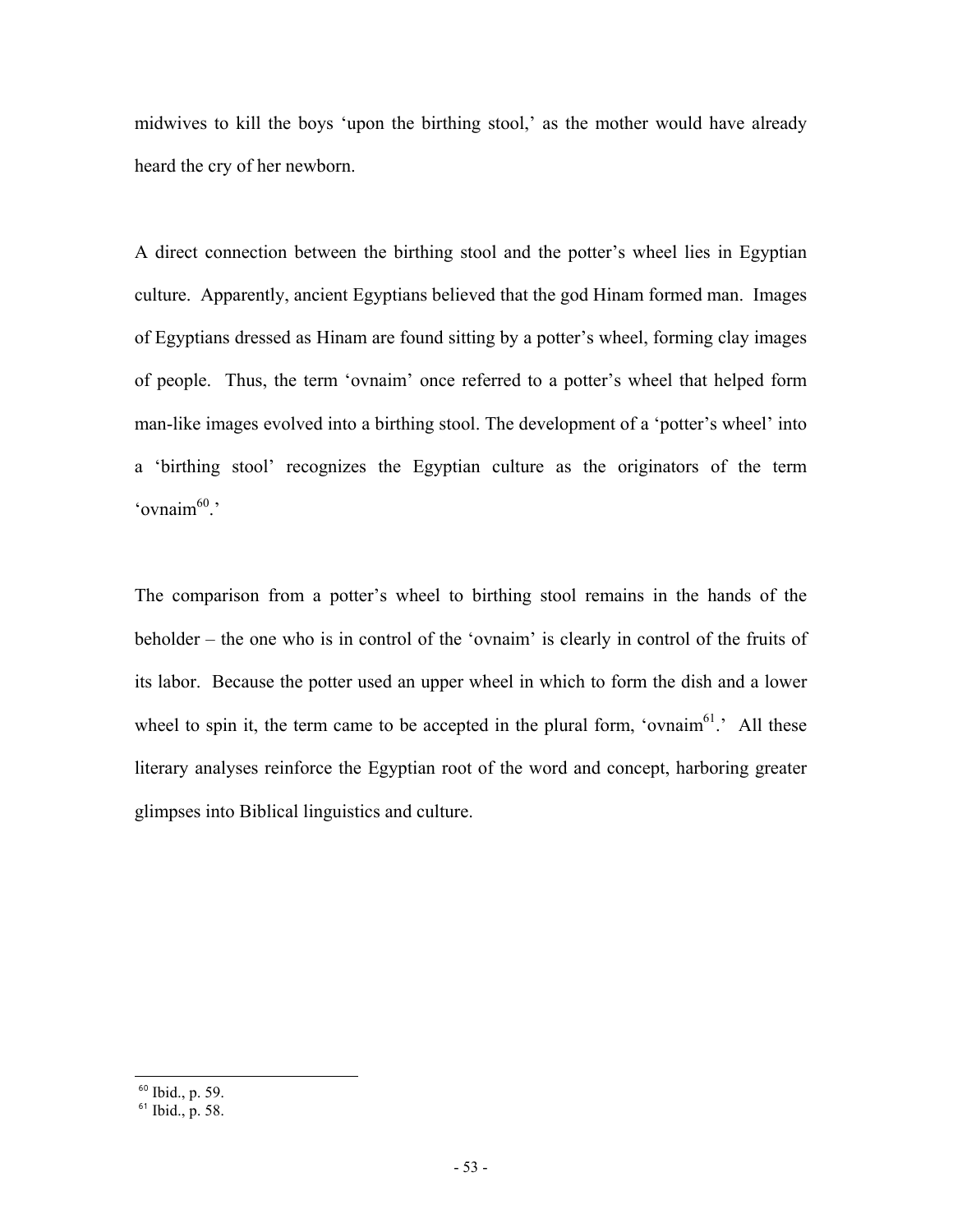midwives to kill the boys 'upon the birthing stool,' as the mother would have already heard the cry of her newborn.

A direct connection between the birthing stool and the potter's wheel lies in Egyptian culture. Apparently, ancient Egyptians believed that the god Hinam formed man. Images of Egyptians dressed as Hinam are found sitting by a potter's wheel, forming clay images of people. Thus, the term 'ovnaim' once referred to a potter's wheel that helped form man-like images evolved into a birthing stool. The development of a 'potter's wheel' into a 'birthing stool' recognizes the Egyptian culture as the originators of the term 'ovnaim[60].'

The comparison from a potter's wheel to birthing stool remains in the hands of the beholder – the one who is in control of the 'ovnaim' is clearly in control of the fruits of its labor. Because the potter used an upper wheel in which to form the dish and a lower wheel to spin it, the term came to be accepted in the plural form, 'ovnaim[61].' All these literary analyses reinforce the Egyptian root of the word and concept, harboring greater glimpses into Biblical linguistics and culture.

[60] Ibid., p. 59.

[61] Ibid., p. 58.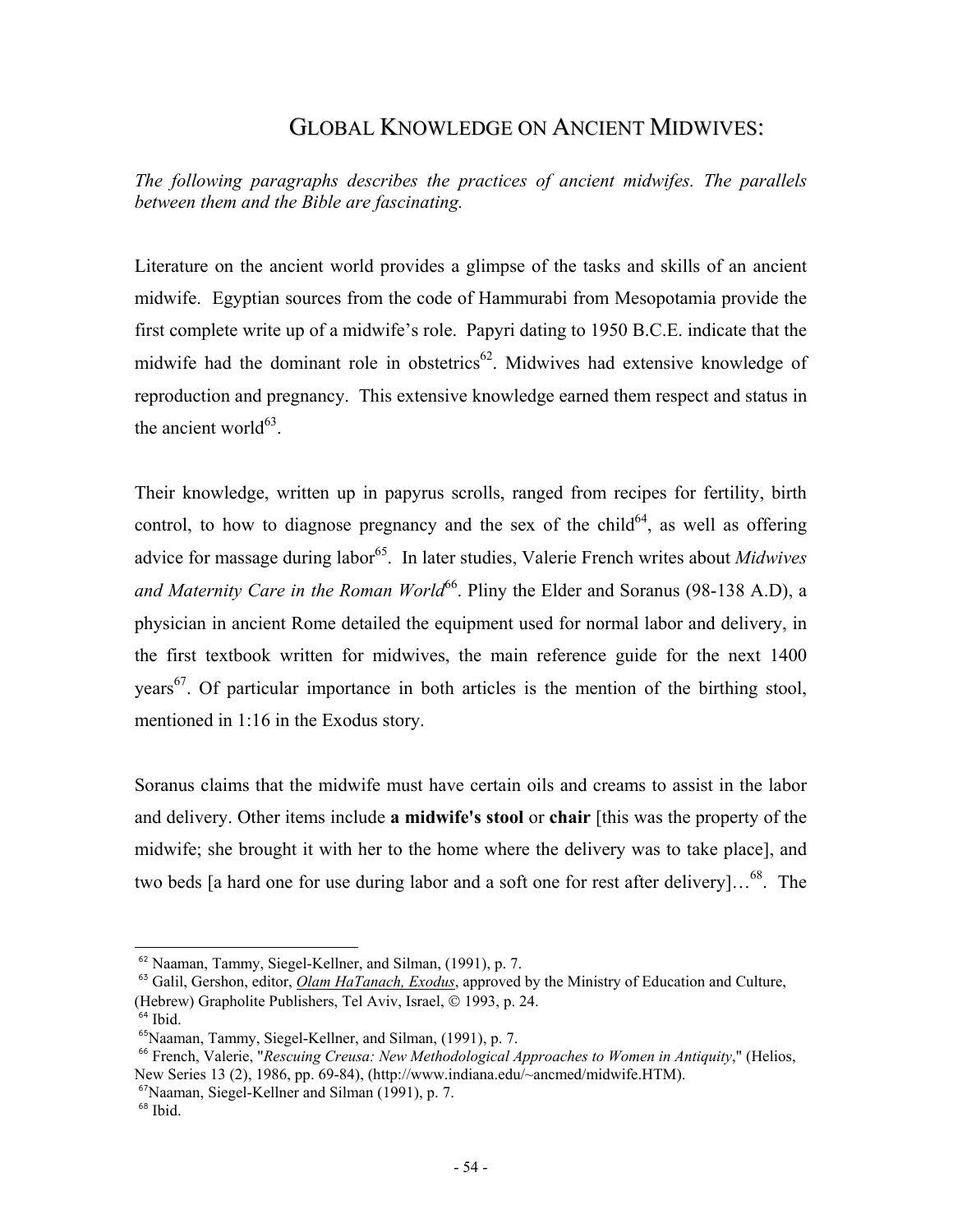## GLOBAL KNOWLEDGE ON ANCIENT MIDWIVES:

*The following paragraphs describes the practices of ancient midwifes. The parallels between them and the Bible are fascinating.*

Literature on the ancient world provides a glimpse of the tasks and skills of an ancient midwife. Egyptian sources from the code of Hammurabi from Mesopotamia provide the first complete write up of a midwife's role. Papyri dating to 1950 B.C.E. indicate that the midwife had the dominant role in obstetrics[62]. Midwives had extensive knowledge of reproduction and pregnancy. This extensive knowledge earned them respect and status in the ancient world[63].

Their knowledge, written up in papyrus scrolls, ranged from recipes for fertility, birth control, to how to diagnose pregnancy and the sex of the child[64], as well as offering advice for massage during labor[65]. In later studies, Valerie French writes about *Midwives and Maternity Care in the Roman World*[66]. Pliny the Elder and Soranus (98-138 A.D), a physician in ancient Rome detailed the equipment used for normal labor and delivery, in the first textbook written for midwives, the main reference guide for the next 1400 years[67]. Of particular importance in both articles is the mention of the birthing stool, mentioned in 1:16 in the Exodus story.

Soranus claims that the midwife must have certain oils and creams to assist in the labor and delivery. Other items include **a midwife's stool** or **chair** [this was the property of the midwife; she brought it with her to the home where the delivery was to take place], and two beds [a hard one for use during labor and a soft one for rest after delivery]…[68]. The

---

[62] Naaman, Tammy, Siegel-Kellner, and Silman, (1991), p. 7.

[63] Galil, Gershon, editor, *Olam HaTanach, Exodus*, approved by the Ministry of Education and Culture, (Hebrew) Grapholite Publishers, Tel Aviv, Israel, © 1993, p. 24.

[64] Ibid.

[65] Naaman, Tammy, Siegel-Kellner, and Silman, (1991), p. 7.

[66] French, Valerie, "*Rescuing Creusa: New Methodological Approaches to Women in Antiquity*," (Helios, New Series 13 (2), 1986, pp. 69-84), (http://www.indiana.edu/~ancmed/midwife.HTM).

[67] Naaman, Siegel-Kellner and Silman (1991), p. 7.

[68] Ibid.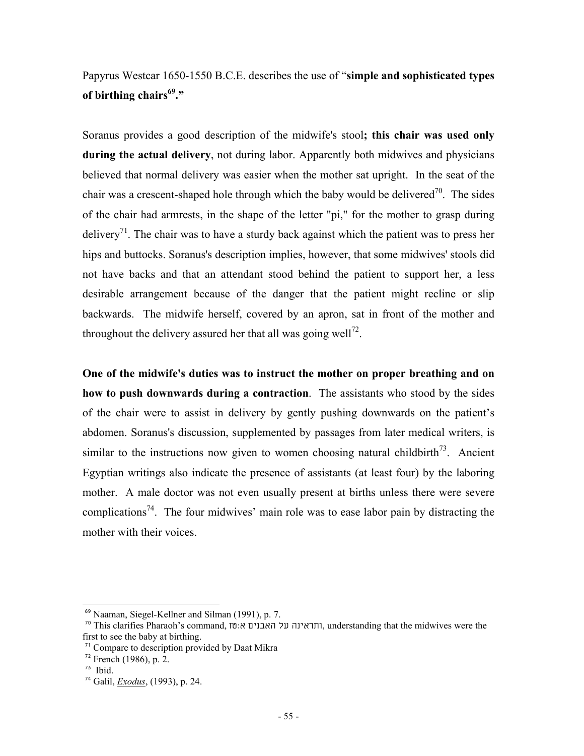Papyrus Westcar 1650-1550 B.C.E. describes the use of "**simple and sophisticated types of birthing chairs**[69]**.**"

Soranus provides a good description of the midwife's stool**; this chair was used only during the actual delivery**, not during labor. Apparently both midwives and physicians believed that normal delivery was easier when the mother sat upright. In the seat of the chair was a crescent-shaped hole through which the baby would be delivered[70]. The sides of the chair had armrests, in the shape of the letter "pi," for the mother to grasp during delivery[71]. The chair was to have a sturdy back against which the patient was to press her hips and buttocks. Soranus's description implies, however, that some midwives' stools did not have backs and that an attendant stood behind the patient to support her, a less desirable arrangement because of the danger that the patient might recline or slip backwards. The midwife herself, covered by an apron, sat in front of the mother and throughout the delivery assured her that all was going well[72].

**One of the midwife's duties was to instruct the mother on proper breathing and on how to push downwards during a contraction**. The assistants who stood by the sides of the chair were to assist in delivery by gently pushing downwards on the patient's abdomen. Soranus's discussion, supplemented by passages from later medical writers, is similar to the instructions now given to women choosing natural childbirth[73]. Ancient Egyptian writings also indicate the presence of assistants (at least four) by the laboring mother. A male doctor was not even usually present at births unless there were severe complications[74]. The four midwives' main role was to ease labor pain by distracting the mother with their voices.

---

[69] Naaman, Siegel-Kellner and Silman (1991), p. 7.

[70] This clarifies Pharaoh's command, וּרְאִיתֶן עַל הָאָבְנָיִם א:טז, understanding that the midwives were the first to see the baby at birthing.

[71] Compare to description provided by Daat Mikra

[72] French (1986), p. 2.

[73] Ibid.

[74] Galil, *Exodus*, (1993), p. 24.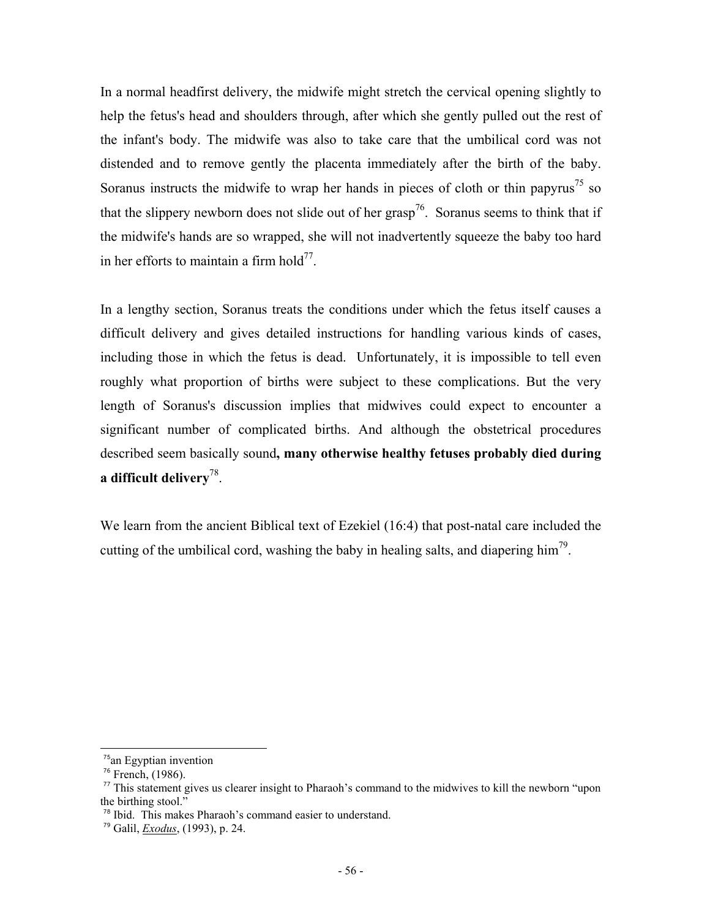In a normal headfirst delivery, the midwife might stretch the cervical opening slightly to help the fetus's head and shoulders through, after which she gently pulled out the rest of the infant's body. The midwife was also to take care that the umbilical cord was not distended and to remove gently the placenta immediately after the birth of the baby. Soranus instructs the midwife to wrap her hands in pieces of cloth or thin papyrus[75] so that the slippery newborn does not slide out of her grasp[76]. Soranus seems to think that if the midwife's hands are so wrapped, she will not inadvertently squeeze the baby too hard in her efforts to maintain a firm hold[77].

In a lengthy section, Soranus treats the conditions under which the fetus itself causes a difficult delivery and gives detailed instructions for handling various kinds of cases, including those in which the fetus is dead. Unfortunately, it is impossible to tell even roughly what proportion of births were subject to these complications. But the very length of Soranus's discussion implies that midwives could expect to encounter a significant number of complicated births. And although the obstetrical procedures described seem basically sound**, many otherwise healthy fetuses probably died during a difficult delivery**[78].

We learn from the ancient Biblical text of Ezekiel (16:4) that post-natal care included the cutting of the umbilical cord, washing the baby in healing salts, and diapering him[79].

---

[75] an Egyptian invention

[76] French, (1986).

[77] This statement gives us clearer insight to Pharaoh's command to the midwives to kill the newborn "upon the birthing stool."

[78] Ibid. This makes Pharaoh's command easier to understand.

[79] Galil, *Exodus*, (1993), p. 24.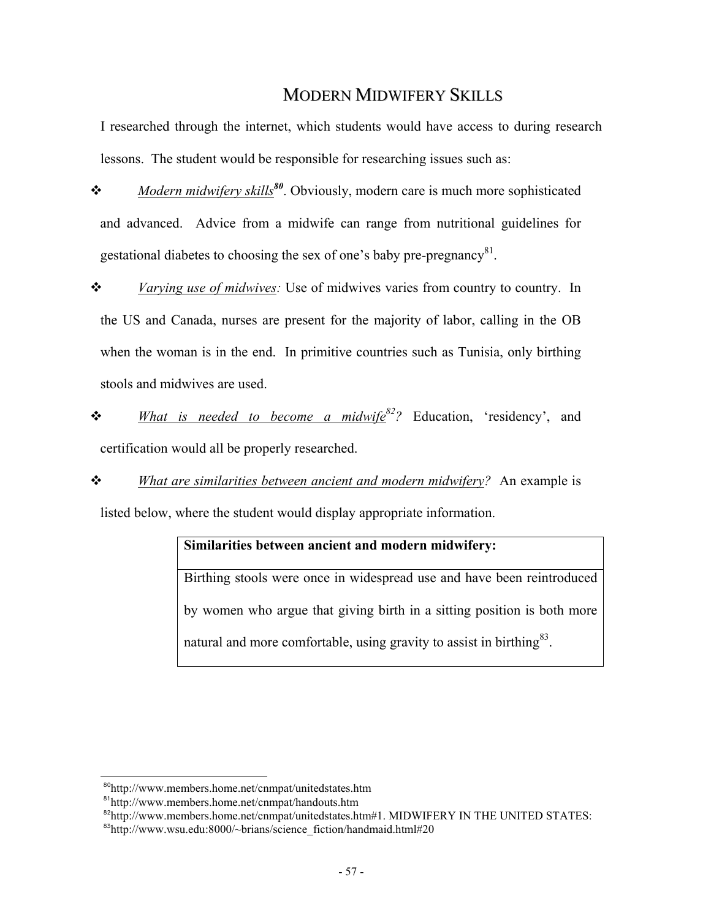# MODERN MIDWIFERY SKILLS

I researched through the internet, which students would have access to during research lessons. The student would be responsible for researching issues such as:

- *Modern midwifery skills*[80]. Obviously, modern care is much more sophisticated and advanced. Advice from a midwife can range from nutritional guidelines for gestational diabetes to choosing the sex of one's baby pre-pregnancy[81].
- *Varying use of midwives:* Use of midwives varies from country to country. In the US and Canada, nurses are present for the majority of labor, calling in the OB when the woman is in the end. In primitive countries such as Tunisia, only birthing stools and midwives are used.
- *What is needed to become a midwife*[82]*?* Education, 'residency', and certification would all be properly researched.
- *What are similarities between ancient and modern midwifery?* An example is listed below, where the student would display appropriate information.

| **Similarities between ancient and modern midwifery:** |
|---|
| Birthing stools were once in widespread use and have been reintroduced by women who argue that giving birth in a sitting position is both more natural and more comfortable, using gravity to assist in birthing[83]. |

---

[80] http://www.members.home.net/cnmpat/unitedstates.htm

[81] http://www.members.home.net/cnmpat/handouts.htm

[82] http://www.members.home.net/cnmpat/unitedstates.htm#1. MIDWIFERY IN THE UNITED STATES:

[83] http://www.wsu.edu:8000/~brians/science_fiction/handmaid.html#20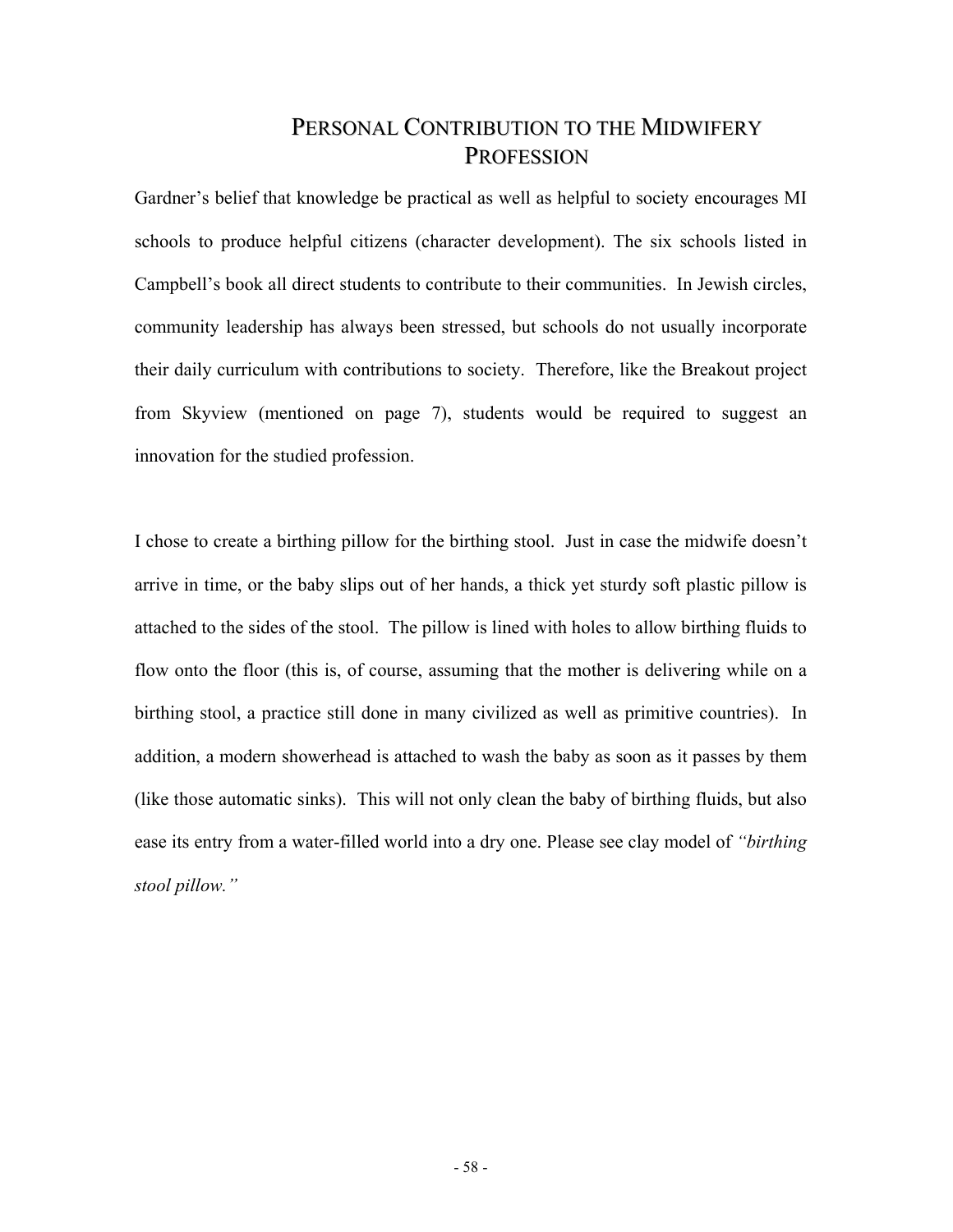# Personal Contribution to the Midwifery Profession

Gardner's belief that knowledge be practical as well as helpful to society encourages MI schools to produce helpful citizens (character development). The six schools listed in Campbell's book all direct students to contribute to their communities. In Jewish circles, community leadership has always been stressed, but schools do not usually incorporate their daily curriculum with contributions to society. Therefore, like the Breakout project from Skyview (mentioned on page 7), students would be required to suggest an innovation for the studied profession.

I chose to create a birthing pillow for the birthing stool. Just in case the midwife doesn't arrive in time, or the baby slips out of her hands, a thick yet sturdy soft plastic pillow is attached to the sides of the stool. The pillow is lined with holes to allow birthing fluids to flow onto the floor (this is, of course, assuming that the mother is delivering while on a birthing stool, a practice still done in many civilized as well as primitive countries). In addition, a modern showerhead is attached to wash the baby as soon as it passes by them (like those automatic sinks). This will not only clean the baby of birthing fluids, but also ease its entry from a water-filled world into a dry one. Please see clay model of *"birthing stool pillow."*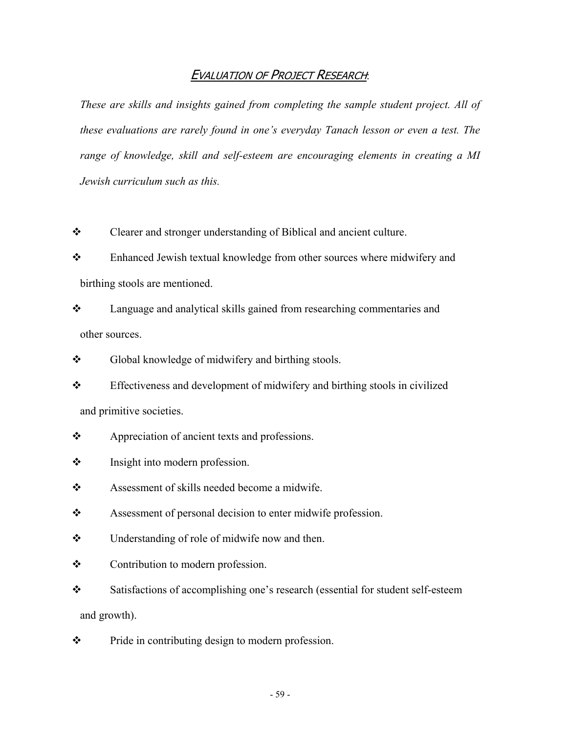## Evaluation of Project Research:

*These are skills and insights gained from completing the sample student project. All of these evaluations are rarely found in one's everyday Tanach lesson or even a test. The range of knowledge, skill and self-esteem are encouraging elements in creating a MI Jewish curriculum such as this.*

- Clearer and stronger understanding of Biblical and ancient culture.
- Enhanced Jewish textual knowledge from other sources where midwifery and birthing stools are mentioned.
- Language and analytical skills gained from researching commentaries and other sources.
- Global knowledge of midwifery and birthing stools.
- Effectiveness and development of midwifery and birthing stools in civilized and primitive societies.
- Appreciation of ancient texts and professions.
- Insight into modern profession.
- Assessment of skills needed become a midwife.
- Assessment of personal decision to enter midwife profession.
- Understanding of role of midwife now and then.
- Contribution to modern profession.
- Satisfactions of accomplishing one's research (essential for student self-esteem and growth).
- Pride in contributing design to modern profession.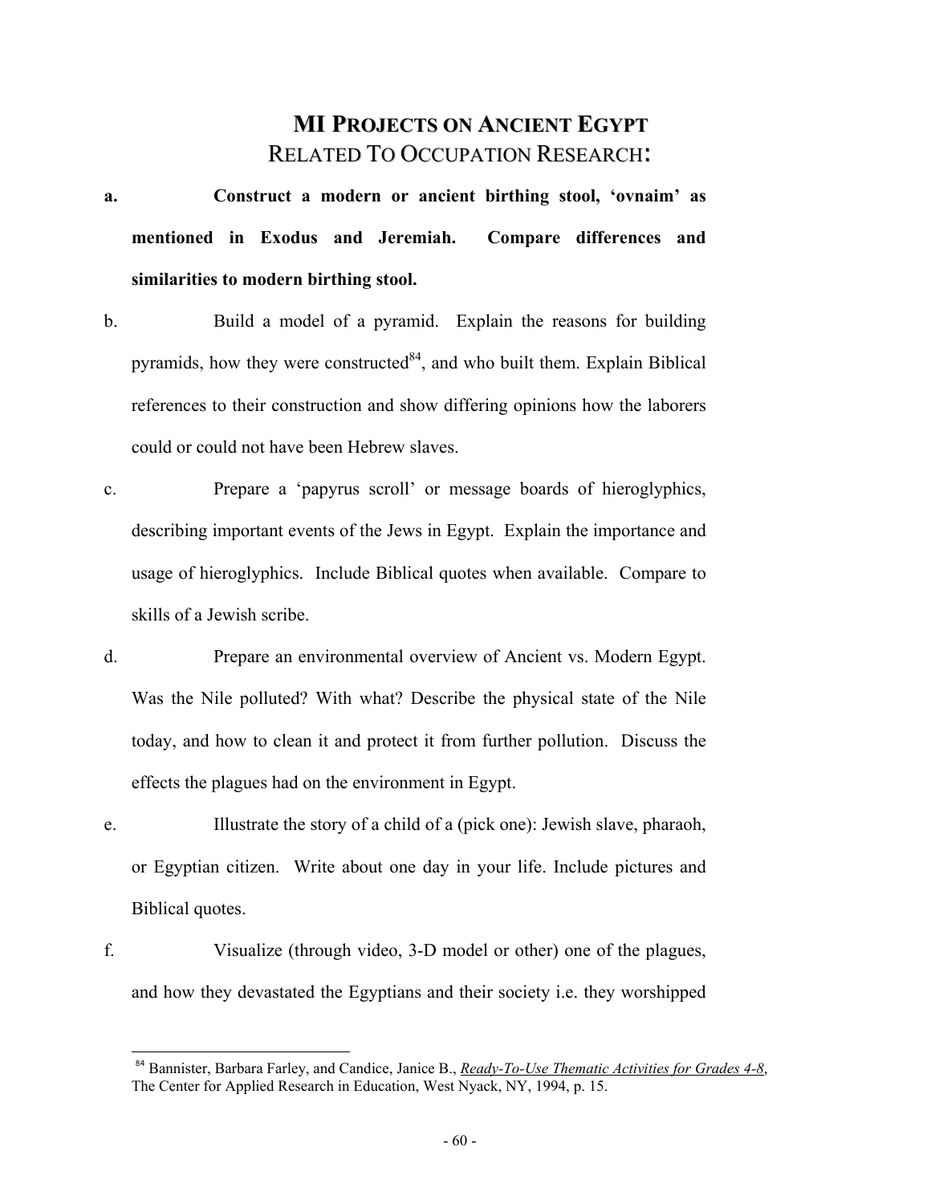## **MI PROJECTS ON ANCIENT EGYPT**
## RELATED TO OCCUPATION RESEARCH:

**a. Construct a modern or ancient birthing stool, 'ovnaim' as mentioned in Exodus and Jeremiah. Compare differences and similarities to modern birthing stool.**

b. Build a model of a pyramid. Explain the reasons for building pyramids, how they were constructed[84], and who built them. Explain Biblical references to their construction and show differing opinions how the laborers could or could not have been Hebrew slaves.

c. Prepare a 'papyrus scroll' or message boards of hieroglyphics, describing important events of the Jews in Egypt. Explain the importance and usage of hieroglyphics. Include Biblical quotes when available. Compare to skills of a Jewish scribe.

d. Prepare an environmental overview of Ancient vs. Modern Egypt. Was the Nile polluted? With what? Describe the physical state of the Nile today, and how to clean it and protect it from further pollution. Discuss the effects the plagues had on the environment in Egypt.

e. Illustrate the story of a child of a (pick one): Jewish slave, pharaoh, or Egyptian citizen. Write about one day in your life. Include pictures and Biblical quotes.

f. Visualize (through video, 3-D model or other) one of the plagues, and how they devastated the Egyptians and their society i.e. they worshipped

---

[84] Bannister, Barbara Farley, and Candice, Janice B., *Ready-To-Use Thematic Activities for Grades 4-8*, The Center for Applied Research in Education, West Nyack, NY, 1994, p. 15.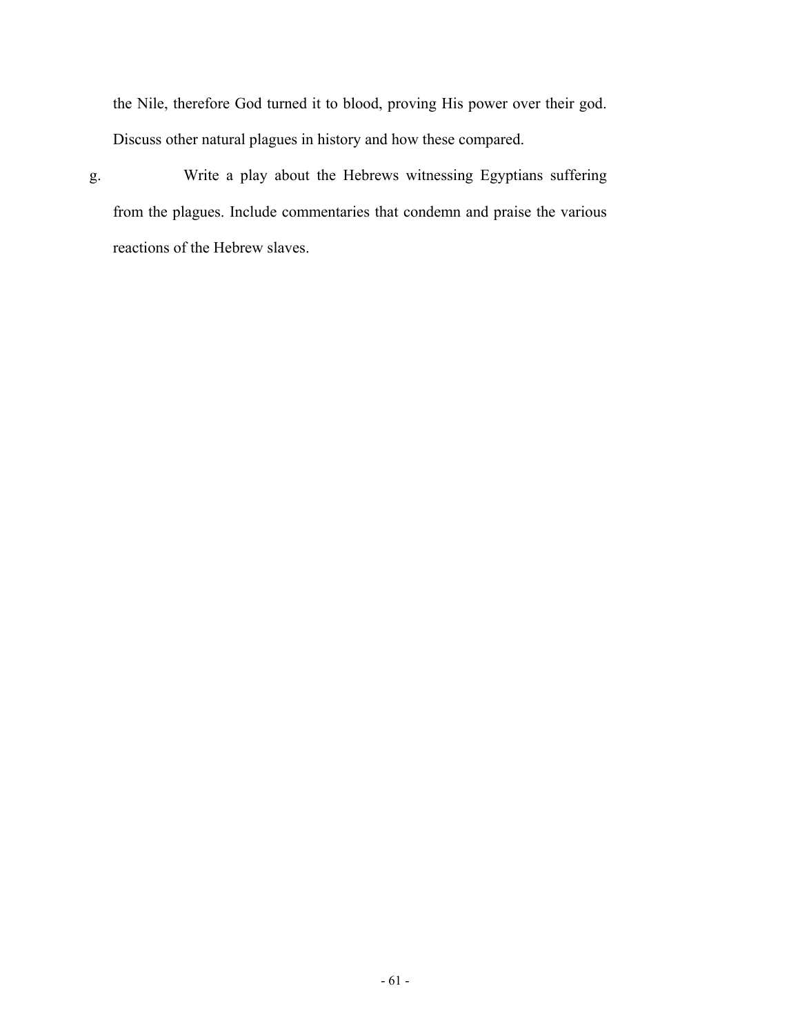the Nile, therefore God turned it to blood, proving His power over their god. Discuss other natural plagues in history and how these compared.

g. Write a play about the Hebrews witnessing Egyptians suffering from the plagues. Include commentaries that condemn and praise the various reactions of the Hebrew slaves.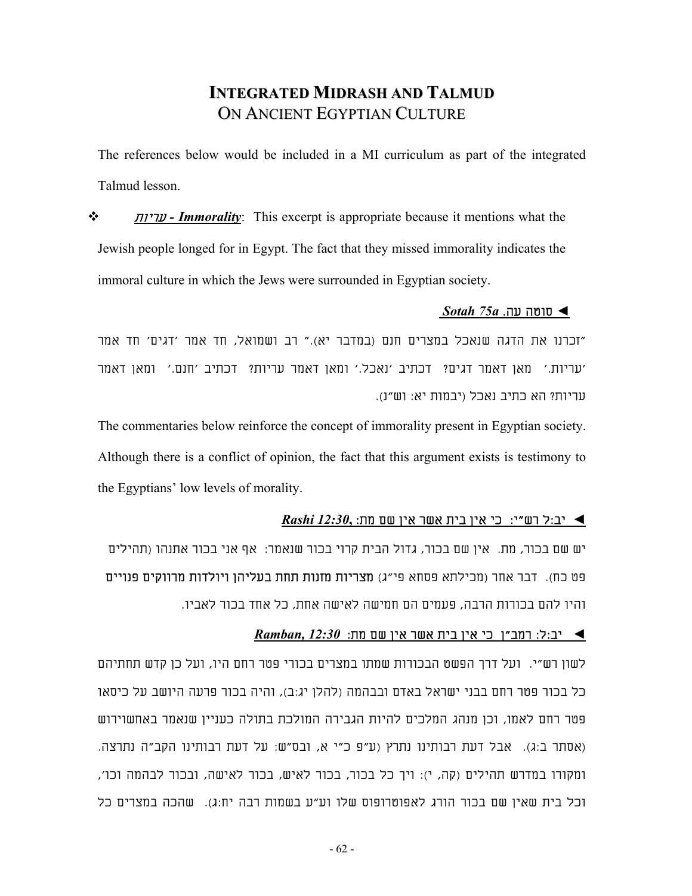# INTEGRATED MIDRASH AND TALMUD
## ON ANCIENT EGYPTIAN CULTURE

The references below would be included in a MI curriculum as part of the integrated Talmud lesson.

❖ ***עריות - Immorality***: This excerpt is appropriate because it mentions what the Jewish people longed for in Egypt. The fact that they missed immorality indicates the immoral culture in which the Jews were surrounded in Egyptian society.

◄ **סוטה עה. *Sotah 75a***

"זכרנו את הדגה שנאכל במצרים חנם (במדבר יא)." רב ושמואל, חד אמר 'דגים' חד אמר 'עריות.' מאן דאמר דגים? דכתיב 'נאכל.' ומאן דאמר עריות? דכתיב 'חנם.' ומאן דאמר עריות? הא כתיב נאכל (יבמות יא: וש"נ).

The commentaries below reinforce the concept of immorality present in Egyptian society. Although there is a conflict of opinion, the fact that this argument exists is testimony to the Egyptians' low levels of morality.

◄ **יב:ל רש"י: כי אין בית אשר אין שם מת: *Rashi 12:30,***

יש שם בכור, מת. אין שם בכור, גדול הבית קרוי בכור שנאמר: אף אני בכור אתנהו (תהילים פט כח). דבר אחר (מכילתא פסחא פי"ג) **מצריות מזנות תחת בעליהן ויולדות מרווקים פנויים** והיו להם בכורות הרבה, פעמים הם חמישה לאישה אחת, כל אחד בכור לאביו.

◄ **יב:ל: רמב"ן כי אין בית אשר אין שם מת: *Ramban, 12:30***

לשון רש"י. ועל דרך הפשט הבכורות שמתו במצרים בכורי פטר רחם היו, ועל כן קדש תחתיהם כל בכור פטר רחם בבני ישראל באדם ובבהמה (להלן יג:ב), והיה בכור פרעה היושב על כיסאו פטר רחם לאמו, וכן מנהג המלכים להיות הגבירה המולכת בתולה כעניין שנאמר באחשוירוש (אסתר ב:ג). אבל דעת רבותינו נתרץ (ע"פ כ"י א, ובס"ש: על דעת רבותינו הקב"ה נתרצה. ומקורו במדרש תהילים (קה, י): ויך כל בכור, בכור לאיש, בכור לאישה, ובכור לבהמה וכו', וכל בית שאין שם בכור הורג לאפוטרופוס שלו וע"ע בשמות רבה יח:ג). שהכה במצרים כל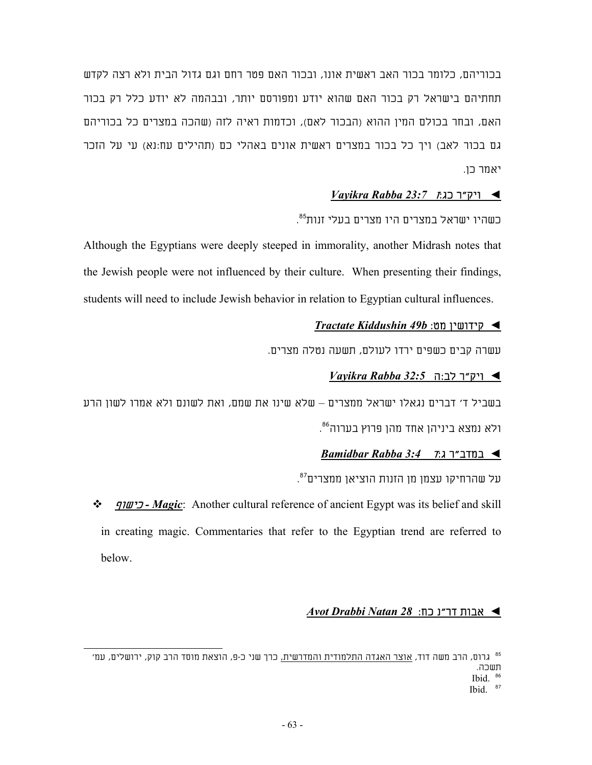בכוריהם, כלומר בכור האב ראשית אונו, ובכור האם פטר רחם וגם גדול הבית ולא רצה לקדש תחתיהם בישראל רק בכור האם שהוא יודע ומפורסם יותר, ובבהמה לא יודע כלל רק בכור האם, ובחר בכולם המין ההוא (הבכור לאם), וכדמות ראיה לזה (שהכה במצרים כל בכוריהם גם בכור לאב) ויך כל בכור במצרים ראשית אונים באהלי כם (תהילים עח:נא) עי על הזכר יאמר כן.

◄ **ויק"ר כג:ז** ***Vayikra Rabba 23:7***

כשהיו ישראל במצרים היו מצרים בעלי זנות[85].

Although the Egyptians were deeply steeped in immorality, another Midrash notes that the Jewish people were not influenced by their culture. When presenting their findings, students will need to include Jewish behavior in relation to Egyptian cultural influences.

◄ **קידושין מט:** ***Tractate Kiddushin 49b***

עשרה קבים כשפים ירדו לעולם, תשעה נטלה מצרים.

◄ **ויק"ר לב:ה** ***Vayikra Rabba 32:5***

בשביל ד' דברים נגאלו ישראל ממצרים – שלא שינו את שמם, ואת לשונם ולא אמרו לשון הרע ולא נמצא ביניהן אחד מהן פרוץ בערוה[86].

◄ **במדב"ר ג:ד** ***Bamidbar Rabba 3:4***

על שהרחיקו עצמן מן הזנות הוציאן ממצרים[87].

- ***כישוף - Magic***: Another cultural reference of ancient Egypt was its belief and skill in creating magic. Commentaries that refer to the Egyptian trend are referred to below.

◄ **אבות דר"נ כח:** ***Avot Drabbi Natan 28***

---

[85] גרוס, הרב משה דוד, אוצר האגדה התלמודית והמדרשית, כרך שני כ-פ, הוצאת מוסד הרב קוק, ירושלים, עמ' תשכה.

[86] Ibid.

[87] Ibid.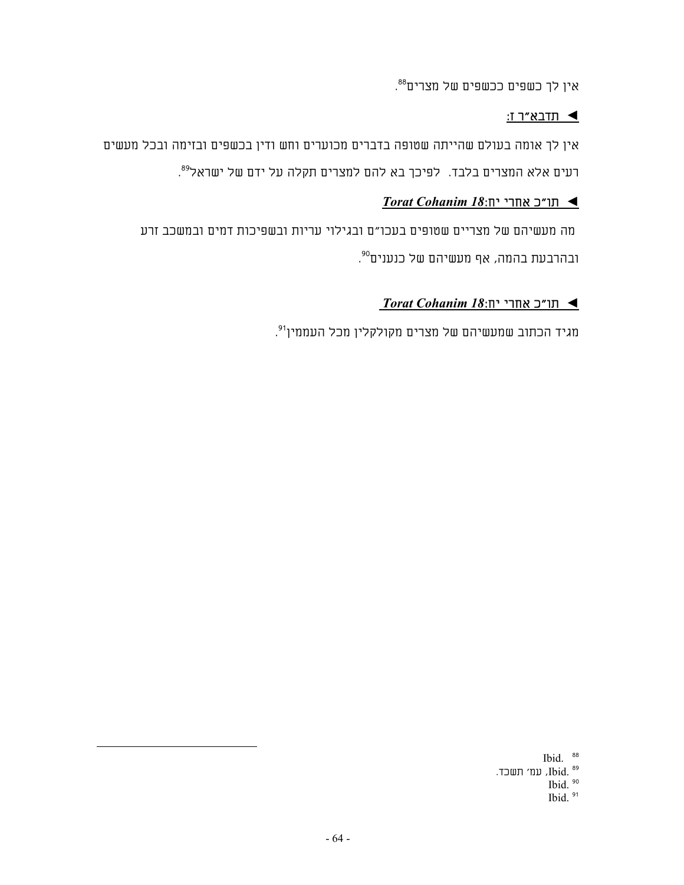אין לך כשפים ככשפים של מצרים[88].

◄ **<u>תדבא"ר ז:</u>**

אין לך אומה בעולם שהייתה שטופה בדברים מכוערים וחש ודין בכשפים ובזימה ובכל מעשים רעים אלא המצרים בלבד. לפיכך בא להם למצרים תקלה על ידם של ישראל[89].

◄ **<u>תו"כ אחרי יח:*Torat Cohanim 18*</u>**

מה מעשיהם של מצריים שטופים בעכו"ם ובגילוי עריות ובשפיכות דמים ובמשכב זרע ובהרבעת בהמה, אף מעשיהם של כנענים[90].

◄ **<u>תו"כ אחרי יח:*Torat Cohanim 18*</u>**

מגיד הכתוב שמעשיהם של מצרים מקולקלין מכל העממין[91].

---

[88] Ibid.

[89] Ibid., עמ' תשכד.

[90] Ibid.

[91] Ibid.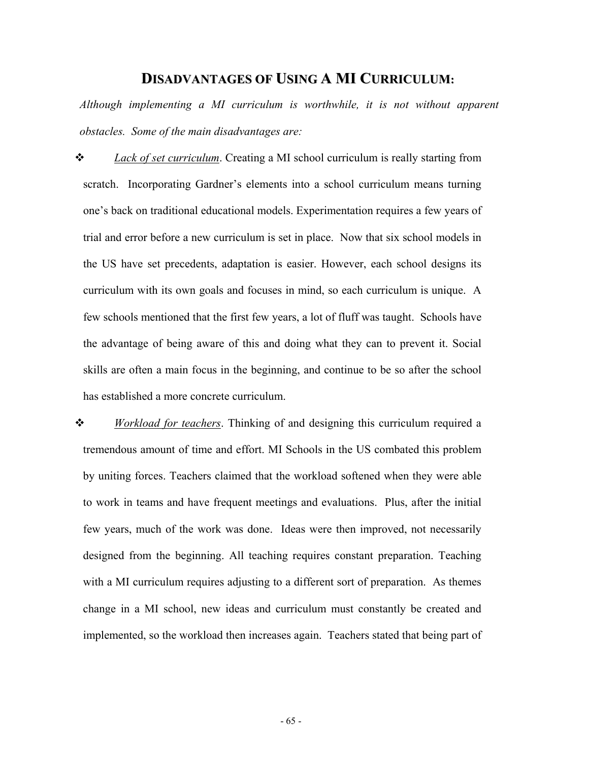## DISADVANTAGES OF USING A MI CURRICULUM:

*Although implementing a MI curriculum is worthwhile, it is not without apparent obstacles. Some of the main disadvantages are:*

- *Lack of set curriculum*. Creating a MI school curriculum is really starting from scratch. Incorporating Gardner's elements into a school curriculum means turning one's back on traditional educational models. Experimentation requires a few years of trial and error before a new curriculum is set in place. Now that six school models in the US have set precedents, adaptation is easier. However, each school designs its curriculum with its own goals and focuses in mind, so each curriculum is unique. A few schools mentioned that the first few years, a lot of fluff was taught. Schools have the advantage of being aware of this and doing what they can to prevent it. Social skills are often a main focus in the beginning, and continue to be so after the school has established a more concrete curriculum.

- *Workload for teachers*. Thinking of and designing this curriculum required a tremendous amount of time and effort. MI Schools in the US combated this problem by uniting forces. Teachers claimed that the workload softened when they were able to work in teams and have frequent meetings and evaluations. Plus, after the initial few years, much of the work was done. Ideas were then improved, not necessarily designed from the beginning. All teaching requires constant preparation. Teaching with a MI curriculum requires adjusting to a different sort of preparation. As themes change in a MI school, new ideas and curriculum must constantly be created and implemented, so the workload then increases again. Teachers stated that being part of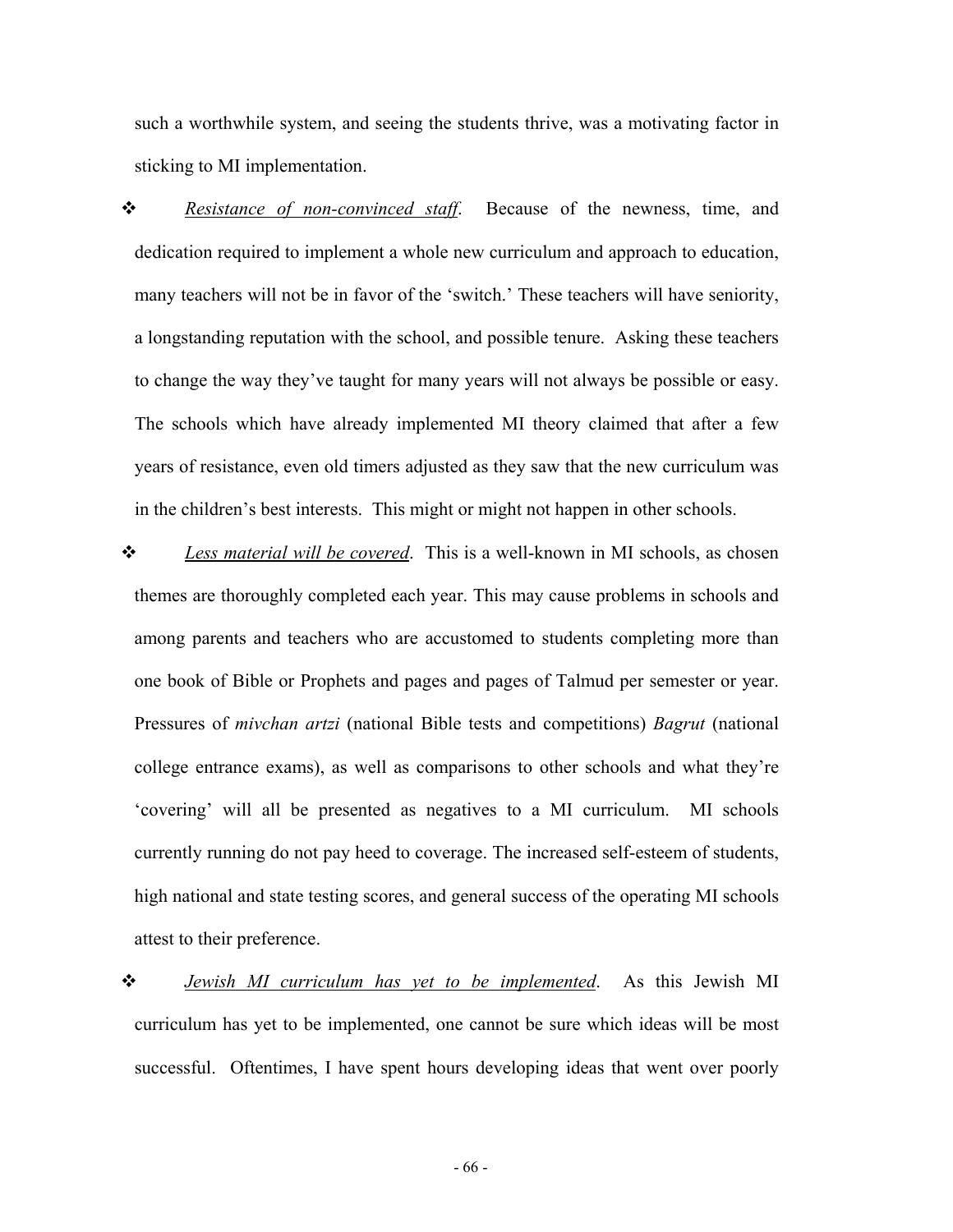such a worthwhile system, and seeing the students thrive, was a motivating factor in sticking to MI implementation.

- *Resistance of non-convinced staff.* Because of the newness, time, and dedication required to implement a whole new curriculum and approach to education, many teachers will not be in favor of the 'switch.' These teachers will have seniority, a longstanding reputation with the school, and possible tenure. Asking these teachers to change the way they've taught for many years will not always be possible or easy. The schools which have already implemented MI theory claimed that after a few years of resistance, even old timers adjusted as they saw that the new curriculum was in the children's best interests. This might or might not happen in other schools.

- *Less material will be covered.* This is a well-known in MI schools, as chosen themes are thoroughly completed each year. This may cause problems in schools and among parents and teachers who are accustomed to students completing more than one book of Bible or Prophets and pages and pages of Talmud per semester or year. Pressures of *mivchan artzi* (national Bible tests and competitions) *Bagrut* (national college entrance exams), as well as comparisons to other schools and what they're 'covering' will all be presented as negatives to a MI curriculum. MI schools currently running do not pay heed to coverage. The increased self-esteem of students, high national and state testing scores, and general success of the operating MI schools attest to their preference.

- *Jewish MI curriculum has yet to be implemented.* As this Jewish MI curriculum has yet to be implemented, one cannot be sure which ideas will be most successful. Oftentimes, I have spent hours developing ideas that went over poorly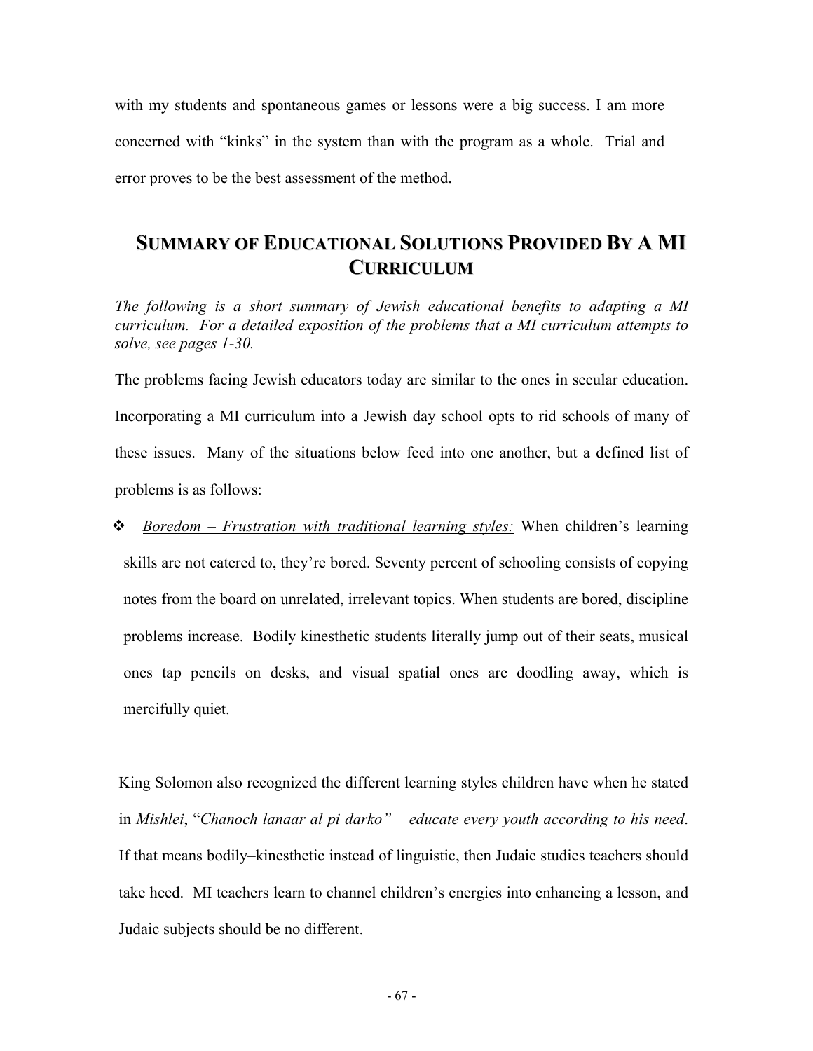with my students and spontaneous games or lessons were a big success. I am more concerned with "kinks" in the system than with the program as a whole. Trial and error proves to be the best assessment of the method.

## SUMMARY OF EDUCATIONAL SOLUTIONS PROVIDED BY A MI CURRICULUM

*The following is a short summary of Jewish educational benefits to adapting a MI curriculum. For a detailed exposition of the problems that a MI curriculum attempts to solve, see pages 1-30.*

The problems facing Jewish educators today are similar to the ones in secular education. Incorporating a MI curriculum into a Jewish day school opts to rid schools of many of these issues. Many of the situations below feed into one another, but a defined list of problems is as follows:

- *Boredom – Frustration with traditional learning styles:* When children's learning skills are not catered to, they're bored. Seventy percent of schooling consists of copying notes from the board on unrelated, irrelevant topics. When students are bored, discipline problems increase. Bodily kinesthetic students literally jump out of their seats, musical ones tap pencils on desks, and visual spatial ones are doodling away, which is mercifully quiet.

King Solomon also recognized the different learning styles children have when he stated in *Mishlei*, "*Chanoch lanaar al pi darko" – educate every youth according to his need*. If that means bodily–kinesthetic instead of linguistic, then Judaic studies teachers should take heed. MI teachers learn to channel children's energies into enhancing a lesson, and Judaic subjects should be no different.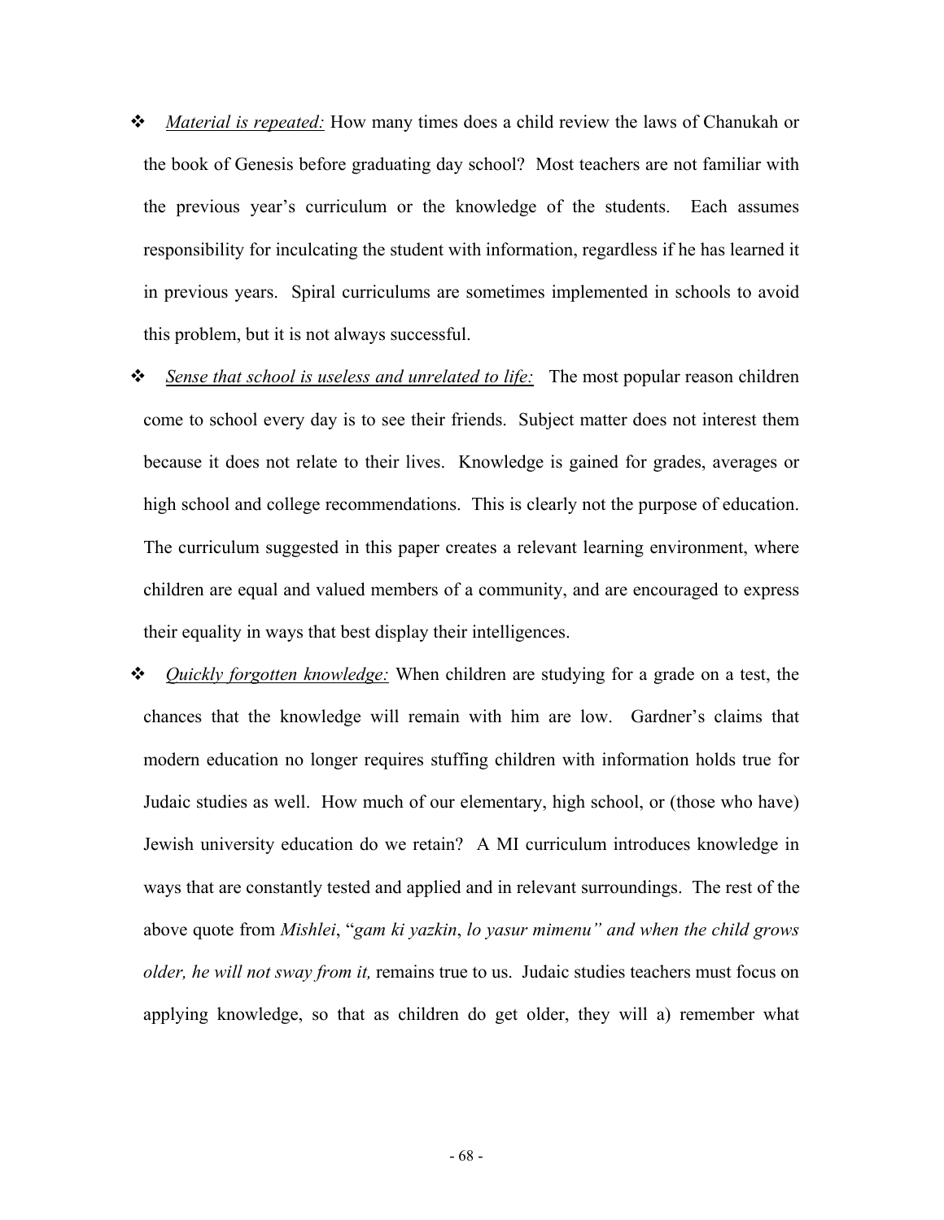- <u>*Material is repeated:*</u> How many times does a child review the laws of Chanukah or the book of Genesis before graduating day school? Most teachers are not familiar with the previous year's curriculum or the knowledge of the students. Each assumes responsibility for inculcating the student with information, regardless if he has learned it in previous years. Spiral curriculums are sometimes implemented in schools to avoid this problem, but it is not always successful.
- <u>*Sense that school is useless and unrelated to life:*</u> The most popular reason children come to school every day is to see their friends. Subject matter does not interest them because it does not relate to their lives. Knowledge is gained for grades, averages or high school and college recommendations. This is clearly not the purpose of education. The curriculum suggested in this paper creates a relevant learning environment, where children are equal and valued members of a community, and are encouraged to express their equality in ways that best display their intelligences.
- <u>*Quickly forgotten knowledge:*</u> When children are studying for a grade on a test, the chances that the knowledge will remain with him are low. Gardner's claims that modern education no longer requires stuffing children with information holds true for Judaic studies as well. How much of our elementary, high school, or (those who have) Jewish university education do we retain? A MI curriculum introduces knowledge in ways that are constantly tested and applied and in relevant surroundings. The rest of the above quote from *Mishlei*, "*gam ki yazkin*, *lo yasur mimenu" and when the child grows older, he will not sway from it,* remains true to us. Judaic studies teachers must focus on applying knowledge, so that as children do get older, they will a) remember what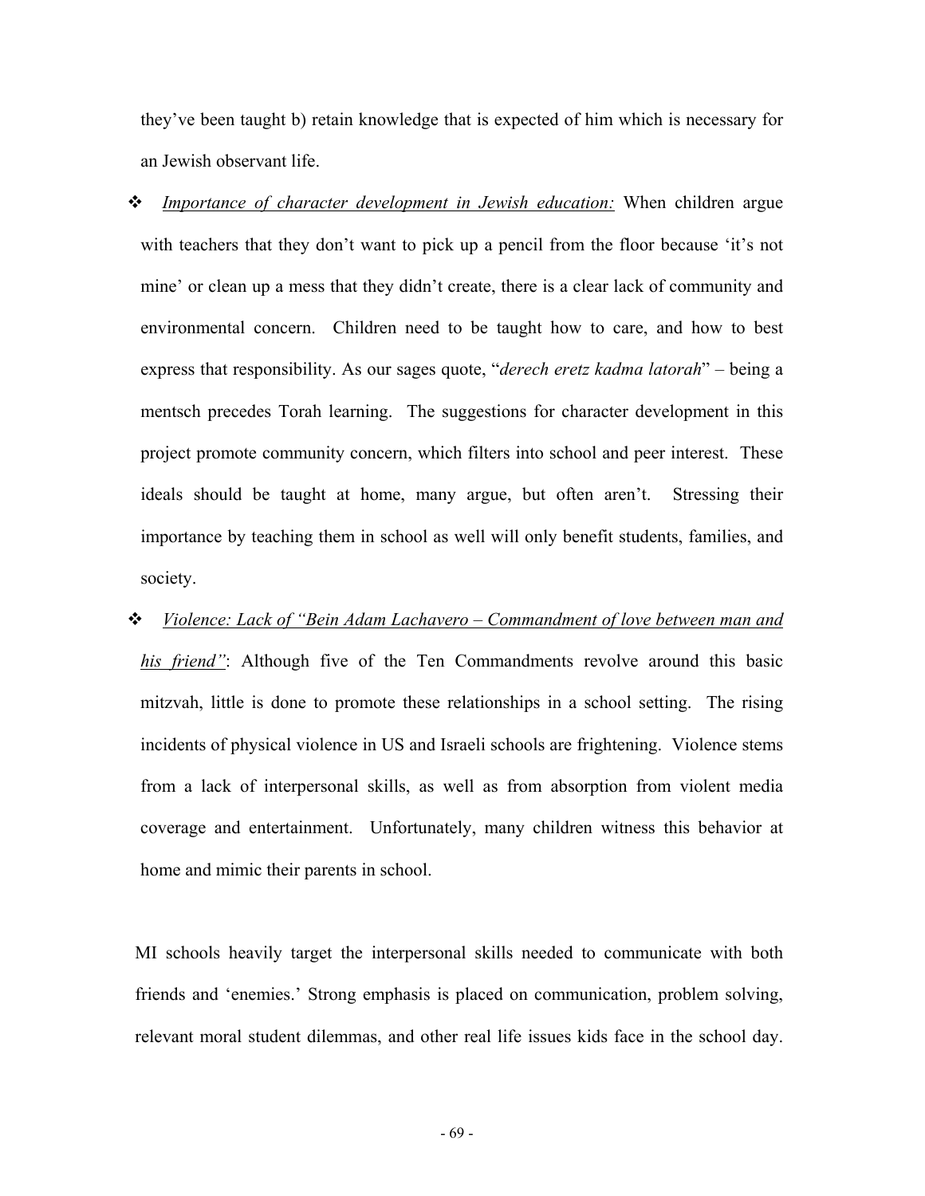they've been taught b) retain knowledge that is expected of him which is necessary for an Jewish observant life.

- *Importance of character development in Jewish education:* When children argue with teachers that they don't want to pick up a pencil from the floor because 'it's not mine' or clean up a mess that they didn't create, there is a clear lack of community and environmental concern. Children need to be taught how to care, and how to best express that responsibility. As our sages quote, "*derech eretz kadma latorah*" – being a mentsch precedes Torah learning. The suggestions for character development in this project promote community concern, which filters into school and peer interest. These ideals should be taught at home, many argue, but often aren't. Stressing their importance by teaching them in school as well will only benefit students, families, and society.
- *Violence: Lack of "Bein Adam Lachavero – Commandment of love between man and his friend"*: Although five of the Ten Commandments revolve around this basic mitzvah, little is done to promote these relationships in a school setting. The rising incidents of physical violence in US and Israeli schools are frightening. Violence stems from a lack of interpersonal skills, as well as from absorption from violent media coverage and entertainment. Unfortunately, many children witness this behavior at home and mimic their parents in school.

MI schools heavily target the interpersonal skills needed to communicate with both friends and 'enemies.' Strong emphasis is placed on communication, problem solving, relevant moral student dilemmas, and other real life issues kids face in the school day.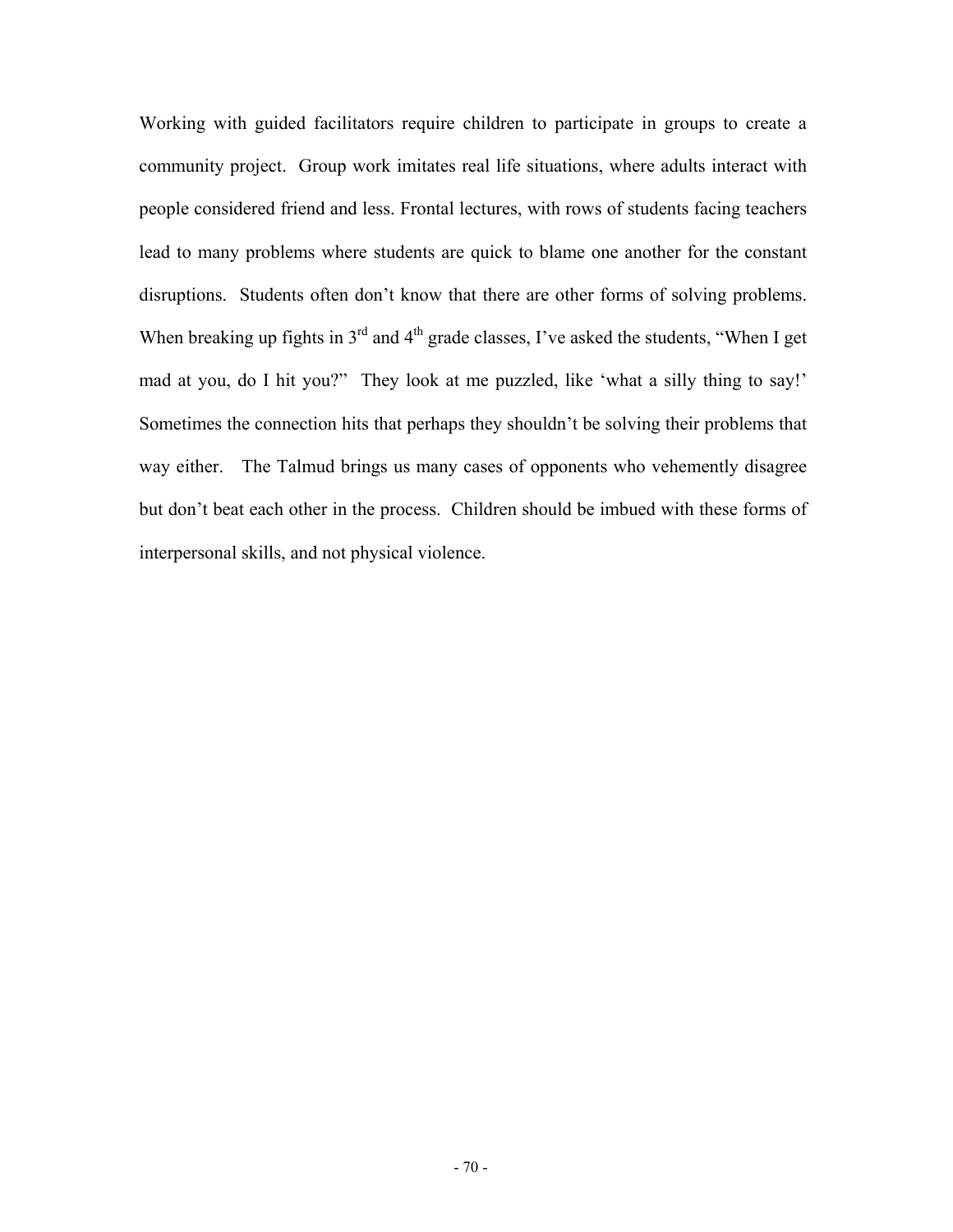Working with guided facilitators require children to participate in groups to create a community project. Group work imitates real life situations, where adults interact with people considered friend and less. Frontal lectures, with rows of students facing teachers lead to many problems where students are quick to blame one another for the constant disruptions. Students often don't know that there are other forms of solving problems. When breaking up fights in 3rd and 4th grade classes, I've asked the students, "When I get mad at you, do I hit you?" They look at me puzzled, like 'what a silly thing to say!' Sometimes the connection hits that perhaps they shouldn't be solving their problems that way either. The Talmud brings us many cases of opponents who vehemently disagree but don't beat each other in the process. Children should be imbued with these forms of interpersonal skills, and not physical violence.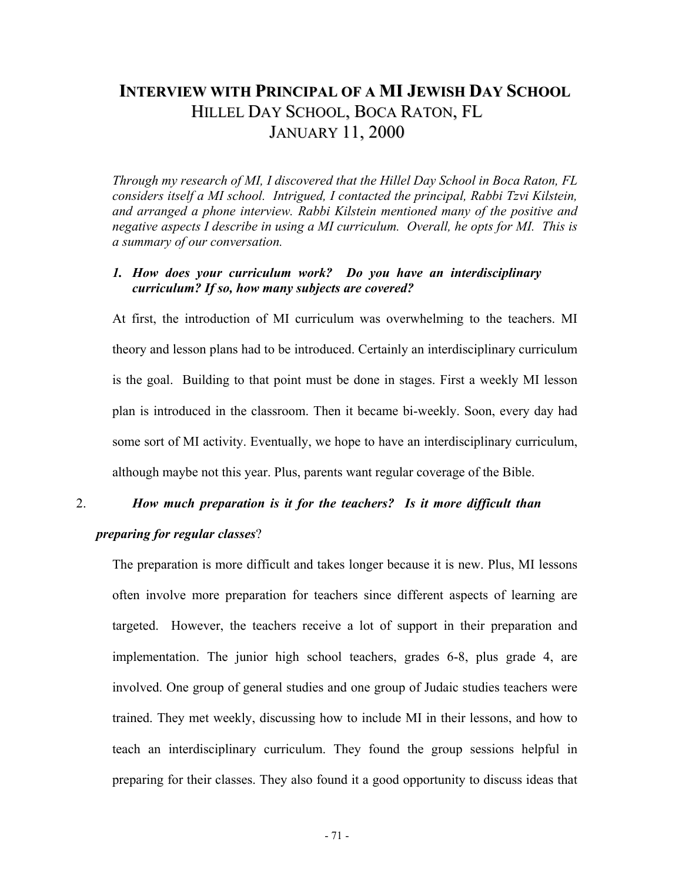# INTERVIEW WITH PRINCIPAL OF A MI JEWISH DAY SCHOOL

## HILLEL DAY SCHOOL, BOCA RATON, FL
## JANUARY 11, 2000

*Through my research of MI, I discovered that the Hillel Day School in Boca Raton, FL considers itself a MI school. Intrigued, I contacted the principal, Rabbi Tzvi Kilstein, and arranged a phone interview. Rabbi Kilstein mentioned many of the positive and negative aspects I describe in using a MI curriculum. Overall, he opts for MI. This is a summary of our conversation.*

1. ***How does your curriculum work? Do you have an interdisciplinary curriculum? If so, how many subjects are covered?***

At first, the introduction of MI curriculum was overwhelming to the teachers. MI theory and lesson plans had to be introduced. Certainly an interdisciplinary curriculum is the goal. Building to that point must be done in stages. First a weekly MI lesson plan is introduced in the classroom. Then it became bi-weekly. Soon, every day had some sort of MI activity. Eventually, we hope to have an interdisciplinary curriculum, although maybe not this year. Plus, parents want regular coverage of the Bible.

2. ***How much preparation is it for the teachers? Is it more difficult than preparing for regular classes***?

The preparation is more difficult and takes longer because it is new. Plus, MI lessons often involve more preparation for teachers since different aspects of learning are targeted. However, the teachers receive a lot of support in their preparation and implementation. The junior high school teachers, grades 6-8, plus grade 4, are involved. One group of general studies and one group of Judaic studies teachers were trained. They met weekly, discussing how to include MI in their lessons, and how to teach an interdisciplinary curriculum. They found the group sessions helpful in preparing for their classes. They also found it a good opportunity to discuss ideas that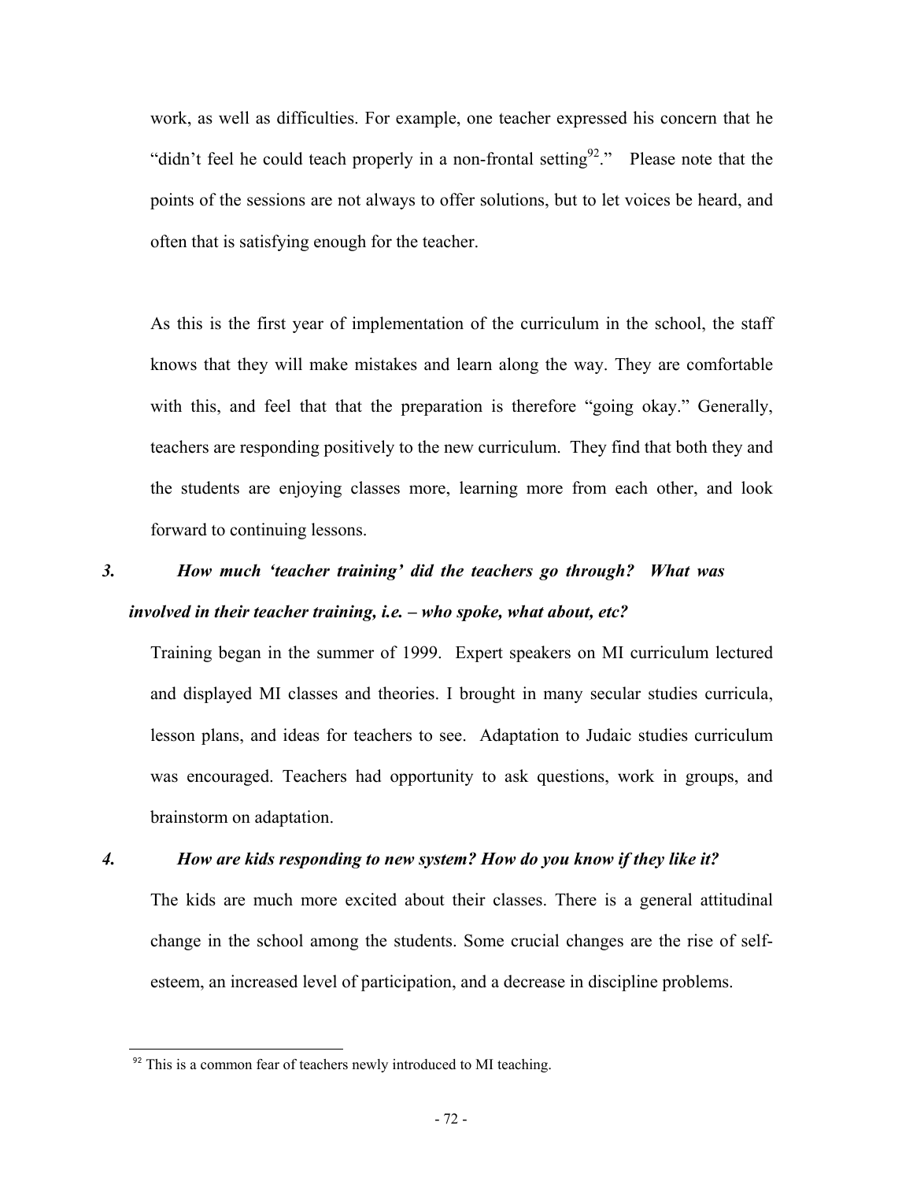work, as well as difficulties. For example, one teacher expressed his concern that he "didn't feel he could teach properly in a non-frontal setting[92]." Please note that the points of the sessions are not always to offer solutions, but to let voices be heard, and often that is satisfying enough for the teacher.

As this is the first year of implementation of the curriculum in the school, the staff knows that they will make mistakes and learn along the way. They are comfortable with this, and feel that that the preparation is therefore "going okay." Generally, teachers are responding positively to the new curriculum. They find that both they and the students are enjoying classes more, learning more from each other, and look forward to continuing lessons.

***3. How much 'teacher training' did the teachers go through? What was involved in their teacher training, i.e. – who spoke, what about, etc?***

Training began in the summer of 1999. Expert speakers on MI curriculum lectured and displayed MI classes and theories. I brought in many secular studies curricula, lesson plans, and ideas for teachers to see. Adaptation to Judaic studies curriculum was encouraged. Teachers had opportunity to ask questions, work in groups, and brainstorm on adaptation.

***4. How are kids responding to new system? How do you know if they like it?***

The kids are much more excited about their classes. There is a general attitudinal change in the school among the students. Some crucial changes are the rise of self-esteem, an increased level of participation, and a decrease in discipline problems.

---

[92] This is a common fear of teachers newly introduced to MI teaching.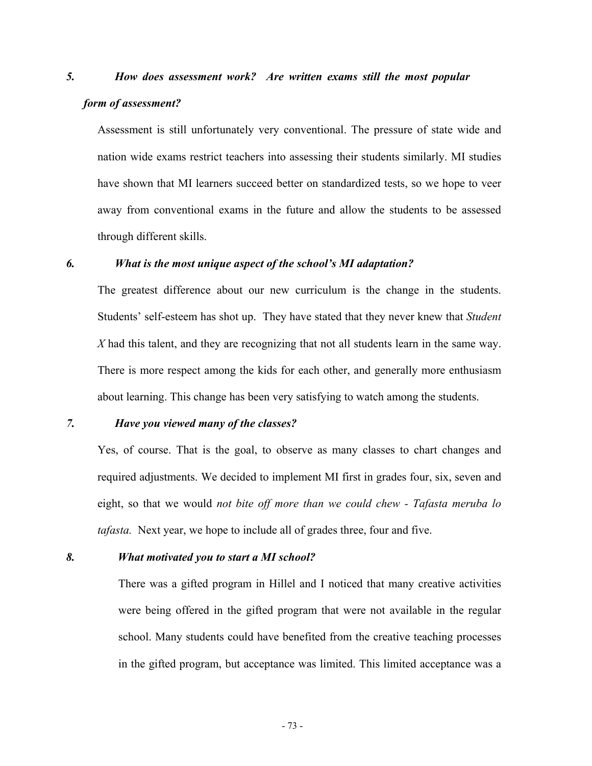*5. How does assessment work? Are written exams still the most popular form of assessment?*

Assessment is still unfortunately very conventional. The pressure of state wide and nation wide exams restrict teachers into assessing their students similarly. MI studies have shown that MI learners succeed better on standardized tests, so we hope to veer away from conventional exams in the future and allow the students to be assessed through different skills.

*6. What is the most unique aspect of the school's MI adaptation?*

The greatest difference about our new curriculum is the change in the students. Students' self-esteem has shot up. They have stated that they never knew that *Student X* had this talent, and they are recognizing that not all students learn in the same way. There is more respect among the kids for each other, and generally more enthusiasm about learning. This change has been very satisfying to watch among the students.

*7. Have you viewed many of the classes?*

Yes, of course. That is the goal, to observe as many classes to chart changes and required adjustments. We decided to implement MI first in grades four, six, seven and eight, so that we would *not bite off more than we could chew - Tafasta meruba lo tafasta.* Next year, we hope to include all of grades three, four and five.

*8. What motivated you to start a MI school?*

There was a gifted program in Hillel and I noticed that many creative activities were being offered in the gifted program that were not available in the regular school. Many students could have benefited from the creative teaching processes in the gifted program, but acceptance was limited. This limited acceptance was a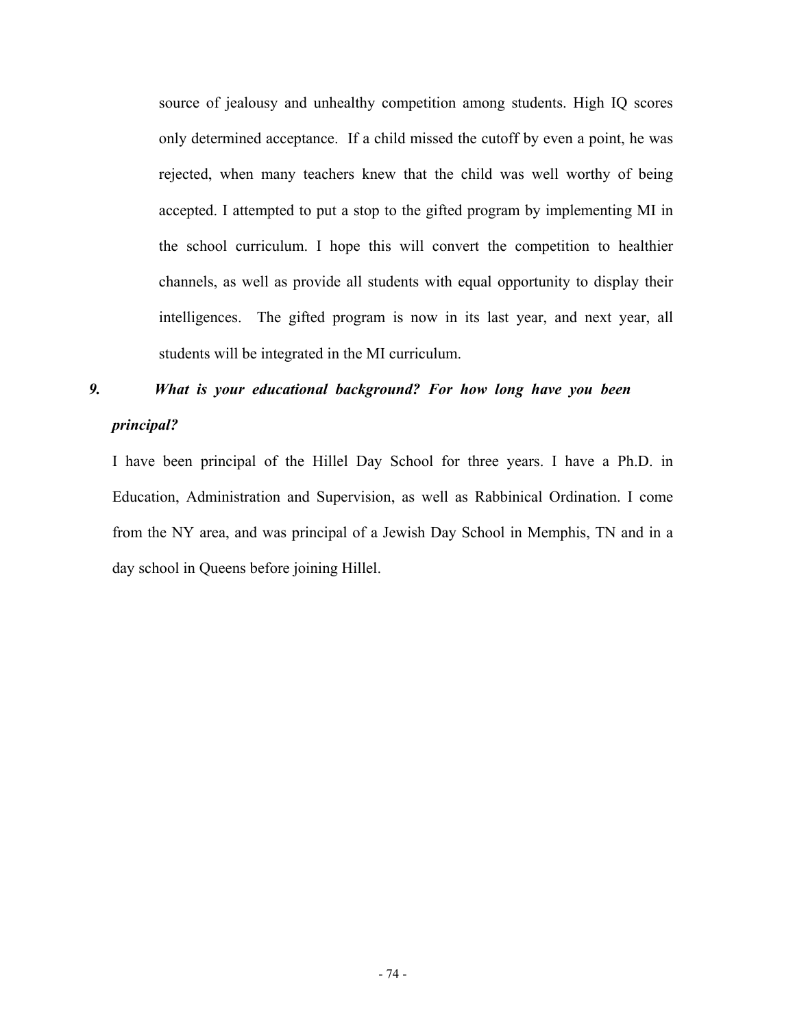source of jealousy and unhealthy competition among students. High IQ scores only determined acceptance. If a child missed the cutoff by even a point, he was rejected, when many teachers knew that the child was well worthy of being accepted. I attempted to put a stop to the gifted program by implementing MI in the school curriculum. I hope this will convert the competition to healthier channels, as well as provide all students with equal opportunity to display their intelligences. The gifted program is now in its last year, and next year, all students will be integrated in the MI curriculum.

***9. What is your educational background? For how long have you been principal?***

I have been principal of the Hillel Day School for three years. I have a Ph.D. in Education, Administration and Supervision, as well as Rabbinical Ordination. I come from the NY area, and was principal of a Jewish Day School in Memphis, TN and in a day school in Queens before joining Hillel.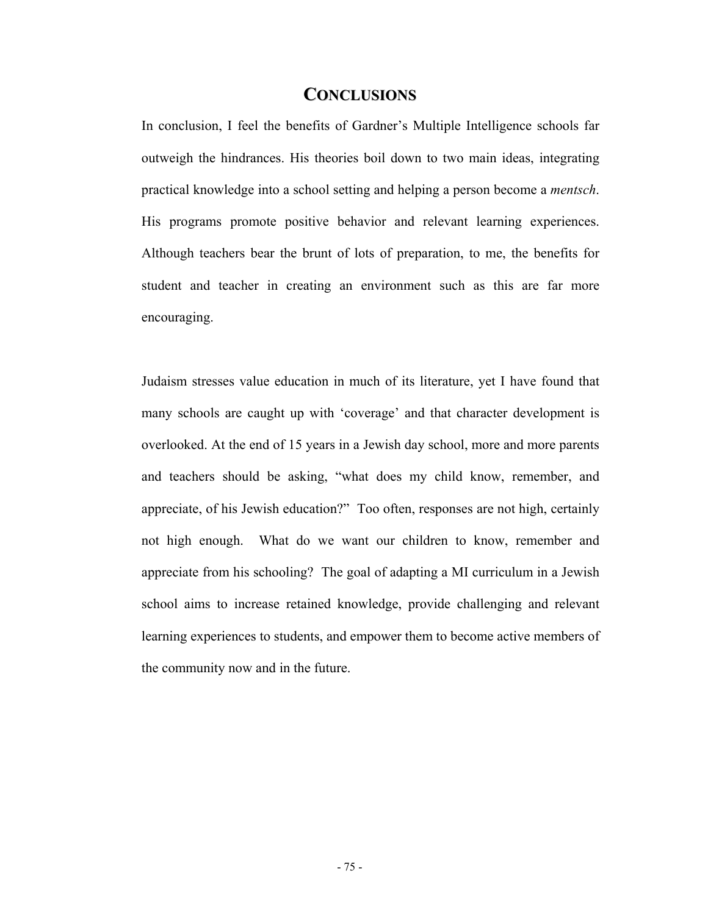# CONCLUSIONS

In conclusion, I feel the benefits of Gardner's Multiple Intelligence schools far outweigh the hindrances. His theories boil down to two main ideas, integrating practical knowledge into a school setting and helping a person become a *mentsch*. His programs promote positive behavior and relevant learning experiences. Although teachers bear the brunt of lots of preparation, to me, the benefits for student and teacher in creating an environment such as this are far more encouraging.

Judaism stresses value education in much of its literature, yet I have found that many schools are caught up with 'coverage' and that character development is overlooked. At the end of 15 years in a Jewish day school, more and more parents and teachers should be asking, "what does my child know, remember, and appreciate, of his Jewish education?" Too often, responses are not high, certainly not high enough. What do we want our children to know, remember and appreciate from his schooling? The goal of adapting a MI curriculum in a Jewish school aims to increase retained knowledge, provide challenging and relevant learning experiences to students, and empower them to become active members of the community now and in the future.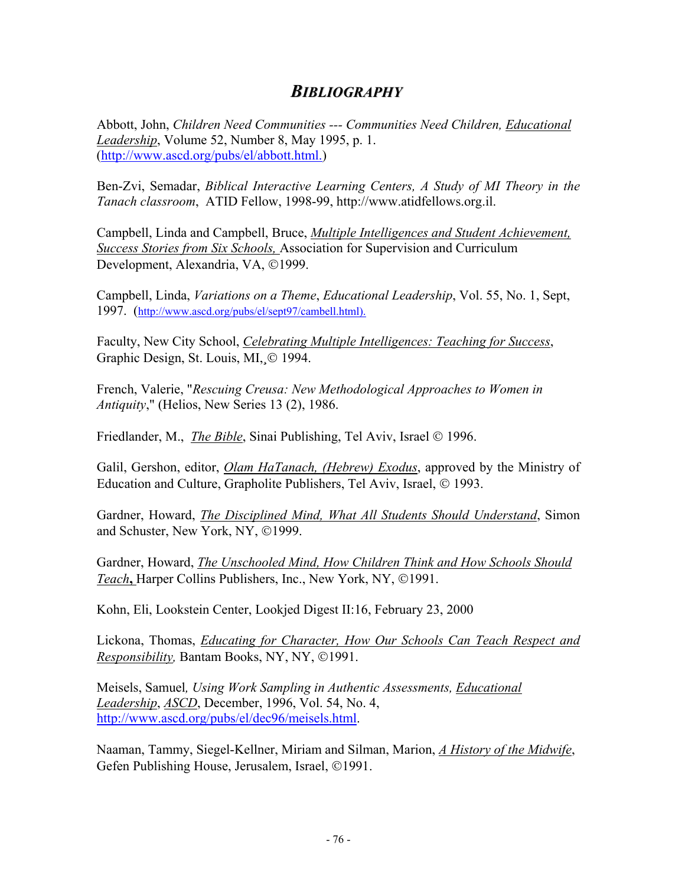## *BIBLIOGRAPHY*

Abbott, John, *Children Need Communities --- Communities Need Children,* Educational Leadership, Volume 52, Number 8, May 1995, p. 1. (http://www.ascd.org/pubs/el/abbott.html.)

Ben-Zvi, Semadar, *Biblical Interactive Learning Centers, A Study of MI Theory in the Tanach classroom*, ATID Fellow, 1998-99, http://www.atidfellows.org.il.

Campbell, Linda and Campbell, Bruce, *Multiple Intelligences and Student Achievement, Success Stories from Six Schools,* Association for Supervision and Curriculum Development, Alexandria, VA, ©1999.

Campbell, Linda, *Variations on a Theme*, *Educational Leadership*, Vol. 55, No. 1, Sept, 1997. (http://www.ascd.org/pubs/el/sept97/cambell.html).

Faculty, New City School, Celebrating Multiple Intelligences: Teaching for Success, Graphic Design, St. Louis, MI,¸© 1994.

French, Valerie, "*Rescuing Creusa: New Methodological Approaches to Women in Antiquity*," (Helios, New Series 13 (2), 1986.

Friedlander, M., The Bible, Sinai Publishing, Tel Aviv, Israel © 1996.

Galil, Gershon, editor, Olam HaTanach, (Hebrew) Exodus, approved by the Ministry of Education and Culture, Grapholite Publishers, Tel Aviv, Israel, © 1993.

Gardner, Howard, The Disciplined Mind, What All Students Should Understand, Simon and Schuster, New York, NY, ©1999.

Gardner, Howard, *The Unschooled Mind, How Children Think and How Schools Should Teach*, Harper Collins Publishers, Inc., New York, NY, ©1991.

Kohn, Eli, Lookstein Center, Lookjed Digest II:16, February 23, 2000

Lickona, Thomas, *Educating for Character, How Our Schools Can Teach Respect and Responsibility,* Bantam Books, NY, NY, ©1991.

Meisels, Samuel*, Using Work Sampling in Authentic Assessments,* Educational Leadership, ASCD, December, 1996, Vol. 54, No. 4, http://www.ascd.org/pubs/el/dec96/meisels.html.

Naaman, Tammy, Siegel-Kellner, Miriam and Silman, Marion, *A History of the Midwife*, Gefen Publishing House, Jerusalem, Israel, ©1991.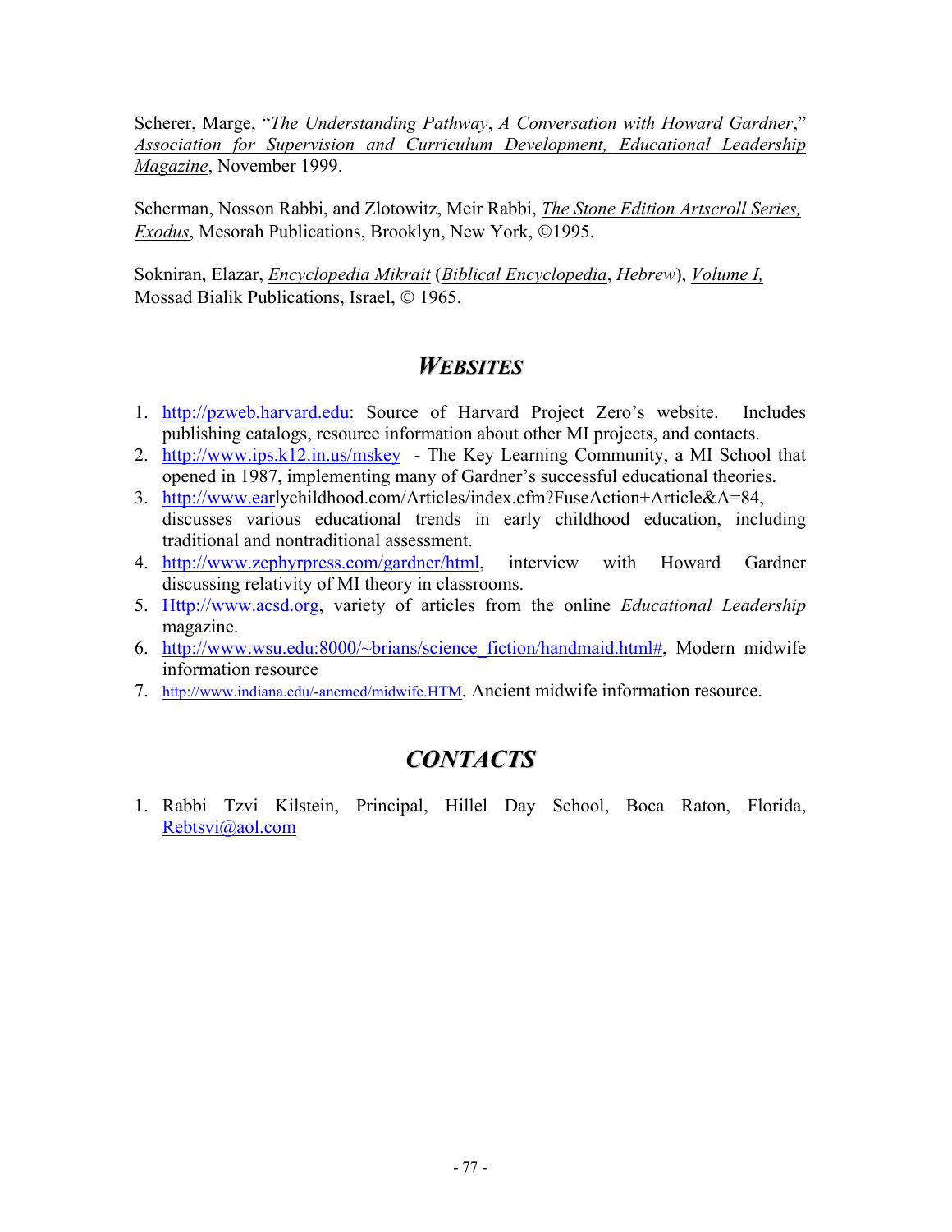Scherer, Marge, "*The Understanding Pathway*, *A Conversation with Howard Gardner*," Association for Supervision and Curriculum Development, Educational Leadership Magazine, November 1999.

Scherman, Nosson Rabbi, and Zlotowitz, Meir Rabbi, The Stone Edition Artscroll Series, Exodus, Mesorah Publications, Brooklyn, New York, ©1995.

Sokniran, Elazar, Encyclopedia Mikrait (Biblical Encyclopedia, *Hebrew*), Volume I, Mossad Bialik Publications, Israel, © 1965.

## *WEBSITES*

1. http://pzweb.harvard.edu: Source of Harvard Project Zero's website. Includes publishing catalogs, resource information about other MI projects, and contacts.
2. http://www.ips.k12.in.us/mskey - The Key Learning Community, a MI School that opened in 1987, implementing many of Gardner's successful educational theories.
3. http://www.earlychildhood.com/Articles/index.cfm?FuseAction+Article&A=84, discusses various educational trends in early childhood education, including traditional and nontraditional assessment.
4. http://www.zephyrpress.com/gardner/html, interview with Howard Gardner discussing relativity of MI theory in classrooms.
5. Http://www.acsd.org, variety of articles from the online *Educational Leadership* magazine.
6. http://www.wsu.edu:8000/~brians/science_fiction/handmaid.html#, Modern midwife information resource
7. http://www.indiana.edu/-ancmed/midwife.HTM. Ancient midwife information resource.

## *CONTACTS*

1. Rabbi Tzvi Kilstein, Principal, Hillel Day School, Boca Raton, Florida, Rebtsvi@aol.com